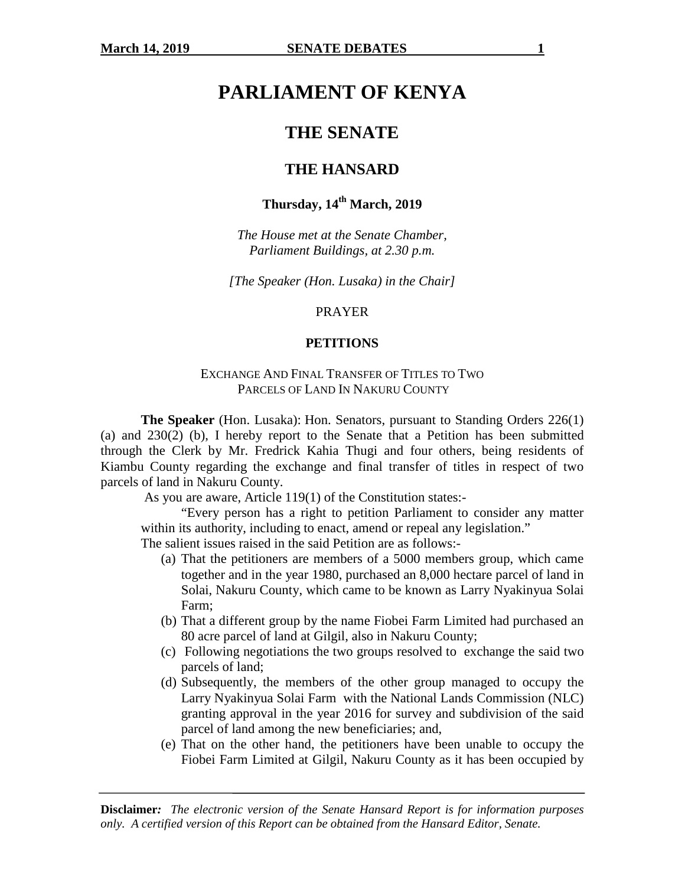# PARLIAMENT OF KENYA

## THE SENATE

## THE HANSARD

### Thursday, 14th March, 2019

*The House met at the Senate Chamber, Parliament Buildings, at 2.30 p.m.*

*[The Speaker (Hon. Lusaka) in the Chair]*

PRAYER

**PETITIONS**

EXCHANGE AND FINAL TRANSFER OF TITLES TO TWO PARCELS OF LAND IN NAKURU COUNTY

**The Speaker** (Hon. Lusaka): Hon. Senators, pursuant to Standing Orders 226(1) (a) and 230(2) (b), I hereby report to the Senate that a Petition has been submitted through the Clerk by Mr. Fredrick Kahia Thugi and four others, being residents of Kiambu County regarding the exchange and final transfer of titles in respect of two parcels of land in Nakuru County.

As you are aware, Article 119(1) of the Constitution states:-

> "Every person has a right to petition Parliament to consider any matter within its authority, including to enact, amend or repeal any legislation."

The salient issues raised in the said Petition are as follows:-

(a) That the petitioners are members of a 5000 members group, which came together and in the year 1980, purchased an 8,000 hectare parcel of land in Solai, Nakuru County, which came to be known as Larry Nyakinyua Solai Farm;

(b) That a different group by the name Fiobei Farm Limited had purchased an 80 acre parcel of land at Gilgil, also in Nakuru County;

(c) Following negotiations the two groups resolved to exchange the said two parcels of land;

(d) Subsequently, the members of the other group managed to occupy the Larry Nyakinyua Solai Farm with the National Lands Commission (NLC) granting approval in the year 2016 for survey and subdivision of the said parcel of land among the new beneficiaries; and,

(e) That on the other hand, the petitioners have been unable to occupy the Fiobei Farm Limited at Gilgil, Nakuru County as it has been occupied by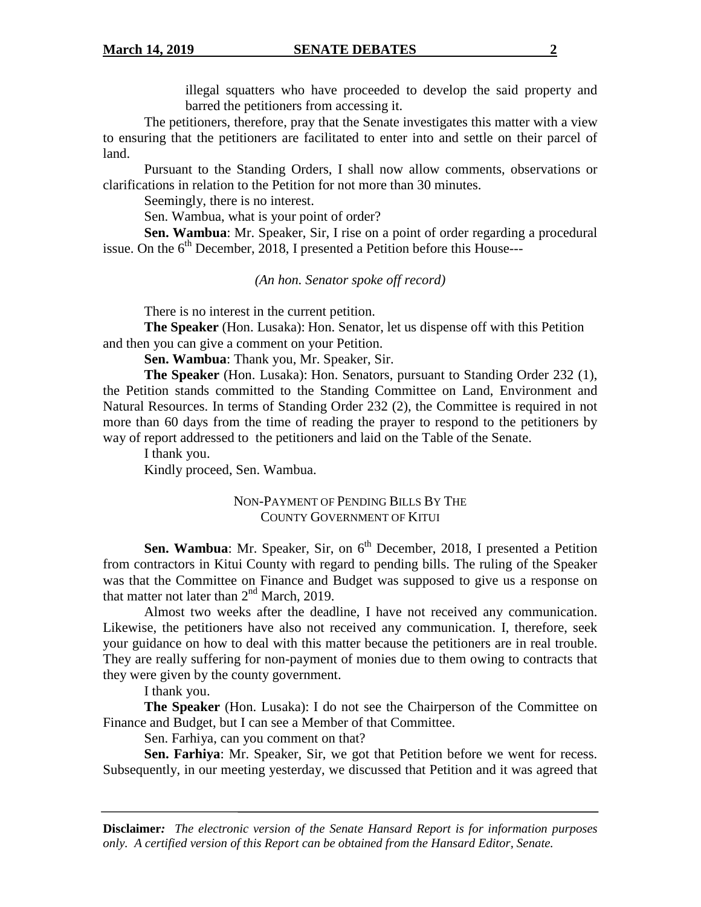illegal squatters who have proceeded to develop the said property and barred the petitioners from accessing it.

The petitioners, therefore, pray that the Senate investigates this matter with a view to ensuring that the petitioners are facilitated to enter into and settle on their parcel of land.

Pursuant to the Standing Orders, I shall now allow comments, observations or clarifications in relation to the Petition for not more than 30 minutes.

Seemingly, there is no interest.

Sen. Wambua, what is your point of order?

**Sen. Wambua**: Mr. Speaker, Sir, I rise on a point of order regarding a procedural issue. On the 6th December, 2018, I presented a Petition before this House---

*(An hon. Senator spoke off record)*

There is no interest in the current petition.

**The Speaker** (Hon. Lusaka): Hon. Senator, let us dispense off with this Petition and then you can give a comment on your Petition.

**Sen. Wambua**: Thank you, Mr. Speaker, Sir.

**The Speaker** (Hon. Lusaka): Hon. Senators, pursuant to Standing Order 232 (1), the Petition stands committed to the Standing Committee on Land, Environment and Natural Resources. In terms of Standing Order 232 (2), the Committee is required in not more than 60 days from the time of reading the prayer to respond to the petitioners by way of report addressed to the petitioners and laid on the Table of the Senate.

I thank you.

Kindly proceed, Sen. Wambua.

## NON-PAYMENT OF PENDING BILLS BY THE COUNTY GOVERNMENT OF KITUI

**Sen. Wambua**: Mr. Speaker, Sir, on 6th December, 2018, I presented a Petition from contractors in Kitui County with regard to pending bills. The ruling of the Speaker was that the Committee on Finance and Budget was supposed to give us a response on that matter not later than 2nd March, 2019.

Almost two weeks after the deadline, I have not received any communication. Likewise, the petitioners have also not received any communication. I, therefore, seek your guidance on how to deal with this matter because the petitioners are in real trouble. They are really suffering for non-payment of monies due to them owing to contracts that they were given by the county government.

I thank you.

**The Speaker** (Hon. Lusaka): I do not see the Chairperson of the Committee on Finance and Budget, but I can see a Member of that Committee.

Sen. Farhiya, can you comment on that?

**Sen. Farhiya**: Mr. Speaker, Sir, we got that Petition before we went for recess. Subsequently, in our meeting yesterday, we discussed that Petition and it was agreed that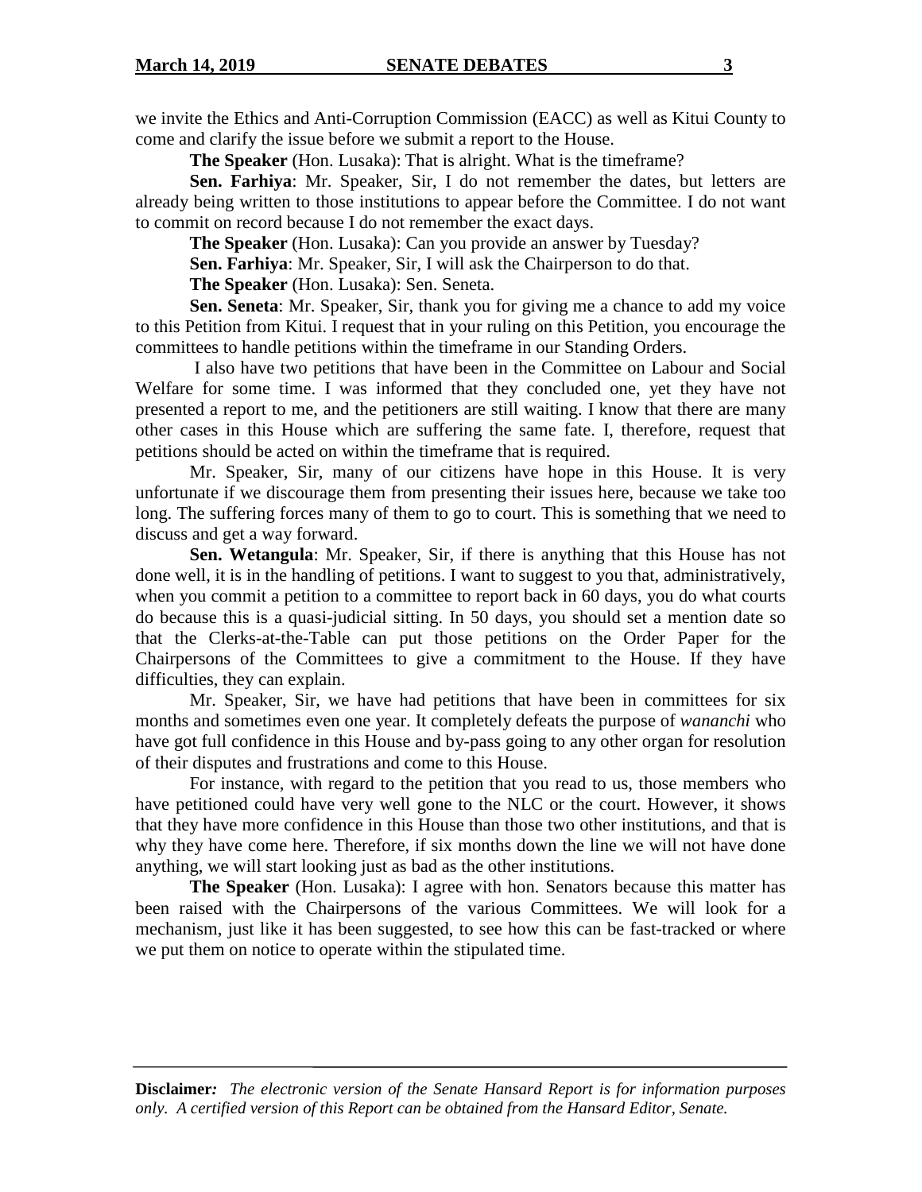we invite the Ethics and Anti-Corruption Commission (EACC) as well as Kitui County to come and clarify the issue before we submit a report to the House.

**The Speaker** (Hon. Lusaka): That is alright. What is the timeframe?

**Sen. Farhiya**: Mr. Speaker, Sir, I do not remember the dates, but letters are already being written to those institutions to appear before the Committee. I do not want to commit on record because I do not remember the exact days.

**The Speaker** (Hon. Lusaka): Can you provide an answer by Tuesday?

**Sen. Farhiya**: Mr. Speaker, Sir, I will ask the Chairperson to do that.

**The Speaker** (Hon. Lusaka): Sen. Seneta.

**Sen. Seneta**: Mr. Speaker, Sir, thank you for giving me a chance to add my voice to this Petition from Kitui. I request that in your ruling on this Petition, you encourage the committees to handle petitions within the timeframe in our Standing Orders.

I also have two petitions that have been in the Committee on Labour and Social Welfare for some time. I was informed that they concluded one, yet they have not presented a report to me, and the petitioners are still waiting. I know that there are many other cases in this House which are suffering the same fate. I, therefore, request that petitions should be acted on within the timeframe that is required.

Mr. Speaker, Sir, many of our citizens have hope in this House. It is very unfortunate if we discourage them from presenting their issues here, because we take too long. The suffering forces many of them to go to court. This is something that we need to discuss and get a way forward.

**Sen. Wetangula**: Mr. Speaker, Sir, if there is anything that this House has not done well, it is in the handling of petitions. I want to suggest to you that, administratively, when you commit a petition to a committee to report back in 60 days, you do what courts do because this is a quasi-judicial sitting. In 50 days, you should set a mention date so that the Clerks-at-the-Table can put those petitions on the Order Paper for the Chairpersons of the Committees to give a commitment to the House. If they have difficulties, they can explain.

Mr. Speaker, Sir, we have had petitions that have been in committees for six months and sometimes even one year. It completely defeats the purpose of *wananchi* who have got full confidence in this House and by-pass going to any other organ for resolution of their disputes and frustrations and come to this House.

For instance, with regard to the petition that you read to us, those members who have petitioned could have very well gone to the NLC or the court. However, it shows that they have more confidence in this House than those two other institutions, and that is why they have come here. Therefore, if six months down the line we will not have done anything, we will start looking just as bad as the other institutions.

**The Speaker** (Hon. Lusaka): I agree with hon. Senators because this matter has been raised with the Chairpersons of the various Committees. We will look for a mechanism, just like it has been suggested, to see how this can be fast-tracked or where we put them on notice to operate within the stipulated time.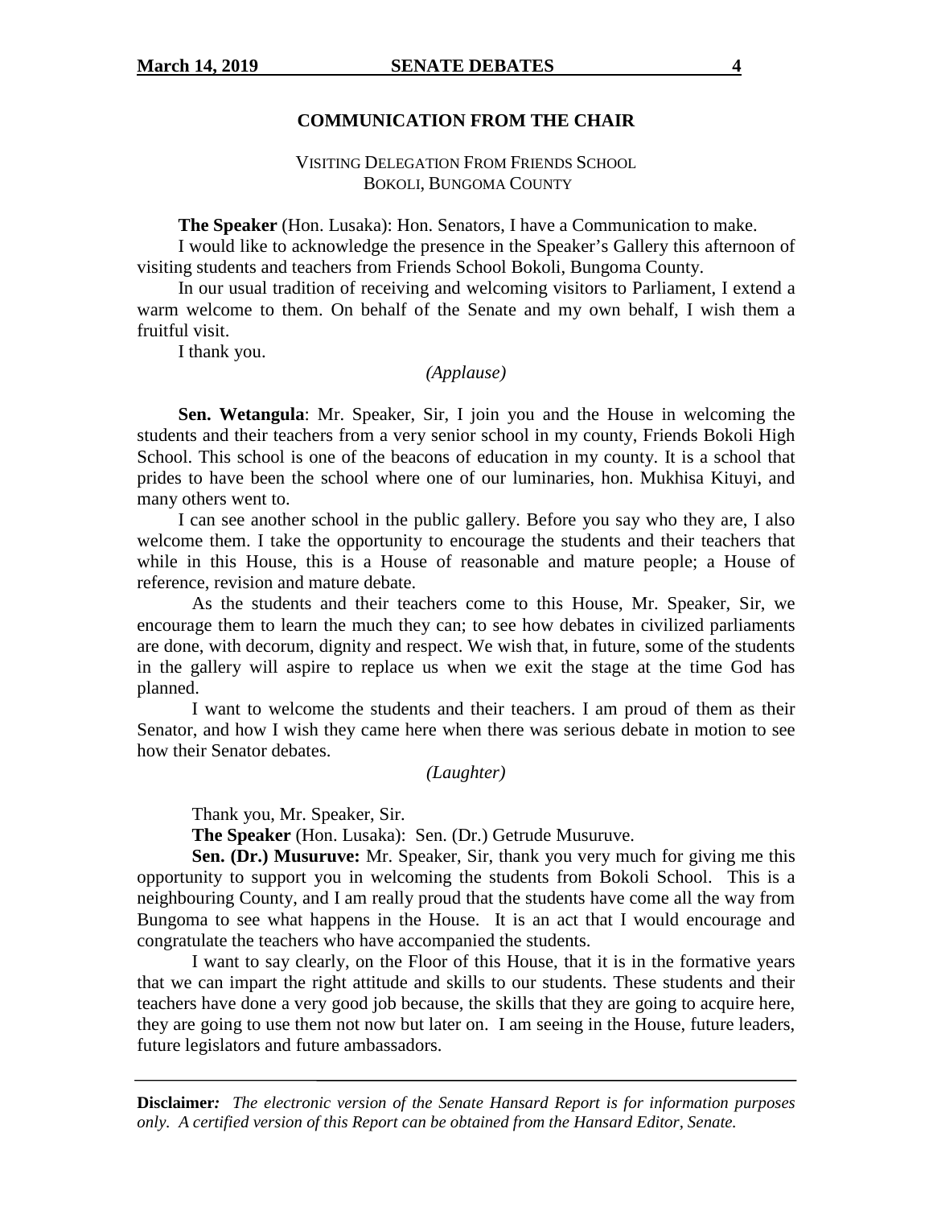## COMMUNICATION FROM THE CHAIR

### VISITING DELEGATION FROM FRIENDS SCHOOL BOKOLI, BUNGOMA COUNTY

**The Speaker** (Hon. Lusaka): Hon. Senators, I have a Communication to make.

I would like to acknowledge the presence in the Speaker's Gallery this afternoon of visiting students and teachers from Friends School Bokoli, Bungoma County.

In our usual tradition of receiving and welcoming visitors to Parliament, I extend a warm welcome to them. On behalf of the Senate and my own behalf, I wish them a fruitful visit.

I thank you.

*(Applause)*

**Sen. Wetangula**: Mr. Speaker, Sir, I join you and the House in welcoming the students and their teachers from a very senior school in my county, Friends Bokoli High School. This school is one of the beacons of education in my county. It is a school that prides to have been the school where one of our luminaries, hon. Mukhisa Kituyi, and many others went to.

I can see another school in the public gallery. Before you say who they are, I also welcome them. I take the opportunity to encourage the students and their teachers that while in this House, this is a House of reasonable and mature people; a House of reference, revision and mature debate.

As the students and their teachers come to this House, Mr. Speaker, Sir, we encourage them to learn the much they can; to see how debates in civilized parliaments are done, with decorum, dignity and respect. We wish that, in future, some of the students in the gallery will aspire to replace us when we exit the stage at the time God has planned.

I want to welcome the students and their teachers. I am proud of them as their Senator, and how I wish they came here when there was serious debate in motion to see how their Senator debates.

*(Laughter)*

Thank you, Mr. Speaker, Sir.

**The Speaker** (Hon. Lusaka): Sen. (Dr.) Getrude Musuruve.

**Sen. (Dr.) Musuruve:** Mr. Speaker, Sir, thank you very much for giving me this opportunity to support you in welcoming the students from Bokoli School. This is a neighbouring County, and I am really proud that the students have come all the way from Bungoma to see what happens in the House. It is an act that I would encourage and congratulate the teachers who have accompanied the students.

I want to say clearly, on the Floor of this House, that it is in the formative years that we can impart the right attitude and skills to our students. These students and their teachers have done a very good job because, the skills that they are going to acquire here, they are going to use them not now but later on. I am seeing in the House, future leaders, future legislators and future ambassadors.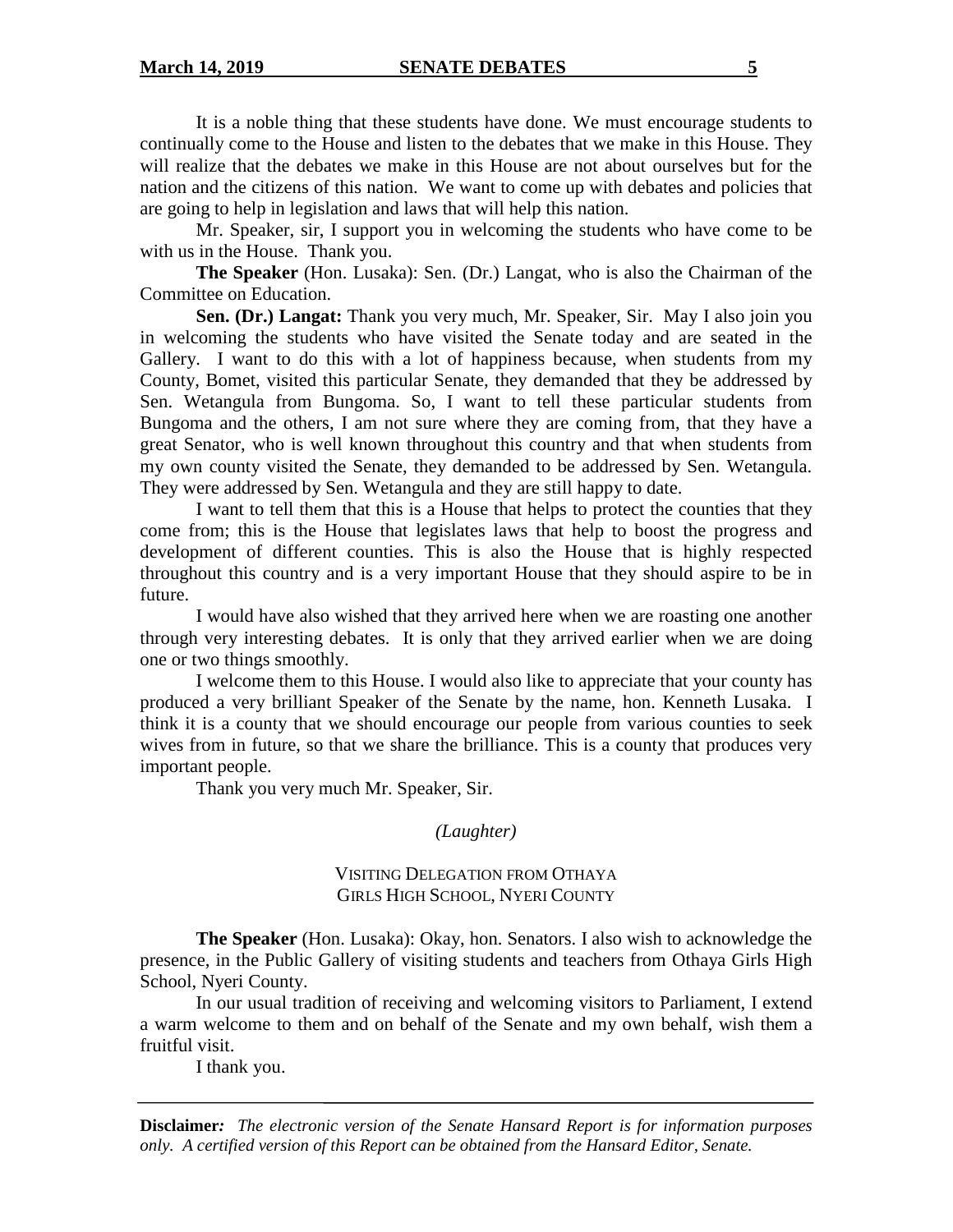It is a noble thing that these students have done. We must encourage students to continually come to the House and listen to the debates that we make in this House. They will realize that the debates we make in this House are not about ourselves but for the nation and the citizens of this nation. We want to come up with debates and policies that are going to help in legislation and laws that will help this nation.

Mr. Speaker, sir, I support you in welcoming the students who have come to be with us in the House. Thank you.

**The Speaker** (Hon. Lusaka): Sen. (Dr.) Langat, who is also the Chairman of the Committee on Education.

**Sen. (Dr.) Langat:** Thank you very much, Mr. Speaker, Sir. May I also join you in welcoming the students who have visited the Senate today and are seated in the Gallery. I want to do this with a lot of happiness because, when students from my County, Bomet, visited this particular Senate, they demanded that they be addressed by Sen. Wetangula from Bungoma. So, I want to tell these particular students from Bungoma and the others, I am not sure where they are coming from, that they have a great Senator, who is well known throughout this country and that when students from my own county visited the Senate, they demanded to be addressed by Sen. Wetangula. They were addressed by Sen. Wetangula and they are still happy to date.

I want to tell them that this is a House that helps to protect the counties that they come from; this is the House that legislates laws that help to boost the progress and development of different counties. This is also the House that is highly respected throughout this country and is a very important House that they should aspire to be in future.

I would have also wished that they arrived here when we are roasting one another through very interesting debates. It is only that they arrived earlier when we are doing one or two things smoothly.

I welcome them to this House. I would also like to appreciate that your county has produced a very brilliant Speaker of the Senate by the name, hon. Kenneth Lusaka. I think it is a county that we should encourage our people from various counties to seek wives from in future, so that we share the brilliance. This is a county that produces very important people.

Thank you very much Mr. Speaker, Sir.

*(Laughter)*

VISITING DELEGATION FROM OTHAYA GIRLS HIGH SCHOOL, NYERI COUNTY

**The Speaker** (Hon. Lusaka): Okay, hon. Senators. I also wish to acknowledge the presence, in the Public Gallery of visiting students and teachers from Othaya Girls High School, Nyeri County.

In our usual tradition of receiving and welcoming visitors to Parliament, I extend a warm welcome to them and on behalf of the Senate and my own behalf, wish them a fruitful visit.

I thank you.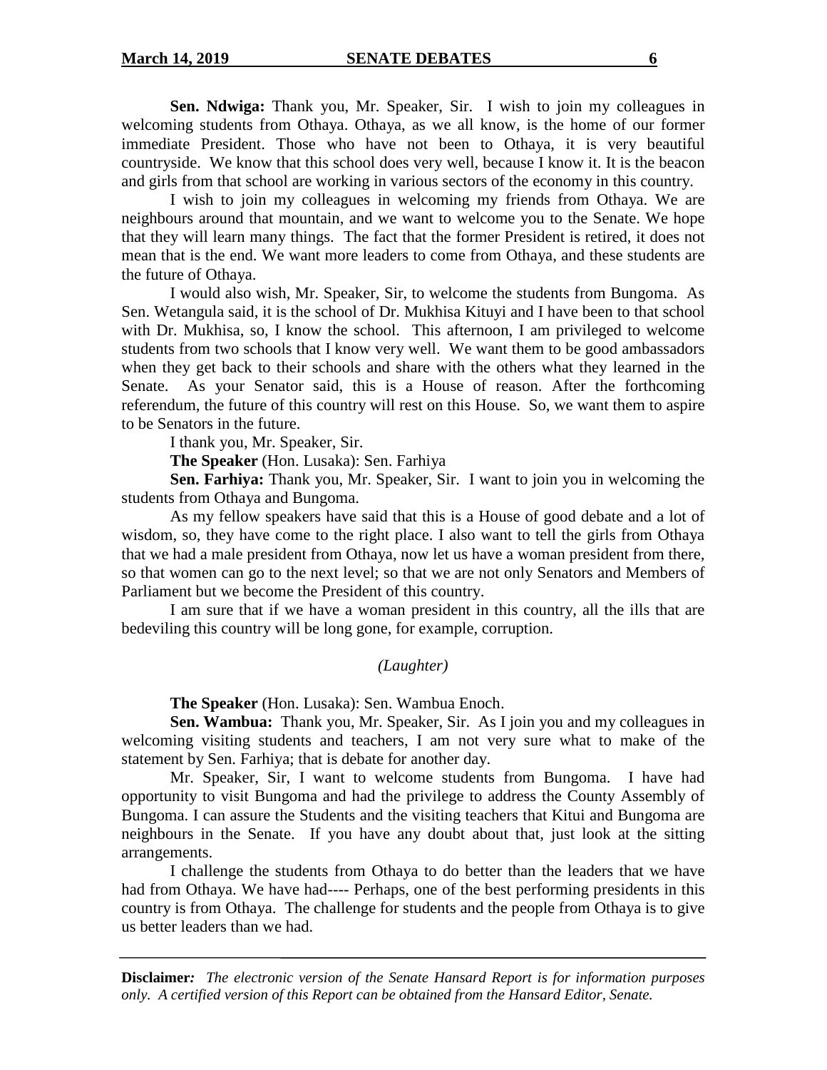**Sen. Ndwiga:** Thank you, Mr. Speaker, Sir. I wish to join my colleagues in welcoming students from Othaya. Othaya, as we all know, is the home of our former immediate President. Those who have not been to Othaya, it is very beautiful countryside. We know that this school does very well, because I know it. It is the beacon and girls from that school are working in various sectors of the economy in this country.

I wish to join my colleagues in welcoming my friends from Othaya. We are neighbours around that mountain, and we want to welcome you to the Senate. We hope that they will learn many things. The fact that the former President is retired, it does not mean that is the end. We want more leaders to come from Othaya, and these students are the future of Othaya.

I would also wish, Mr. Speaker, Sir, to welcome the students from Bungoma. As Sen. Wetangula said, it is the school of Dr. Mukhisa Kituyi and I have been to that school with Dr. Mukhisa, so, I know the school. This afternoon, I am privileged to welcome students from two schools that I know very well. We want them to be good ambassadors when they get back to their schools and share with the others what they learned in the Senate. As your Senator said, this is a House of reason. After the forthcoming referendum, the future of this country will rest on this House. So, we want them to aspire to be Senators in the future.

I thank you, Mr. Speaker, Sir.

**The Speaker** (Hon. Lusaka): Sen. Farhiya

**Sen. Farhiya:** Thank you, Mr. Speaker, Sir. I want to join you in welcoming the students from Othaya and Bungoma.

As my fellow speakers have said that this is a House of good debate and a lot of wisdom, so, they have come to the right place. I also want to tell the girls from Othaya that we had a male president from Othaya, now let us have a woman president from there, so that women can go to the next level; so that we are not only Senators and Members of Parliament but we become the President of this country.

I am sure that if we have a woman president in this country, all the ills that are bedeviling this country will be long gone, for example, corruption.

*(Laughter)*

**The Speaker** (Hon. Lusaka): Sen. Wambua Enoch.

**Sen. Wambua:** Thank you, Mr. Speaker, Sir. As I join you and my colleagues in welcoming visiting students and teachers, I am not very sure what to make of the statement by Sen. Farhiya; that is debate for another day.

Mr. Speaker, Sir, I want to welcome students from Bungoma. I have had opportunity to visit Bungoma and had the privilege to address the County Assembly of Bungoma. I can assure the Students and the visiting teachers that Kitui and Bungoma are neighbours in the Senate. If you have any doubt about that, just look at the sitting arrangements.

I challenge the students from Othaya to do better than the leaders that we have had from Othaya. We have had---- Perhaps, one of the best performing presidents in this country is from Othaya. The challenge for students and the people from Othaya is to give us better leaders than we had.

**Disclaimer***:* *The electronic version of the Senate Hansard Report is for information purposes only. A certified version of this Report can be obtained from the Hansard Editor, Senate.*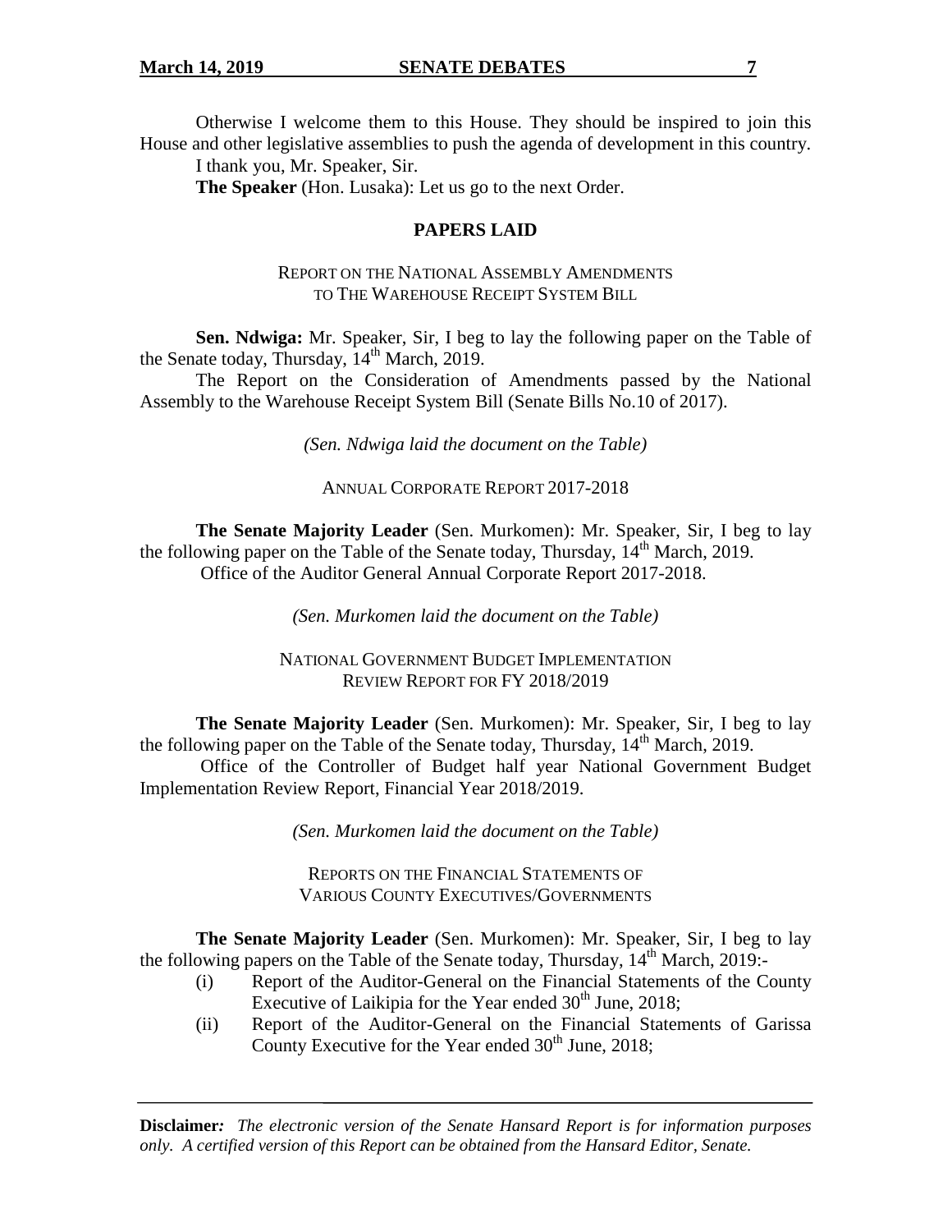Otherwise I welcome them to this House. They should be inspired to join this House and other legislative assemblies to push the agenda of development in this country.

I thank you, Mr. Speaker, Sir.

**The Speaker** (Hon. Lusaka): Let us go to the next Order.

## PAPERS LAID

### REPORT ON THE NATIONAL ASSEMBLY AMENDMENTS TO THE WAREHOUSE RECEIPT SYSTEM BILL

**Sen. Ndwiga:** Mr. Speaker, Sir, I beg to lay the following paper on the Table of the Senate today, Thursday, 14th March, 2019.

The Report on the Consideration of Amendments passed by the National Assembly to the Warehouse Receipt System Bill (Senate Bills No.10 of 2017).

*(Sen. Ndwiga laid the document on the Table)*

### ANNUAL CORPORATE REPORT 2017-2018

**The Senate Majority Leader** (Sen. Murkomen): Mr. Speaker, Sir, I beg to lay the following paper on the Table of the Senate today, Thursday, 14th March, 2019.

Office of the Auditor General Annual Corporate Report 2017-2018.

*(Sen. Murkomen laid the document on the Table)*

### NATIONAL GOVERNMENT BUDGET IMPLEMENTATION REVIEW REPORT FOR FY 2018/2019

**The Senate Majority Leader** (Sen. Murkomen): Mr. Speaker, Sir, I beg to lay the following paper on the Table of the Senate today, Thursday, 14th March, 2019.

Office of the Controller of Budget half year National Government Budget Implementation Review Report, Financial Year 2018/2019.

*(Sen. Murkomen laid the document on the Table)*

### REPORTS ON THE FINANCIAL STATEMENTS OF VARIOUS COUNTY EXECUTIVES/GOVERNMENTS

**The Senate Majority Leader** (Sen. Murkomen): Mr. Speaker, Sir, I beg to lay the following papers on the Table of the Senate today, Thursday, 14th March, 2019:-

(i) Report of the Auditor-General on the Financial Statements of the County Executive of Laikipia for the Year ended 30th June, 2018;

(ii) Report of the Auditor-General on the Financial Statements of Garissa County Executive for the Year ended 30th June, 2018;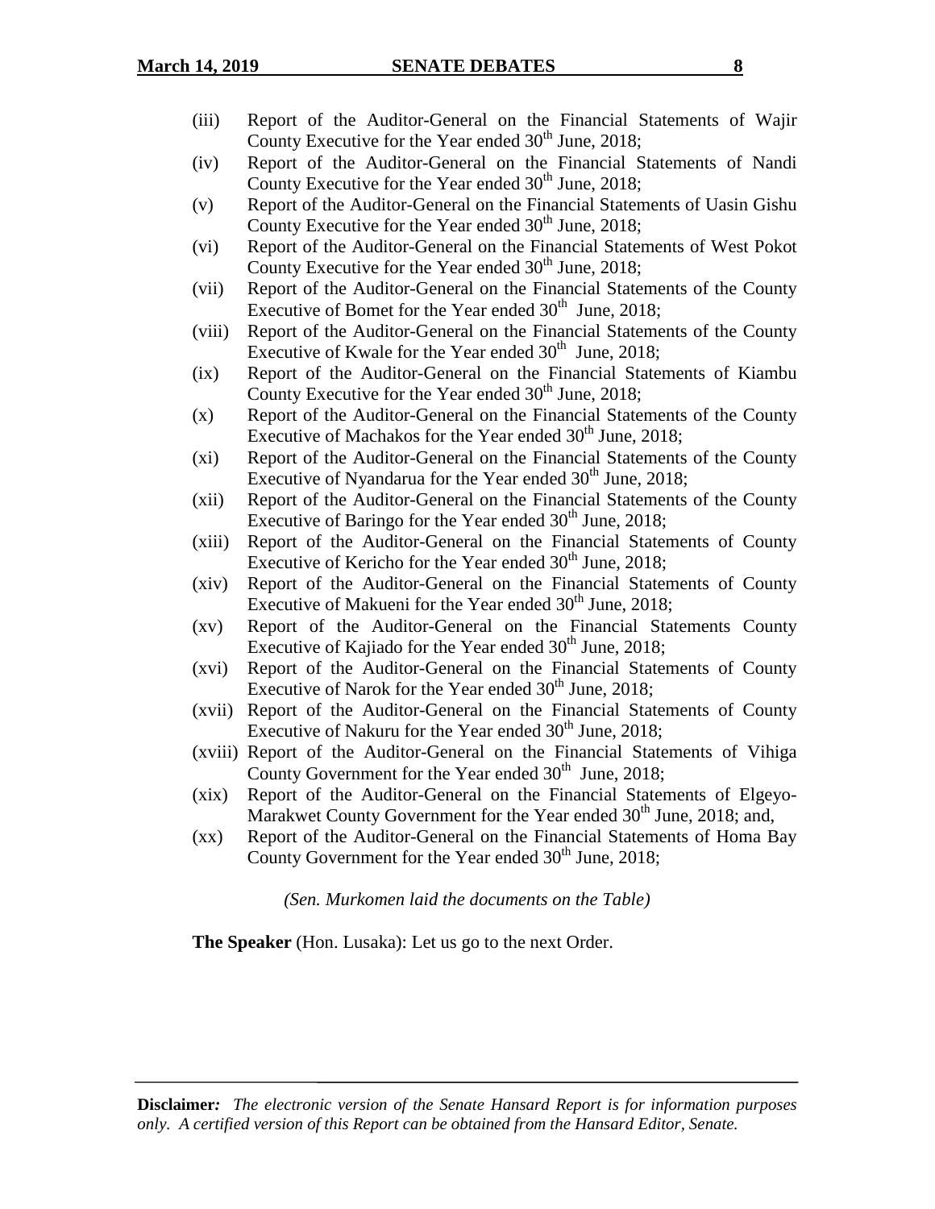(iii) Report of the Auditor-General on the Financial Statements of Wajir County Executive for the Year ended 30th June, 2018;

(iv) Report of the Auditor-General on the Financial Statements of Nandi County Executive for the Year ended 30th June, 2018;

(v) Report of the Auditor-General on the Financial Statements of Uasin Gishu County Executive for the Year ended 30th June, 2018;

(vi) Report of the Auditor-General on the Financial Statements of West Pokot County Executive for the Year ended 30th June, 2018;

(vii) Report of the Auditor-General on the Financial Statements of the County Executive of Bomet for the Year ended 30th June, 2018;

(viii) Report of the Auditor-General on the Financial Statements of the County Executive of Kwale for the Year ended 30th June, 2018;

(ix) Report of the Auditor-General on the Financial Statements of Kiambu County Executive for the Year ended 30th June, 2018;

(x) Report of the Auditor-General on the Financial Statements of the County Executive of Machakos for the Year ended 30th June, 2018;

(xi) Report of the Auditor-General on the Financial Statements of the County Executive of Nyandarua for the Year ended 30th June, 2018;

(xii) Report of the Auditor-General on the Financial Statements of the County Executive of Baringo for the Year ended 30th June, 2018;

(xiii) Report of the Auditor-General on the Financial Statements of County Executive of Kericho for the Year ended 30th June, 2018;

(xiv) Report of the Auditor-General on the Financial Statements of County Executive of Makueni for the Year ended 30th June, 2018;

(xv) Report of the Auditor-General on the Financial Statements County Executive of Kajiado for the Year ended 30th June, 2018;

(xvi) Report of the Auditor-General on the Financial Statements of County Executive of Narok for the Year ended 30th June, 2018;

(xvii) Report of the Auditor-General on the Financial Statements of County Executive of Nakuru for the Year ended 30th June, 2018;

(xviii) Report of the Auditor-General on the Financial Statements of Vihiga County Government for the Year ended 30th June, 2018;

(xix) Report of the Auditor-General on the Financial Statements of Elgeyo-Marakwet County Government for the Year ended 30th June, 2018; and,

(xx) Report of the Auditor-General on the Financial Statements of Homa Bay County Government for the Year ended 30th June, 2018;

*(Sen. Murkomen laid the documents on the Table)*

**The Speaker** (Hon. Lusaka): Let us go to the next Order.

**Disclaimer***:* *The electronic version of the Senate Hansard Report is for information purposes only. A certified version of this Report can be obtained from the Hansard Editor, Senate.*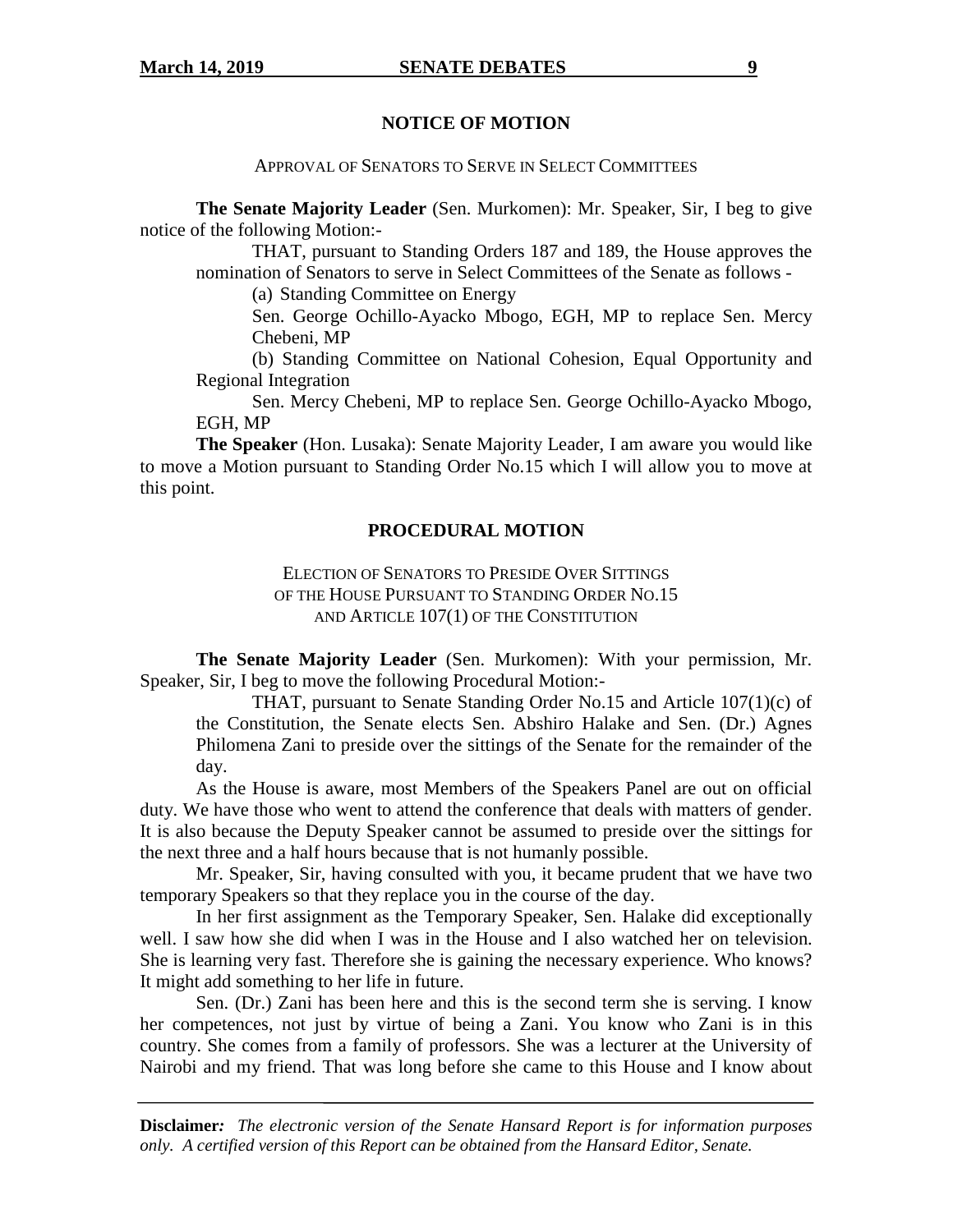## NOTICE OF MOTION

APPROVAL OF SENATORS TO SERVE IN SELECT COMMITTEES

**The Senate Majority Leader** (Sen. Murkomen): Mr. Speaker, Sir, I beg to give notice of the following Motion:-

> THAT, pursuant to Standing Orders 187 and 189, the House approves the nomination of Senators to serve in Select Committees of the Senate as follows -
>
> (a) Standing Committee on Energy
>
> Sen. George Ochillo-Ayacko Mbogo, EGH, MP to replace Sen. Mercy Chebeni, MP
>
> (b) Standing Committee on National Cohesion, Equal Opportunity and Regional Integration
>
> Sen. Mercy Chebeni, MP to replace Sen. George Ochillo-Ayacko Mbogo, EGH, MP

**The Speaker** (Hon. Lusaka): Senate Majority Leader, I am aware you would like to move a Motion pursuant to Standing Order No.15 which I will allow you to move at this point.

## PROCEDURAL MOTION

ELECTION OF SENATORS TO PRESIDE OVER SITTINGS OF THE HOUSE PURSUANT TO STANDING ORDER NO.15 AND ARTICLE 107(1) OF THE CONSTITUTION

**The Senate Majority Leader** (Sen. Murkomen): With your permission, Mr. Speaker, Sir, I beg to move the following Procedural Motion:-

> THAT, pursuant to Senate Standing Order No.15 and Article 107(1)(c) of the Constitution, the Senate elects Sen. Abshiro Halake and Sen. (Dr.) Agnes Philomena Zani to preside over the sittings of the Senate for the remainder of the day.

As the House is aware, most Members of the Speakers Panel are out on official duty. We have those who went to attend the conference that deals with matters of gender. It is also because the Deputy Speaker cannot be assumed to preside over the sittings for the next three and a half hours because that is not humanly possible.

Mr. Speaker, Sir, having consulted with you, it became prudent that we have two temporary Speakers so that they replace you in the course of the day.

In her first assignment as the Temporary Speaker, Sen. Halake did exceptionally well. I saw how she did when I was in the House and I also watched her on television. She is learning very fast. Therefore she is gaining the necessary experience. Who knows? It might add something to her life in future.

Sen. (Dr.) Zani has been here and this is the second term she is serving. I know her competences, not just by virtue of being a Zani. You know who Zani is in this country. She comes from a family of professors. She was a lecturer at the University of Nairobi and my friend. That was long before she came to this House and I know about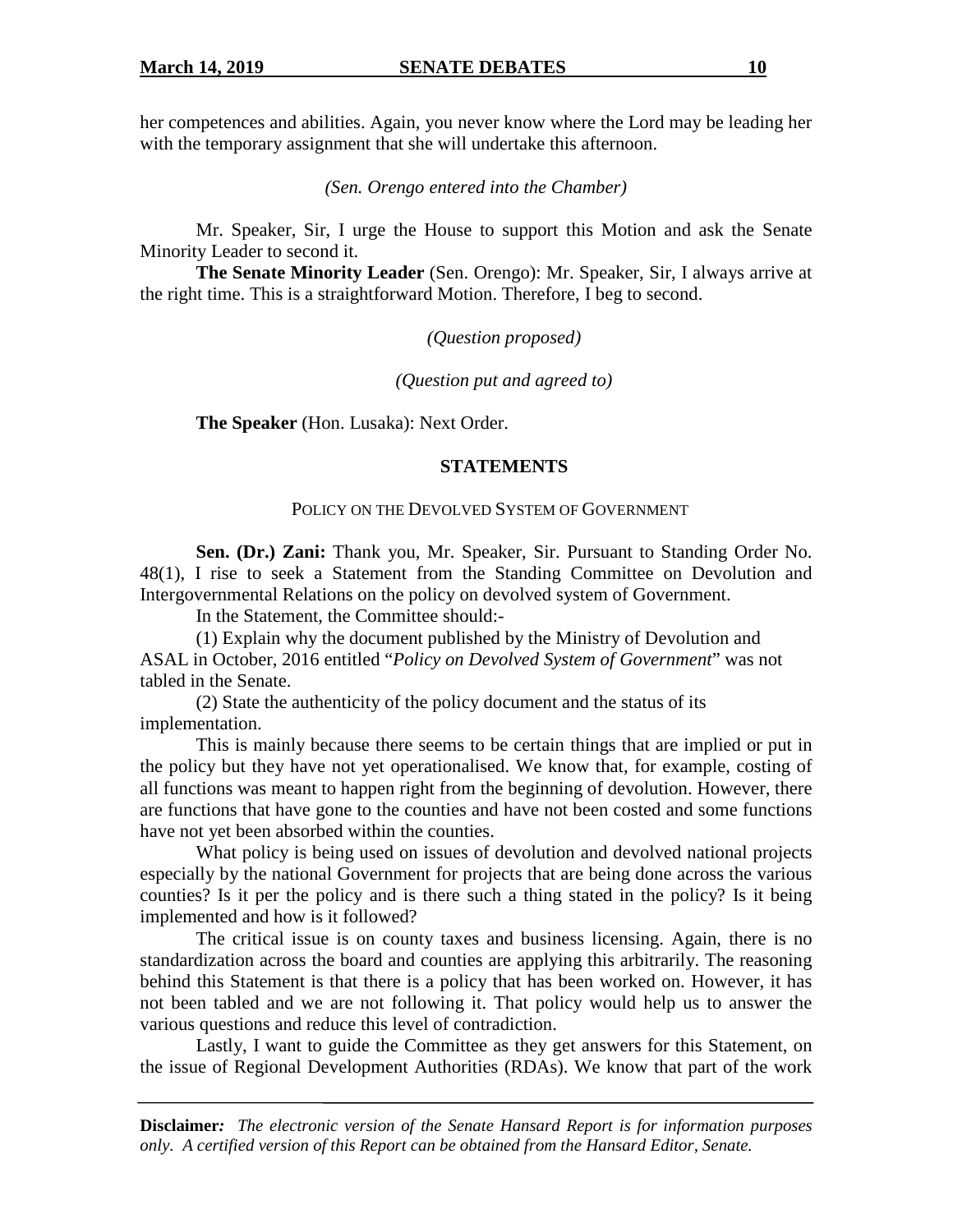her competences and abilities. Again, you never know where the Lord may be leading her with the temporary assignment that she will undertake this afternoon.

*(Sen. Orengo entered into the Chamber)*

Mr. Speaker, Sir, I urge the House to support this Motion and ask the Senate Minority Leader to second it.

**The Senate Minority Leader** (Sen. Orengo): Mr. Speaker, Sir, I always arrive at the right time. This is a straightforward Motion. Therefore, I beg to second.

*(Question proposed)*

*(Question put and agreed to)*

**The Speaker** (Hon. Lusaka): Next Order.

## STATEMENTS

### POLICY ON THE DEVOLVED SYSTEM OF GOVERNMENT

**Sen. (Dr.) Zani:** Thank you, Mr. Speaker, Sir. Pursuant to Standing Order No. 48(1), I rise to seek a Statement from the Standing Committee on Devolution and Intergovernmental Relations on the policy on devolved system of Government.

In the Statement, the Committee should:-

(1) Explain why the document published by the Ministry of Devolution and ASAL in October, 2016 entitled "*Policy on Devolved System of Government*" was not tabled in the Senate.

(2) State the authenticity of the policy document and the status of its implementation.

This is mainly because there seems to be certain things that are implied or put in the policy but they have not yet operationalised. We know that, for example, costing of all functions was meant to happen right from the beginning of devolution. However, there are functions that have gone to the counties and have not been costed and some functions have not yet been absorbed within the counties.

What policy is being used on issues of devolution and devolved national projects especially by the national Government for projects that are being done across the various counties? Is it per the policy and is there such a thing stated in the policy? Is it being implemented and how is it followed?

The critical issue is on county taxes and business licensing. Again, there is no standardization across the board and counties are applying this arbitrarily. The reasoning behind this Statement is that there is a policy that has been worked on. However, it has not been tabled and we are not following it. That policy would help us to answer the various questions and reduce this level of contradiction.

Lastly, I want to guide the Committee as they get answers for this Statement, on the issue of Regional Development Authorities (RDAs). We know that part of the work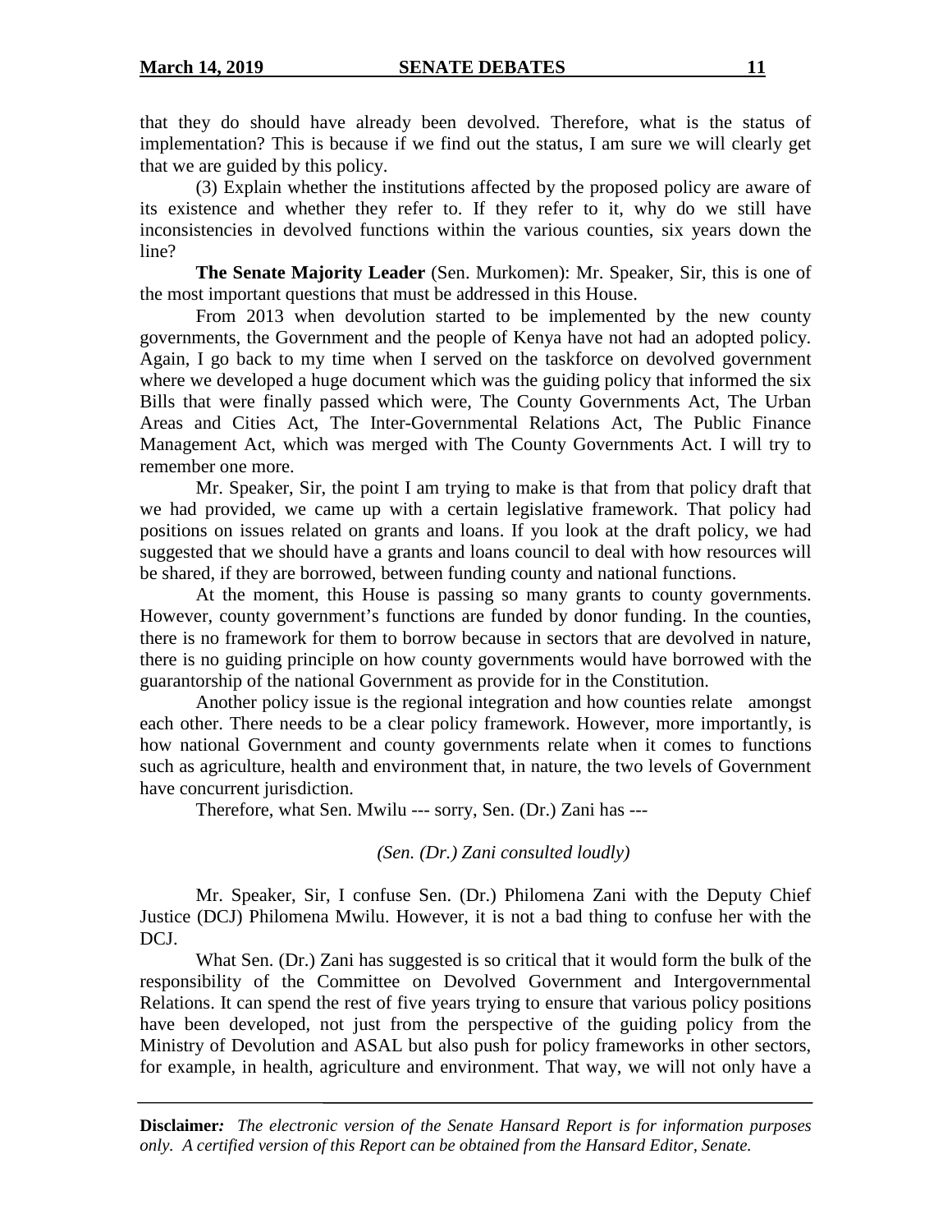that they do should have already been devolved. Therefore, what is the status of implementation? This is because if we find out the status, I am sure we will clearly get that we are guided by this policy.

(3) Explain whether the institutions affected by the proposed policy are aware of its existence and whether they refer to. If they refer to it, why do we still have inconsistencies in devolved functions within the various counties, six years down the line?

**The Senate Majority Leader** (Sen. Murkomen): Mr. Speaker, Sir, this is one of the most important questions that must be addressed in this House.

From 2013 when devolution started to be implemented by the new county governments, the Government and the people of Kenya have not had an adopted policy. Again, I go back to my time when I served on the taskforce on devolved government where we developed a huge document which was the guiding policy that informed the six Bills that were finally passed which were, The County Governments Act, The Urban Areas and Cities Act, The Inter-Governmental Relations Act, The Public Finance Management Act, which was merged with The County Governments Act. I will try to remember one more.

Mr. Speaker, Sir, the point I am trying to make is that from that policy draft that we had provided, we came up with a certain legislative framework. That policy had positions on issues related on grants and loans. If you look at the draft policy, we had suggested that we should have a grants and loans council to deal with how resources will be shared, if they are borrowed, between funding county and national functions.

At the moment, this House is passing so many grants to county governments. However, county government's functions are funded by donor funding. In the counties, there is no framework for them to borrow because in sectors that are devolved in nature, there is no guiding principle on how county governments would have borrowed with the guarantorship of the national Government as provide for in the Constitution.

Another policy issue is the regional integration and how counties relate amongst each other. There needs to be a clear policy framework. However, more importantly, is how national Government and county governments relate when it comes to functions such as agriculture, health and environment that, in nature, the two levels of Government have concurrent jurisdiction.

Therefore, what Sen. Mwilu --- sorry, Sen. (Dr.) Zani has ---

*(Sen. (Dr.) Zani consulted loudly)*

Mr. Speaker, Sir, I confuse Sen. (Dr.) Philomena Zani with the Deputy Chief Justice (DCJ) Philomena Mwilu. However, it is not a bad thing to confuse her with the DCJ.

What Sen. (Dr.) Zani has suggested is so critical that it would form the bulk of the responsibility of the Committee on Devolved Government and Intergovernmental Relations. It can spend the rest of five years trying to ensure that various policy positions have been developed, not just from the perspective of the guiding policy from the Ministry of Devolution and ASAL but also push for policy frameworks in other sectors, for example, in health, agriculture and environment. That way, we will not only have a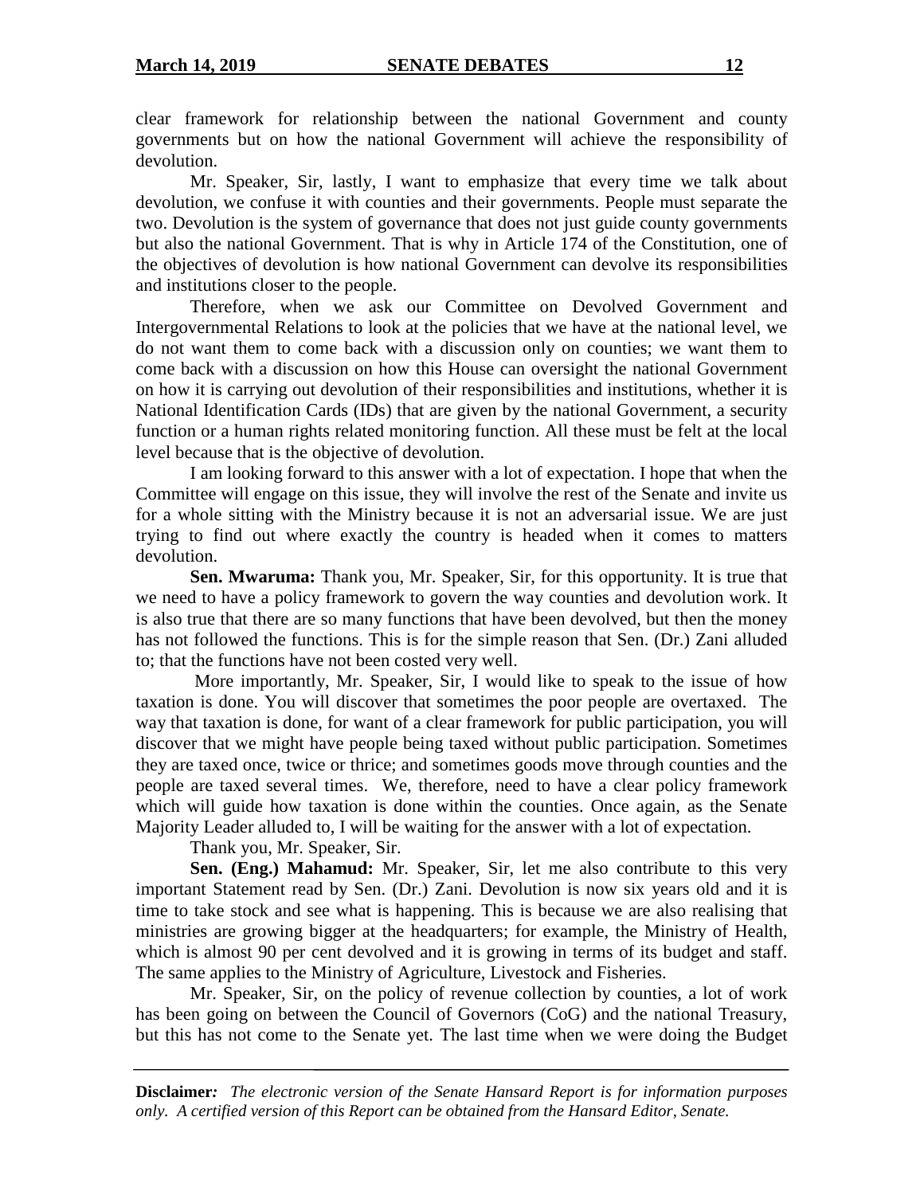clear framework for relationship between the national Government and county governments but on how the national Government will achieve the responsibility of devolution.

Mr. Speaker, Sir, lastly, I want to emphasize that every time we talk about devolution, we confuse it with counties and their governments. People must separate the two. Devolution is the system of governance that does not just guide county governments but also the national Government. That is why in Article 174 of the Constitution, one of the objectives of devolution is how national Government can devolve its responsibilities and institutions closer to the people.

Therefore, when we ask our Committee on Devolved Government and Intergovernmental Relations to look at the policies that we have at the national level, we do not want them to come back with a discussion only on counties; we want them to come back with a discussion on how this House can oversight the national Government on how it is carrying out devolution of their responsibilities and institutions, whether it is National Identification Cards (IDs) that are given by the national Government, a security function or a human rights related monitoring function. All these must be felt at the local level because that is the objective of devolution.

I am looking forward to this answer with a lot of expectation. I hope that when the Committee will engage on this issue, they will involve the rest of the Senate and invite us for a whole sitting with the Ministry because it is not an adversarial issue. We are just trying to find out where exactly the country is headed when it comes to matters devolution.

**Sen. Mwaruma:** Thank you, Mr. Speaker, Sir, for this opportunity. It is true that we need to have a policy framework to govern the way counties and devolution work. It is also true that there are so many functions that have been devolved, but then the money has not followed the functions. This is for the simple reason that Sen. (Dr.) Zani alluded to; that the functions have not been costed very well.

More importantly, Mr. Speaker, Sir, I would like to speak to the issue of how taxation is done. You will discover that sometimes the poor people are overtaxed. The way that taxation is done, for want of a clear framework for public participation, you will discover that we might have people being taxed without public participation. Sometimes they are taxed once, twice or thrice; and sometimes goods move through counties and the people are taxed several times. We, therefore, need to have a clear policy framework which will guide how taxation is done within the counties. Once again, as the Senate Majority Leader alluded to, I will be waiting for the answer with a lot of expectation.

Thank you, Mr. Speaker, Sir.

**Sen. (Eng.) Mahamud:** Mr. Speaker, Sir, let me also contribute to this very important Statement read by Sen. (Dr.) Zani. Devolution is now six years old and it is time to take stock and see what is happening. This is because we are also realising that ministries are growing bigger at the headquarters; for example, the Ministry of Health, which is almost 90 per cent devolved and it is growing in terms of its budget and staff. The same applies to the Ministry of Agriculture, Livestock and Fisheries.

Mr. Speaker, Sir, on the policy of revenue collection by counties, a lot of work has been going on between the Council of Governors (CoG) and the national Treasury, but this has not come to the Senate yet. The last time when we were doing the Budget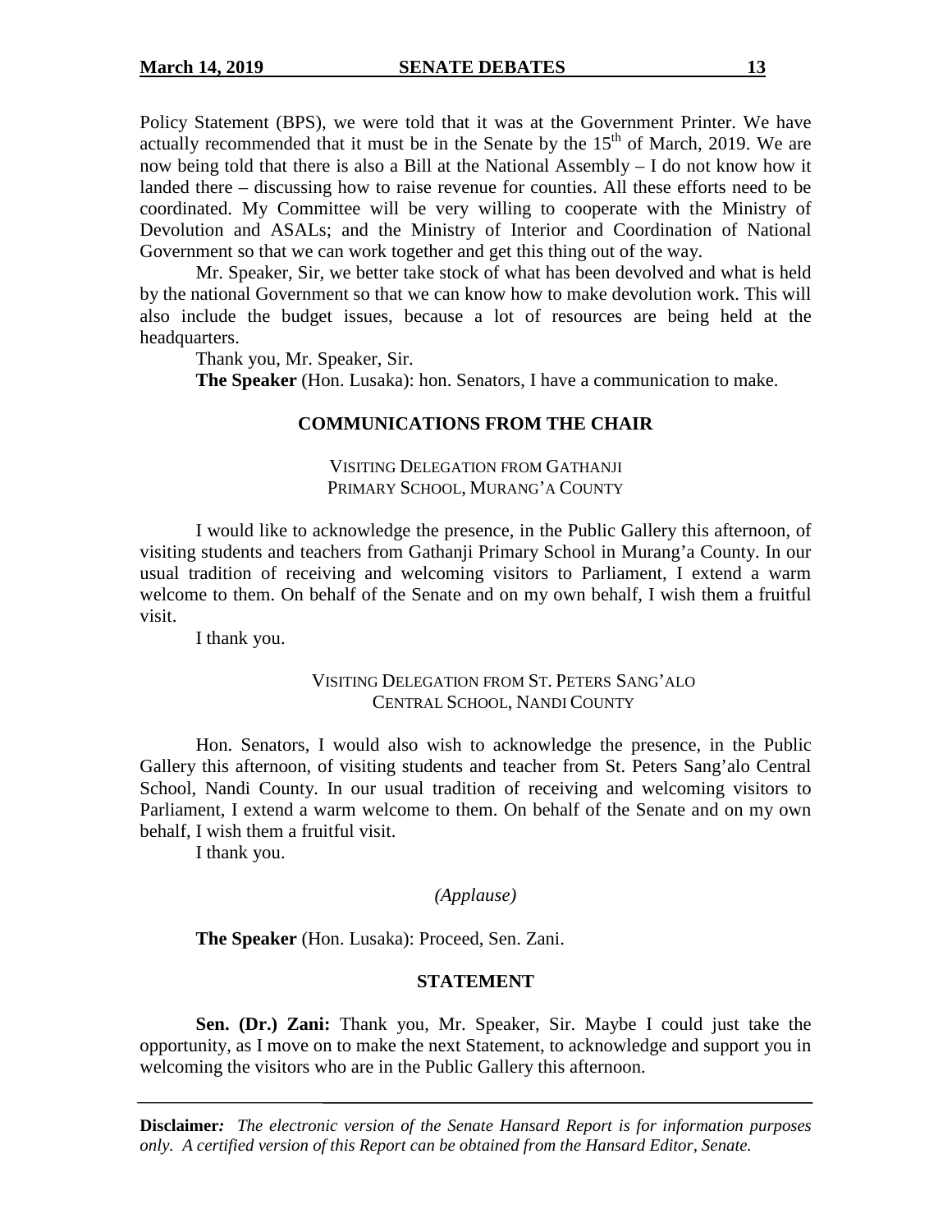Policy Statement (BPS), we were told that it was at the Government Printer. We have actually recommended that it must be in the Senate by the 15th of March, 2019. We are now being told that there is also a Bill at the National Assembly – I do not know how it landed there – discussing how to raise revenue for counties. All these efforts need to be coordinated. My Committee will be very willing to cooperate with the Ministry of Devolution and ASALs; and the Ministry of Interior and Coordination of National Government so that we can work together and get this thing out of the way.

Mr. Speaker, Sir, we better take stock of what has been devolved and what is held by the national Government so that we can know how to make devolution work. This will also include the budget issues, because a lot of resources are being held at the headquarters.

Thank you, Mr. Speaker, Sir.

**The Speaker** (Hon. Lusaka): hon. Senators, I have a communication to make.

## COMMUNICATIONS FROM THE CHAIR

### VISITING DELEGATION FROM GATHANJI PRIMARY SCHOOL, MURANG'A COUNTY

I would like to acknowledge the presence, in the Public Gallery this afternoon, of visiting students and teachers from Gathanji Primary School in Murang'a County. In our usual tradition of receiving and welcoming visitors to Parliament, I extend a warm welcome to them. On behalf of the Senate and on my own behalf, I wish them a fruitful visit.

I thank you.

### VISITING DELEGATION FROM ST. PETERS SANG'ALO CENTRAL SCHOOL, NANDI COUNTY

Hon. Senators, I would also wish to acknowledge the presence, in the Public Gallery this afternoon, of visiting students and teacher from St. Peters Sang'alo Central School, Nandi County. In our usual tradition of receiving and welcoming visitors to Parliament, I extend a warm welcome to them. On behalf of the Senate and on my own behalf, I wish them a fruitful visit.

I thank you.

*(Applause)*

**The Speaker** (Hon. Lusaka): Proceed, Sen. Zani.

## STATEMENT

**Sen. (Dr.) Zani:** Thank you, Mr. Speaker, Sir. Maybe I could just take the opportunity, as I move on to make the next Statement, to acknowledge and support you in welcoming the visitors who are in the Public Gallery this afternoon.

---

**Disclaimer:** *The electronic version of the Senate Hansard Report is for information purposes only. A certified version of this Report can be obtained from the Hansard Editor, Senate.*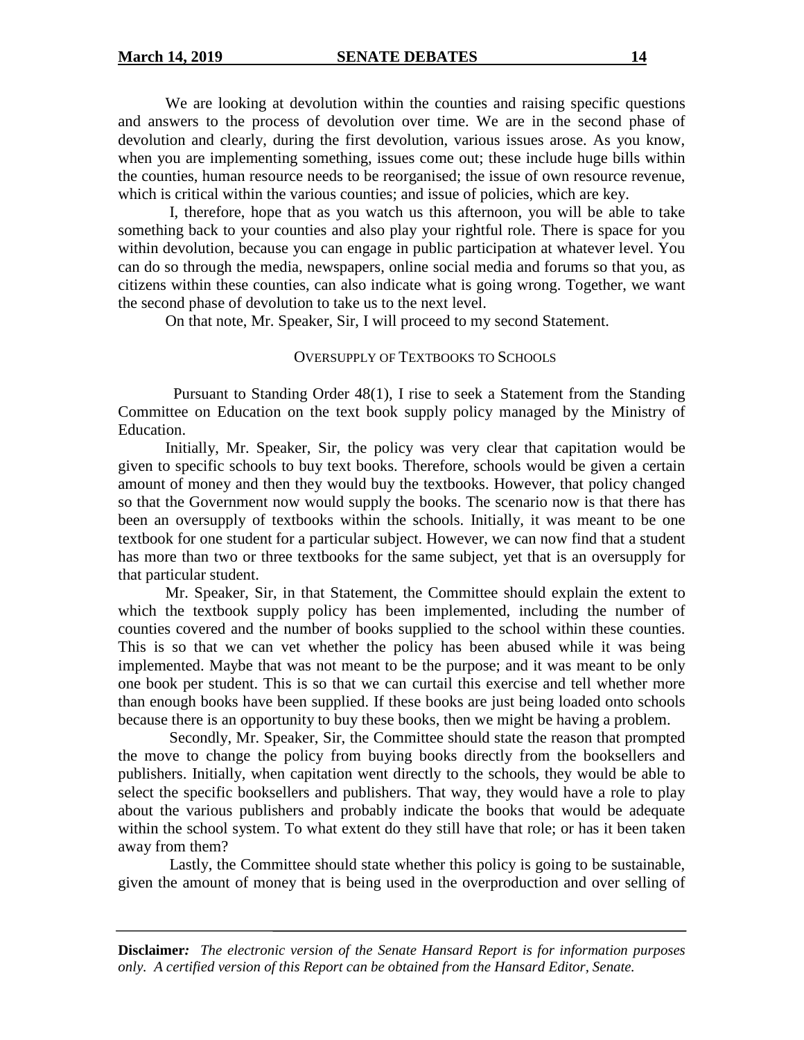We are looking at devolution within the counties and raising specific questions and answers to the process of devolution over time. We are in the second phase of devolution and clearly, during the first devolution, various issues arose. As you know, when you are implementing something, issues come out; these include huge bills within the counties, human resource needs to be reorganised; the issue of own resource revenue, which is critical within the various counties; and issue of policies, which are key.

I, therefore, hope that as you watch us this afternoon, you will be able to take something back to your counties and also play your rightful role. There is space for you within devolution, because you can engage in public participation at whatever level. You can do so through the media, newspapers, online social media and forums so that you, as citizens within these counties, can also indicate what is going wrong. Together, we want the second phase of devolution to take us to the next level.

On that note, Mr. Speaker, Sir, I will proceed to my second Statement.

## OVERSUPPLY OF TEXTBOOKS TO SCHOOLS

Pursuant to Standing Order 48(1), I rise to seek a Statement from the Standing Committee on Education on the text book supply policy managed by the Ministry of Education.

Initially, Mr. Speaker, Sir, the policy was very clear that capitation would be given to specific schools to buy text books. Therefore, schools would be given a certain amount of money and then they would buy the textbooks. However, that policy changed so that the Government now would supply the books. The scenario now is that there has been an oversupply of textbooks within the schools. Initially, it was meant to be one textbook for one student for a particular subject. However, we can now find that a student has more than two or three textbooks for the same subject, yet that is an oversupply for that particular student.

Mr. Speaker, Sir, in that Statement, the Committee should explain the extent to which the textbook supply policy has been implemented, including the number of counties covered and the number of books supplied to the school within these counties. This is so that we can vet whether the policy has been abused while it was being implemented. Maybe that was not meant to be the purpose; and it was meant to be only one book per student. This is so that we can curtail this exercise and tell whether more than enough books have been supplied. If these books are just being loaded onto schools because there is an opportunity to buy these books, then we might be having a problem.

Secondly, Mr. Speaker, Sir, the Committee should state the reason that prompted the move to change the policy from buying books directly from the booksellers and publishers. Initially, when capitation went directly to the schools, they would be able to select the specific booksellers and publishers. That way, they would have a role to play about the various publishers and probably indicate the books that would be adequate within the school system. To what extent do they still have that role; or has it been taken away from them?

Lastly, the Committee should state whether this policy is going to be sustainable, given the amount of money that is being used in the overproduction and over selling of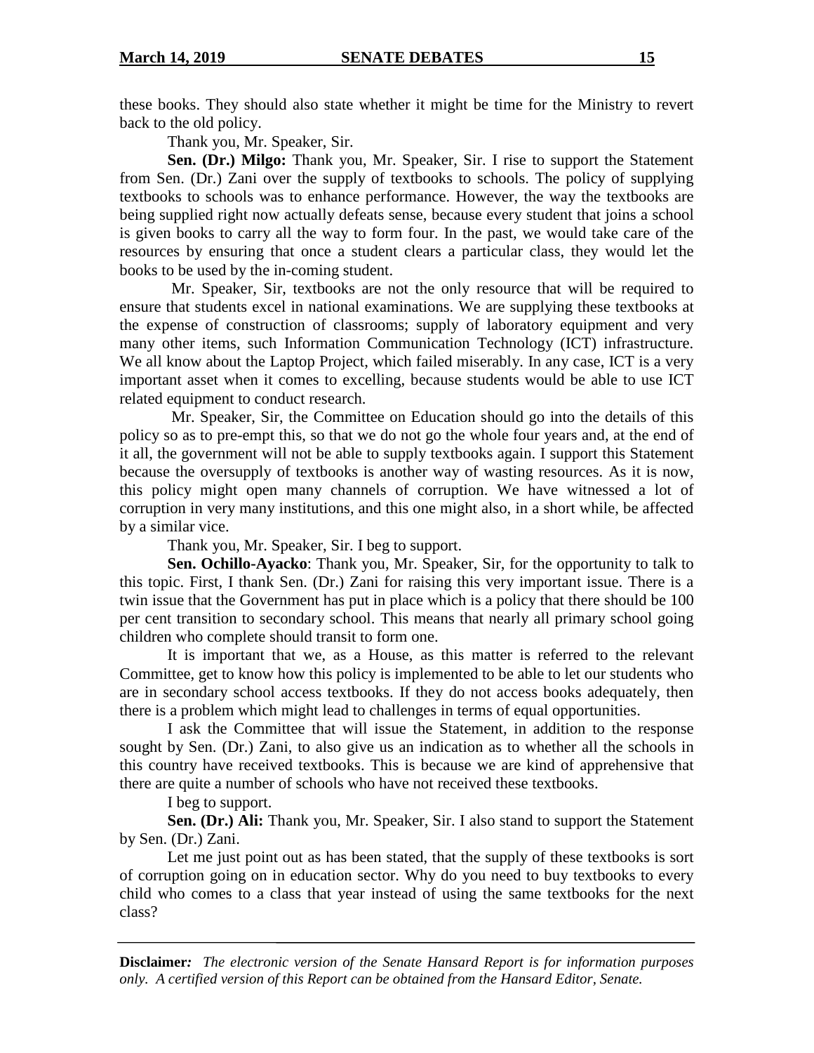these books. They should also state whether it might be time for the Ministry to revert back to the old policy.

Thank you, Mr. Speaker, Sir.

**Sen. (Dr.) Milgo:** Thank you, Mr. Speaker, Sir. I rise to support the Statement from Sen. (Dr.) Zani over the supply of textbooks to schools. The policy of supplying textbooks to schools was to enhance performance. However, the way the textbooks are being supplied right now actually defeats sense, because every student that joins a school is given books to carry all the way to form four. In the past, we would take care of the resources by ensuring that once a student clears a particular class, they would let the books to be used by the in-coming student.

Mr. Speaker, Sir, textbooks are not the only resource that will be required to ensure that students excel in national examinations. We are supplying these textbooks at the expense of construction of classrooms; supply of laboratory equipment and very many other items, such Information Communication Technology (ICT) infrastructure. We all know about the Laptop Project, which failed miserably. In any case, ICT is a very important asset when it comes to excelling, because students would be able to use ICT related equipment to conduct research.

Mr. Speaker, Sir, the Committee on Education should go into the details of this policy so as to pre-empt this, so that we do not go the whole four years and, at the end of it all, the government will not be able to supply textbooks again. I support this Statement because the oversupply of textbooks is another way of wasting resources. As it is now, this policy might open many channels of corruption. We have witnessed a lot of corruption in very many institutions, and this one might also, in a short while, be affected by a similar vice.

Thank you, Mr. Speaker, Sir. I beg to support.

**Sen. Ochillo-Ayacko**: Thank you, Mr. Speaker, Sir, for the opportunity to talk to this topic. First, I thank Sen. (Dr.) Zani for raising this very important issue. There is a twin issue that the Government has put in place which is a policy that there should be 100 per cent transition to secondary school. This means that nearly all primary school going children who complete should transit to form one.

It is important that we, as a House, as this matter is referred to the relevant Committee, get to know how this policy is implemented to be able to let our students who are in secondary school access textbooks. If they do not access books adequately, then there is a problem which might lead to challenges in terms of equal opportunities.

I ask the Committee that will issue the Statement, in addition to the response sought by Sen. (Dr.) Zani, to also give us an indication as to whether all the schools in this country have received textbooks. This is because we are kind of apprehensive that there are quite a number of schools who have not received these textbooks.

I beg to support.

**Sen. (Dr.) Ali:** Thank you, Mr. Speaker, Sir. I also stand to support the Statement by Sen. (Dr.) Zani.

Let me just point out as has been stated, that the supply of these textbooks is sort of corruption going on in education sector. Why do you need to buy textbooks to every child who comes to a class that year instead of using the same textbooks for the next class?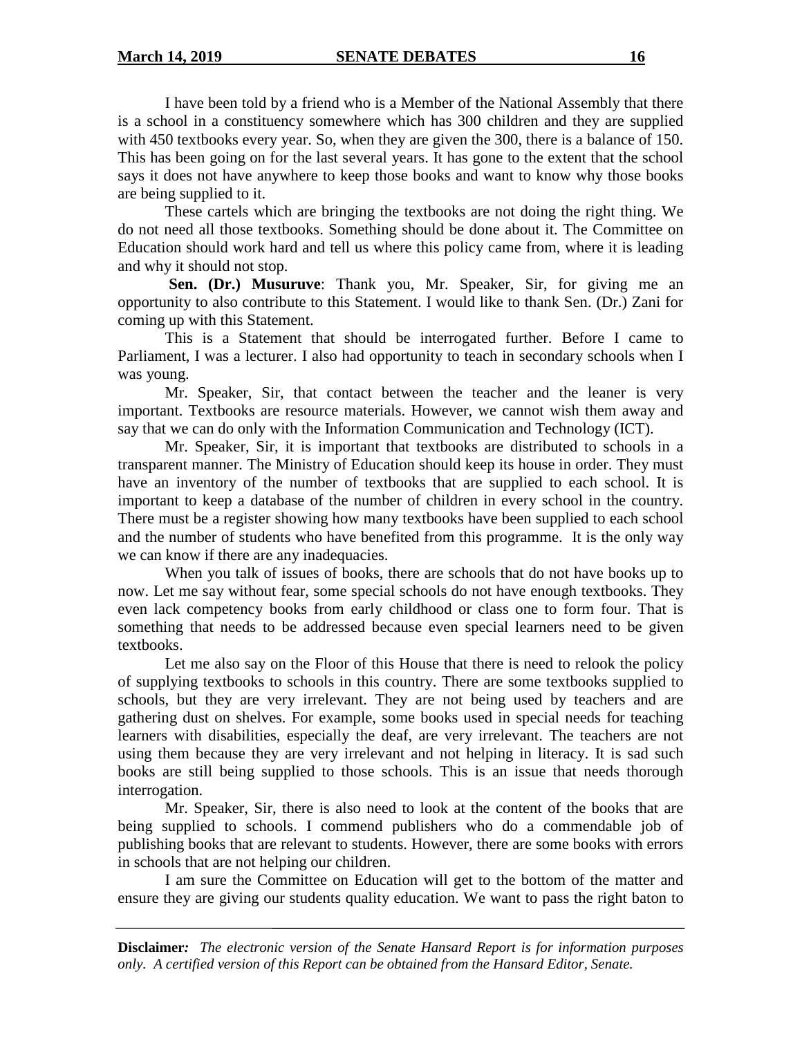I have been told by a friend who is a Member of the National Assembly that there is a school in a constituency somewhere which has 300 children and they are supplied with 450 textbooks every year. So, when they are given the 300, there is a balance of 150. This has been going on for the last several years. It has gone to the extent that the school says it does not have anywhere to keep those books and want to know why those books are being supplied to it.

These cartels which are bringing the textbooks are not doing the right thing. We do not need all those textbooks. Something should be done about it. The Committee on Education should work hard and tell us where this policy came from, where it is leading and why it should not stop.

**Sen. (Dr.) Musuruve**: Thank you, Mr. Speaker, Sir, for giving me an opportunity to also contribute to this Statement. I would like to thank Sen. (Dr.) Zani for coming up with this Statement.

This is a Statement that should be interrogated further. Before I came to Parliament, I was a lecturer. I also had opportunity to teach in secondary schools when I was young.

Mr. Speaker, Sir, that contact between the teacher and the leaner is very important. Textbooks are resource materials. However, we cannot wish them away and say that we can do only with the Information Communication and Technology (ICT).

Mr. Speaker, Sir, it is important that textbooks are distributed to schools in a transparent manner. The Ministry of Education should keep its house in order. They must have an inventory of the number of textbooks that are supplied to each school. It is important to keep a database of the number of children in every school in the country. There must be a register showing how many textbooks have been supplied to each school and the number of students who have benefited from this programme. It is the only way we can know if there are any inadequacies.

When you talk of issues of books, there are schools that do not have books up to now. Let me say without fear, some special schools do not have enough textbooks. They even lack competency books from early childhood or class one to form four. That is something that needs to be addressed because even special learners need to be given textbooks.

Let me also say on the Floor of this House that there is need to relook the policy of supplying textbooks to schools in this country. There are some textbooks supplied to schools, but they are very irrelevant. They are not being used by teachers and are gathering dust on shelves. For example, some books used in special needs for teaching learners with disabilities, especially the deaf, are very irrelevant. The teachers are not using them because they are very irrelevant and not helping in literacy. It is sad such books are still being supplied to those schools. This is an issue that needs thorough interrogation.

Mr. Speaker, Sir, there is also need to look at the content of the books that are being supplied to schools. I commend publishers who do a commendable job of publishing books that are relevant to students. However, there are some books with errors in schools that are not helping our children.

I am sure the Committee on Education will get to the bottom of the matter and ensure they are giving our students quality education. We want to pass the right baton to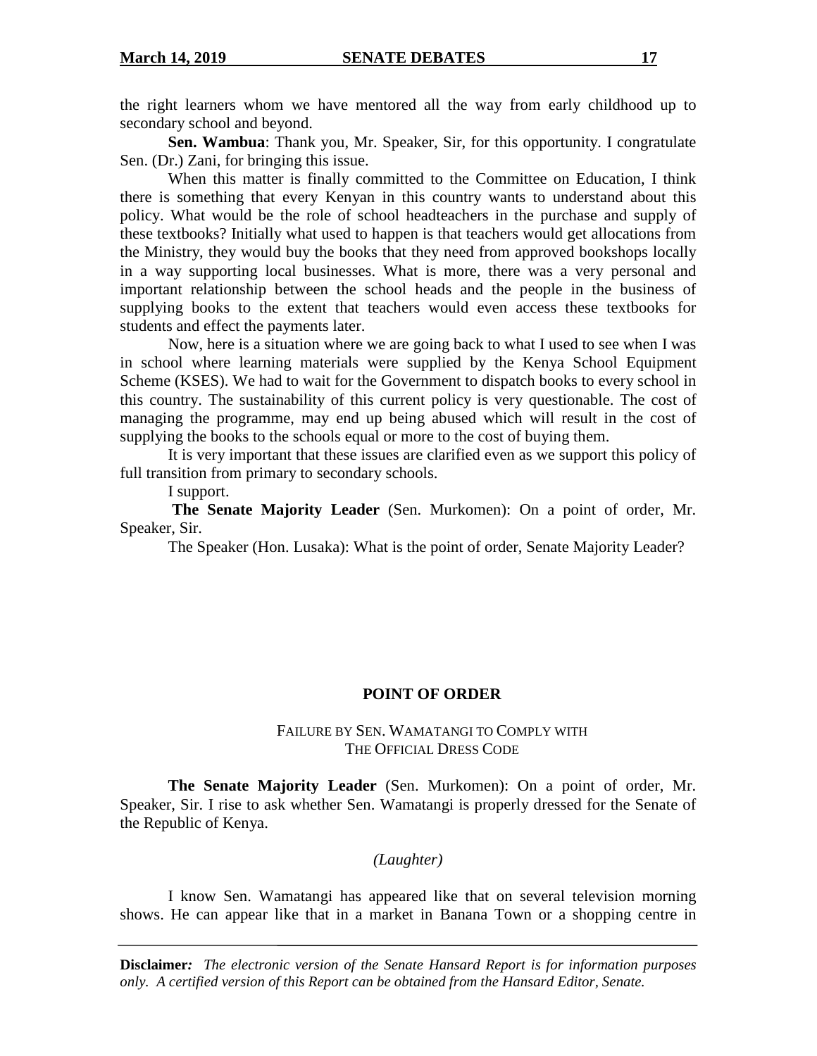the right learners whom we have mentored all the way from early childhood up to secondary school and beyond.

**Sen. Wambua**: Thank you, Mr. Speaker, Sir, for this opportunity. I congratulate Sen. (Dr.) Zani, for bringing this issue.

When this matter is finally committed to the Committee on Education, I think there is something that every Kenyan in this country wants to understand about this policy. What would be the role of school headteachers in the purchase and supply of these textbooks? Initially what used to happen is that teachers would get allocations from the Ministry, they would buy the books that they need from approved bookshops locally in a way supporting local businesses. What is more, there was a very personal and important relationship between the school heads and the people in the business of supplying books to the extent that teachers would even access these textbooks for students and effect the payments later.

Now, here is a situation where we are going back to what I used to see when I was in school where learning materials were supplied by the Kenya School Equipment Scheme (KSES). We had to wait for the Government to dispatch books to every school in this country. The sustainability of this current policy is very questionable. The cost of managing the programme, may end up being abused which will result in the cost of supplying the books to the schools equal or more to the cost of buying them.

It is very important that these issues are clarified even as we support this policy of full transition from primary to secondary schools.

I support.

**The Senate Majority Leader** (Sen. Murkomen): On a point of order, Mr. Speaker, Sir.

The Speaker (Hon. Lusaka): What is the point of order, Senate Majority Leader?

## POINT OF ORDER

### FAILURE BY SEN. WAMATANGI TO COMPLY WITH THE OFFICIAL DRESS CODE

**The Senate Majority Leader** (Sen. Murkomen): On a point of order, Mr. Speaker, Sir. I rise to ask whether Sen. Wamatangi is properly dressed for the Senate of the Republic of Kenya.

*(Laughter)*

I know Sen. Wamatangi has appeared like that on several television morning shows. He can appear like that in a market in Banana Town or a shopping centre in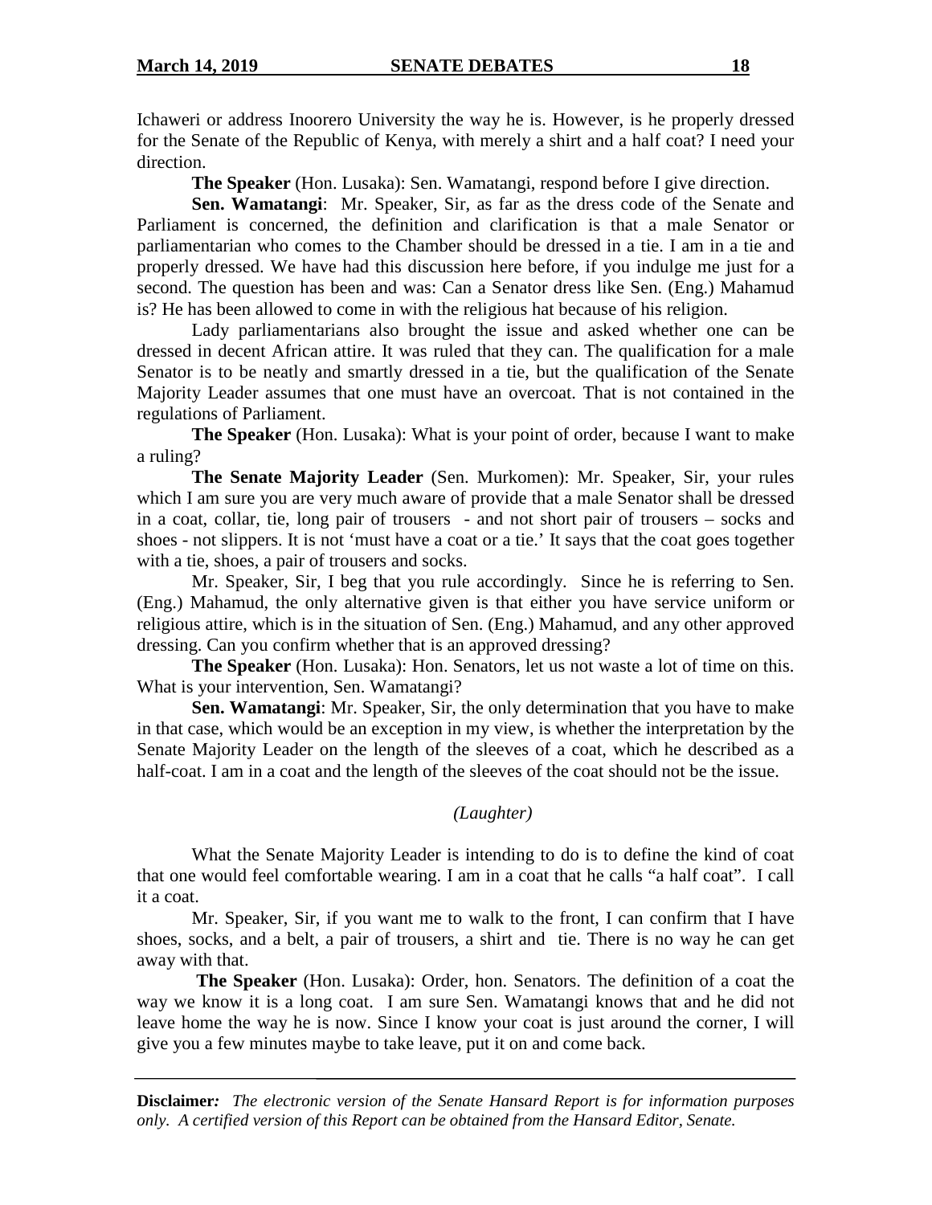Ichaweri or address Inoorero University the way he is. However, is he properly dressed for the Senate of the Republic of Kenya, with merely a shirt and a half coat? I need your direction.

**The Speaker** (Hon. Lusaka): Sen. Wamatangi, respond before I give direction.

**Sen. Wamatangi**: Mr. Speaker, Sir, as far as the dress code of the Senate and Parliament is concerned, the definition and clarification is that a male Senator or parliamentarian who comes to the Chamber should be dressed in a tie. I am in a tie and properly dressed. We have had this discussion here before, if you indulge me just for a second. The question has been and was: Can a Senator dress like Sen. (Eng.) Mahamud is? He has been allowed to come in with the religious hat because of his religion.

Lady parliamentarians also brought the issue and asked whether one can be dressed in decent African attire. It was ruled that they can. The qualification for a male Senator is to be neatly and smartly dressed in a tie, but the qualification of the Senate Majority Leader assumes that one must have an overcoat. That is not contained in the regulations of Parliament.

**The Speaker** (Hon. Lusaka): What is your point of order, because I want to make a ruling?

**The Senate Majority Leader** (Sen. Murkomen): Mr. Speaker, Sir, your rules which I am sure you are very much aware of provide that a male Senator shall be dressed in a coat, collar, tie, long pair of trousers - and not short pair of trousers – socks and shoes - not slippers. It is not 'must have a coat or a tie.' It says that the coat goes together with a tie, shoes, a pair of trousers and socks.

Mr. Speaker, Sir, I beg that you rule accordingly. Since he is referring to Sen. (Eng.) Mahamud, the only alternative given is that either you have service uniform or religious attire, which is in the situation of Sen. (Eng.) Mahamud, and any other approved dressing. Can you confirm whether that is an approved dressing?

**The Speaker** (Hon. Lusaka): Hon. Senators, let us not waste a lot of time on this. What is your intervention, Sen. Wamatangi?

**Sen. Wamatangi**: Mr. Speaker, Sir, the only determination that you have to make in that case, which would be an exception in my view, is whether the interpretation by the Senate Majority Leader on the length of the sleeves of a coat, which he described as a half-coat. I am in a coat and the length of the sleeves of the coat should not be the issue.

*(Laughter)*

What the Senate Majority Leader is intending to do is to define the kind of coat that one would feel comfortable wearing. I am in a coat that he calls "a half coat". I call it a coat.

Mr. Speaker, Sir, if you want me to walk to the front, I can confirm that I have shoes, socks, and a belt, a pair of trousers, a shirt and tie. There is no way he can get away with that.

**The Speaker** (Hon. Lusaka): Order, hon. Senators. The definition of a coat the way we know it is a long coat. I am sure Sen. Wamatangi knows that and he did not leave home the way he is now. Since I know your coat is just around the corner, I will give you a few minutes maybe to take leave, put it on and come back.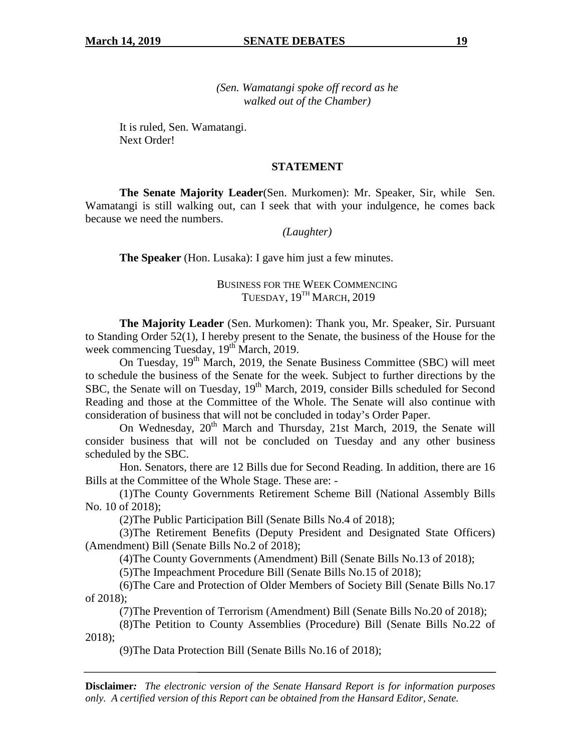*(Sen. Wamatangi spoke off record as he walked out of the Chamber)*

It is ruled, Sen. Wamatangi.
Next Order!

## STATEMENT

**The Senate Majority Leader**(Sen. Murkomen): Mr. Speaker, Sir, while Sen. Wamatangi is still walking out, can I seek that with your indulgence, he comes back because we need the numbers.

*(Laughter)*

**The Speaker** (Hon. Lusaka): I gave him just a few minutes.

### BUSINESS FOR THE WEEK COMMENCING TUESDAY, 19TH MARCH, 2019

**The Majority Leader** (Sen. Murkomen): Thank you, Mr. Speaker, Sir. Pursuant to Standing Order 52(1), I hereby present to the Senate, the business of the House for the week commencing Tuesday, 19th March, 2019.

On Tuesday, 19th March, 2019, the Senate Business Committee (SBC) will meet to schedule the business of the Senate for the week. Subject to further directions by the SBC, the Senate will on Tuesday, 19th March, 2019, consider Bills scheduled for Second Reading and those at the Committee of the Whole. The Senate will also continue with consideration of business that will not be concluded in today's Order Paper.

On Wednesday, 20th March and Thursday, 21st March, 2019, the Senate will consider business that will not be concluded on Tuesday and any other business scheduled by the SBC.

Hon. Senators, there are 12 Bills due for Second Reading. In addition, there are 16 Bills at the Committee of the Whole Stage. These are: -

(1)The County Governments Retirement Scheme Bill (National Assembly Bills No. 10 of 2018);

(2)The Public Participation Bill (Senate Bills No.4 of 2018);

(3)The Retirement Benefits (Deputy President and Designated State Officers) (Amendment) Bill (Senate Bills No.2 of 2018);

(4)The County Governments (Amendment) Bill (Senate Bills No.13 of 2018);

(5)The Impeachment Procedure Bill (Senate Bills No.15 of 2018);

(6)The Care and Protection of Older Members of Society Bill (Senate Bills No.17 of 2018);

(7)The Prevention of Terrorism (Amendment) Bill (Senate Bills No.20 of 2018);

(8)The Petition to County Assemblies (Procedure) Bill (Senate Bills No.22 of 2018);

(9)The Data Protection Bill (Senate Bills No.16 of 2018);

**Disclaimer:** *The electronic version of the Senate Hansard Report is for information purposes only. A certified version of this Report can be obtained from the Hansard Editor, Senate.*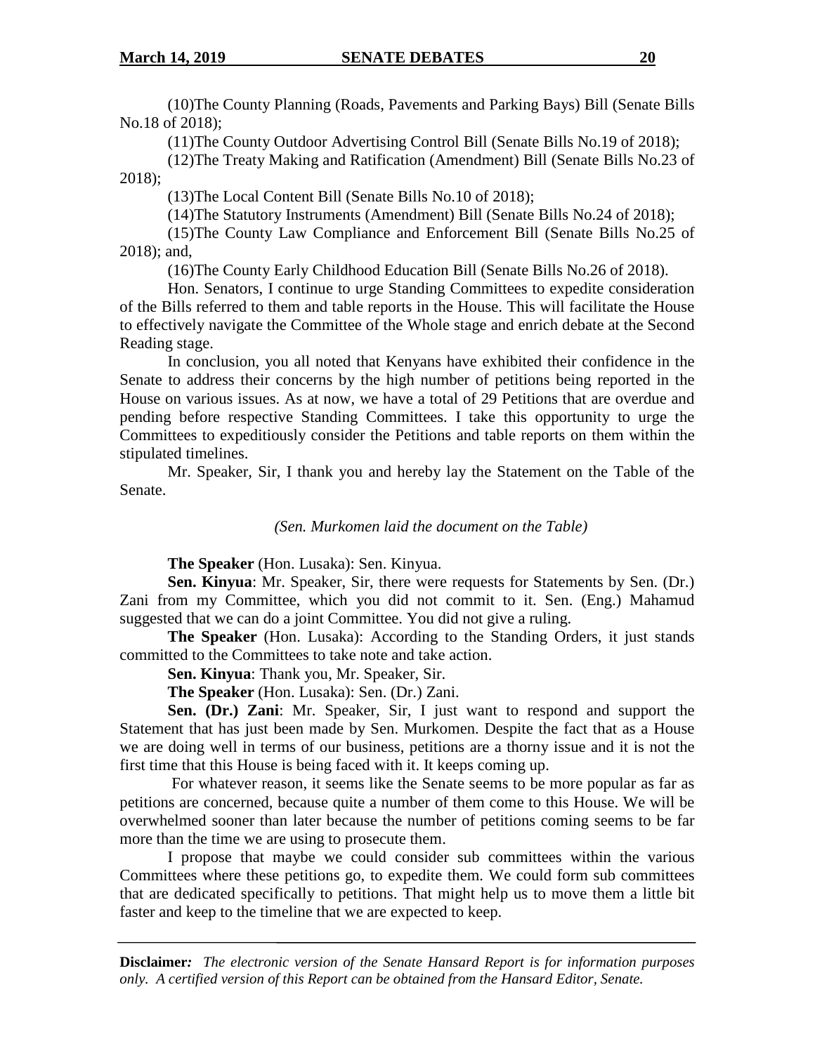(10)The County Planning (Roads, Pavements and Parking Bays) Bill (Senate Bills No.18 of 2018);

(11)The County Outdoor Advertising Control Bill (Senate Bills No.19 of 2018);

(12)The Treaty Making and Ratification (Amendment) Bill (Senate Bills No.23 of 2018);

(13)The Local Content Bill (Senate Bills No.10 of 2018);

(14)The Statutory Instruments (Amendment) Bill (Senate Bills No.24 of 2018);

(15)The County Law Compliance and Enforcement Bill (Senate Bills No.25 of 2018); and,

(16)The County Early Childhood Education Bill (Senate Bills No.26 of 2018).

Hon. Senators, I continue to urge Standing Committees to expedite consideration of the Bills referred to them and table reports in the House. This will facilitate the House to effectively navigate the Committee of the Whole stage and enrich debate at the Second Reading stage.

In conclusion, you all noted that Kenyans have exhibited their confidence in the Senate to address their concerns by the high number of petitions being reported in the House on various issues. As at now, we have a total of 29 Petitions that are overdue and pending before respective Standing Committees. I take this opportunity to urge the Committees to expeditiously consider the Petitions and table reports on them within the stipulated timelines.

Mr. Speaker, Sir, I thank you and hereby lay the Statement on the Table of the Senate.

*(Sen. Murkomen laid the document on the Table)*

**The Speaker** (Hon. Lusaka): Sen. Kinyua.

**Sen. Kinyua**: Mr. Speaker, Sir, there were requests for Statements by Sen. (Dr.) Zani from my Committee, which you did not commit to it. Sen. (Eng.) Mahamud suggested that we can do a joint Committee. You did not give a ruling.

**The Speaker** (Hon. Lusaka): According to the Standing Orders, it just stands committed to the Committees to take note and take action.

**Sen. Kinyua**: Thank you, Mr. Speaker, Sir.

**The Speaker** (Hon. Lusaka): Sen. (Dr.) Zani.

**Sen. (Dr.) Zani**: Mr. Speaker, Sir, I just want to respond and support the Statement that has just been made by Sen. Murkomen. Despite the fact that as a House we are doing well in terms of our business, petitions are a thorny issue and it is not the first time that this House is being faced with it. It keeps coming up.

For whatever reason, it seems like the Senate seems to be more popular as far as petitions are concerned, because quite a number of them come to this House. We will be overwhelmed sooner than later because the number of petitions coming seems to be far more than the time we are using to prosecute them.

I propose that maybe we could consider sub committees within the various Committees where these petitions go, to expedite them. We could form sub committees that are dedicated specifically to petitions. That might help us to move them a little bit faster and keep to the timeline that we are expected to keep.

**Disclaimer***:* *The electronic version of the Senate Hansard Report is for information purposes only. A certified version of this Report can be obtained from the Hansard Editor, Senate.*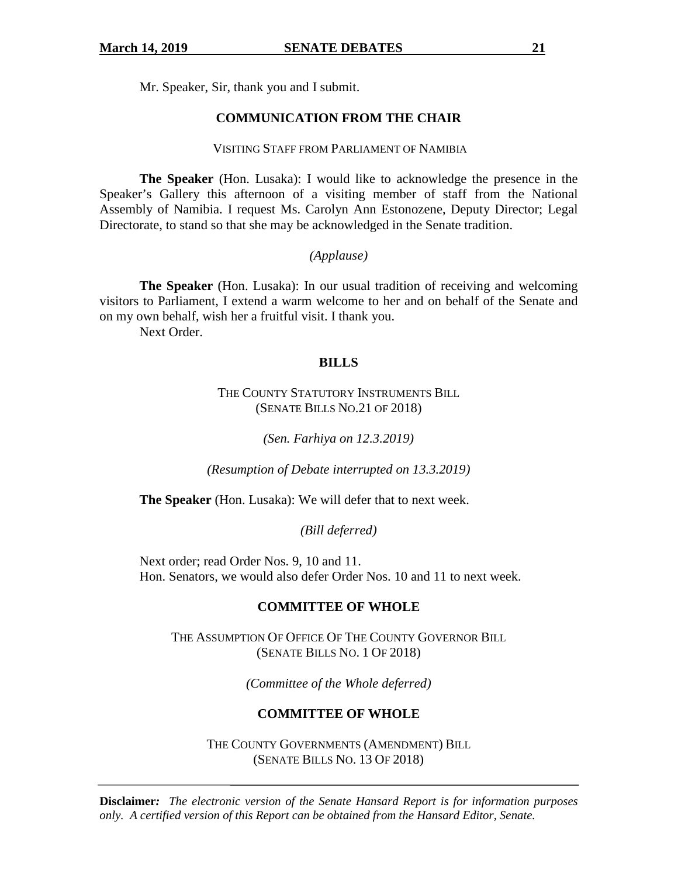Mr. Speaker, Sir, thank you and I submit.

## COMMUNICATION FROM THE CHAIR

### VISITING STAFF FROM PARLIAMENT OF NAMIBIA

**The Speaker** (Hon. Lusaka): I would like to acknowledge the presence in the Speaker's Gallery this afternoon of a visiting member of staff from the National Assembly of Namibia. I request Ms. Carolyn Ann Estonozene, Deputy Director; Legal Directorate, to stand so that she may be acknowledged in the Senate tradition.

*(Applause)*

**The Speaker** (Hon. Lusaka): In our usual tradition of receiving and welcoming visitors to Parliament, I extend a warm welcome to her and on behalf of the Senate and on my own behalf, wish her a fruitful visit. I thank you.

Next Order.

## BILLS

### THE COUNTY STATUTORY INSTRUMENTS BILL (SENATE BILLS NO.21 OF 2018)

*(Sen. Farhiya on 12.3.2019)*

*(Resumption of Debate interrupted on 13.3.2019)*

**The Speaker** (Hon. Lusaka): We will defer that to next week.

*(Bill deferred)*

Next order; read Order Nos. 9, 10 and 11.

Hon. Senators, we would also defer Order Nos. 10 and 11 to next week.

## COMMITTEE OF WHOLE

### THE ASSUMPTION OF OFFICE OF THE COUNTY GOVERNOR BILL (SENATE BILLS NO. 1 OF 2018)

*(Committee of the Whole deferred)*

## COMMITTEE OF WHOLE

### THE COUNTY GOVERNMENTS (AMENDMENT) BILL (SENATE BILLS NO. 13 OF 2018)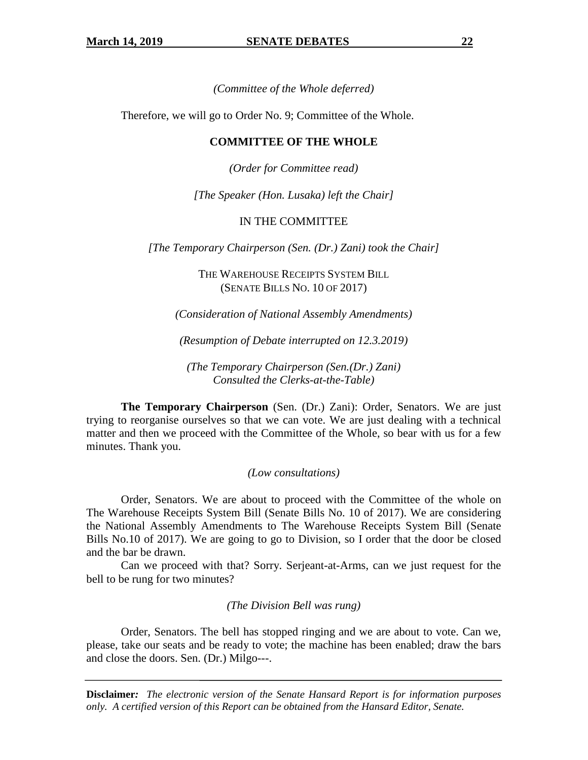*(Committee of the Whole deferred)*

Therefore, we will go to Order No. 9; Committee of the Whole.

## COMMITTEE OF THE WHOLE

*(Order for Committee read)*

*[The Speaker (Hon. Lusaka) left the Chair]*

IN THE COMMITTEE

*[The Temporary Chairperson (Sen. (Dr.) Zani) took the Chair]*

THE WAREHOUSE RECEIPTS SYSTEM BILL
(SENATE BILLS NO. 10 OF 2017)

*(Consideration of National Assembly Amendments)*

*(Resumption of Debate interrupted on 12.3.2019)*

*(The Temporary Chairperson (Sen.(Dr.) Zani) Consulted the Clerks-at-the-Table)*

**The Temporary Chairperson** (Sen. (Dr.) Zani): Order, Senators. We are just trying to reorganise ourselves so that we can vote. We are just dealing with a technical matter and then we proceed with the Committee of the Whole, so bear with us for a few minutes. Thank you.

*(Low consultations)*

Order, Senators. We are about to proceed with the Committee of the whole on The Warehouse Receipts System Bill (Senate Bills No. 10 of 2017). We are considering the National Assembly Amendments to The Warehouse Receipts System Bill (Senate Bills No.10 of 2017). We are going to go to Division, so I order that the door be closed and the bar be drawn.

Can we proceed with that? Sorry. Serjeant-at-Arms, can we just request for the bell to be rung for two minutes?

*(The Division Bell was rung)*

Order, Senators. The bell has stopped ringing and we are about to vote. Can we, please, take our seats and be ready to vote; the machine has been enabled; draw the bars and close the doors. Sen. (Dr.) Milgo---.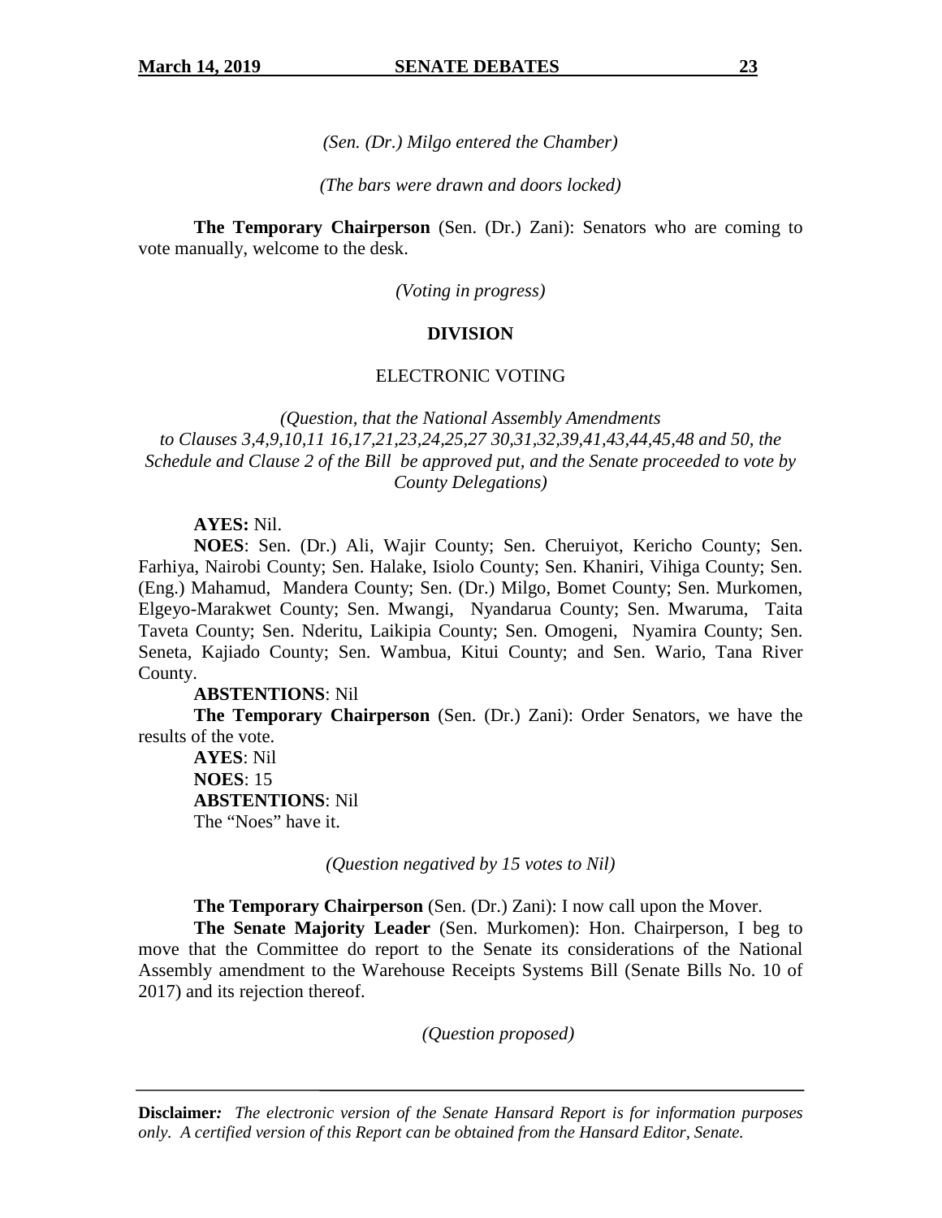*(Sen. (Dr.) Milgo entered the Chamber)*

*(The bars were drawn and doors locked)*

**The Temporary Chairperson** (Sen. (Dr.) Zani): Senators who are coming to vote manually, welcome to the desk.

*(Voting in progress)*

**DIVISION**

ELECTRONIC VOTING

*(Question, that the National Assembly Amendments to Clauses 3,4,9,10,11 16,17,21,23,24,25,27 30,31,32,39,41,43,44,45,48 and 50, the Schedule and Clause 2 of the Bill be approved put, and the Senate proceeded to vote by County Delegations)*

**AYES:** Nil.

**NOES**: Sen. (Dr.) Ali, Wajir County; Sen. Cheruiyot, Kericho County; Sen. Farhiya, Nairobi County; Sen. Halake, Isiolo County; Sen. Khaniri, Vihiga County; Sen. (Eng.) Mahamud, Mandera County; Sen. (Dr.) Milgo, Bomet County; Sen. Murkomen, Elgeyo-Marakwet County; Sen. Mwangi, Nyandarua County; Sen. Mwaruma, Taita Taveta County; Sen. Nderitu, Laikipia County; Sen. Omogeni, Nyamira County; Sen. Seneta, Kajiado County; Sen. Wambua, Kitui County; and Sen. Wario, Tana River County.

**ABSTENTIONS**: Nil

**The Temporary Chairperson** (Sen. (Dr.) Zani): Order Senators, we have the results of the vote.

**AYES**: Nil
**NOES**: 15
**ABSTENTIONS**: Nil
The "Noes" have it.

*(Question negatived by 15 votes to Nil)*

**The Temporary Chairperson** (Sen. (Dr.) Zani): I now call upon the Mover.

**The Senate Majority Leader** (Sen. Murkomen): Hon. Chairperson, I beg to move that the Committee do report to the Senate its considerations of the National Assembly amendment to the Warehouse Receipts Systems Bill (Senate Bills No. 10 of 2017) and its rejection thereof.

*(Question proposed)*

**Disclaimer:** *The electronic version of the Senate Hansard Report is for information purposes only. A certified version of this Report can be obtained from the Hansard Editor, Senate.*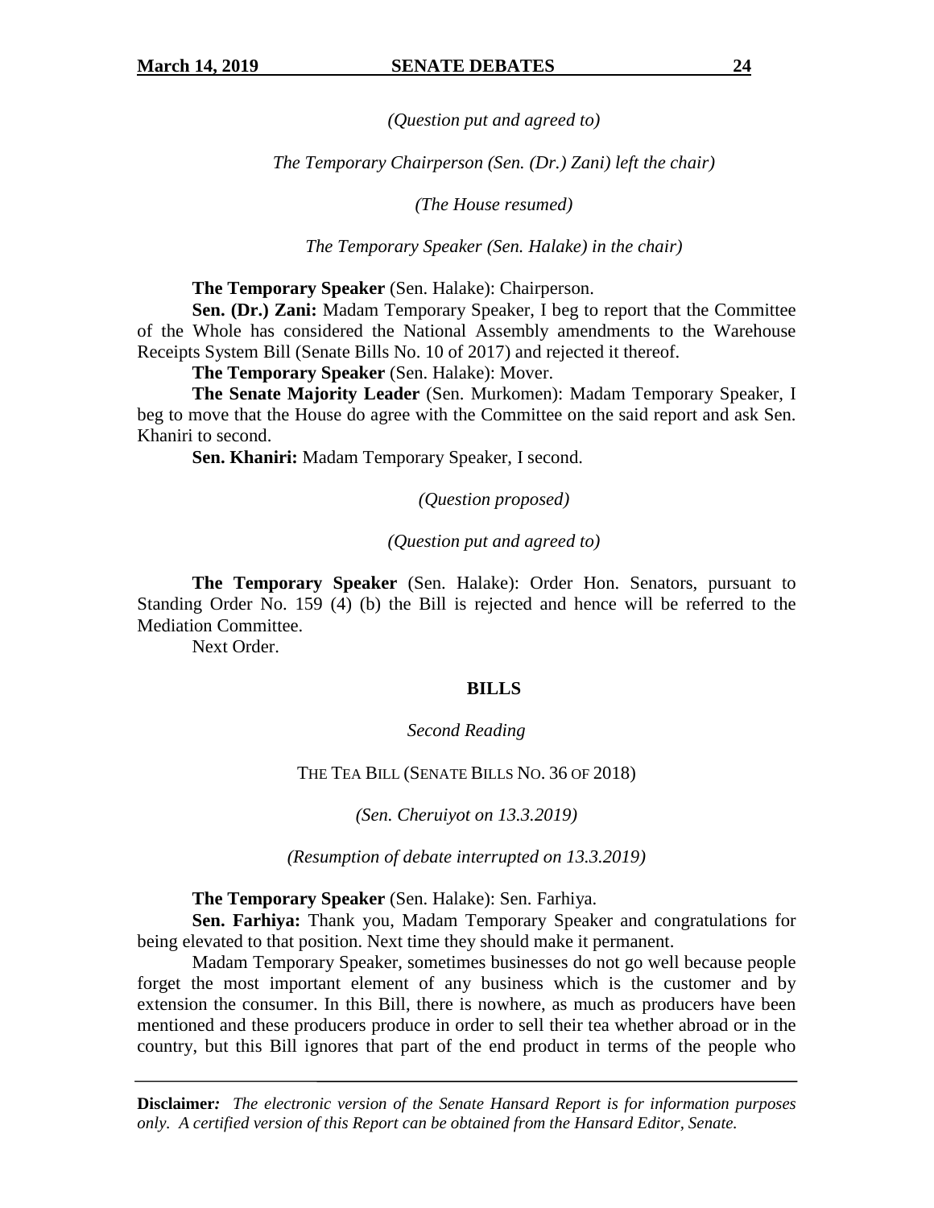*(Question put and agreed to)*

*The Temporary Chairperson (Sen. (Dr.) Zani) left the chair)*

*(The House resumed)*

*The Temporary Speaker (Sen. Halake) in the chair)*

**The Temporary Speaker** (Sen. Halake): Chairperson.

**Sen. (Dr.) Zani:** Madam Temporary Speaker, I beg to report that the Committee of the Whole has considered the National Assembly amendments to the Warehouse Receipts System Bill (Senate Bills No. 10 of 2017) and rejected it thereof.

**The Temporary Speaker** (Sen. Halake): Mover.

**The Senate Majority Leader** (Sen. Murkomen): Madam Temporary Speaker, I beg to move that the House do agree with the Committee on the said report and ask Sen. Khaniri to second.

**Sen. Khaniri:** Madam Temporary Speaker, I second.

*(Question proposed)*

*(Question put and agreed to)*

**The Temporary Speaker** (Sen. Halake): Order Hon. Senators, pursuant to Standing Order No. 159 (4) (b) the Bill is rejected and hence will be referred to the Mediation Committee.

Next Order.

## BILLS

*Second Reading*

THE TEA BILL (SENATE BILLS NO. 36 OF 2018)

*(Sen. Cheruiyot on 13.3.2019)*

*(Resumption of debate interrupted on 13.3.2019)*

**The Temporary Speaker** (Sen. Halake): Sen. Farhiya.

**Sen. Farhiya:** Thank you, Madam Temporary Speaker and congratulations for being elevated to that position. Next time they should make it permanent.

Madam Temporary Speaker, sometimes businesses do not go well because people forget the most important element of any business which is the customer and by extension the consumer. In this Bill, there is nowhere, as much as producers have been mentioned and these producers produce in order to sell their tea whether abroad or in the country, but this Bill ignores that part of the end product in terms of the people who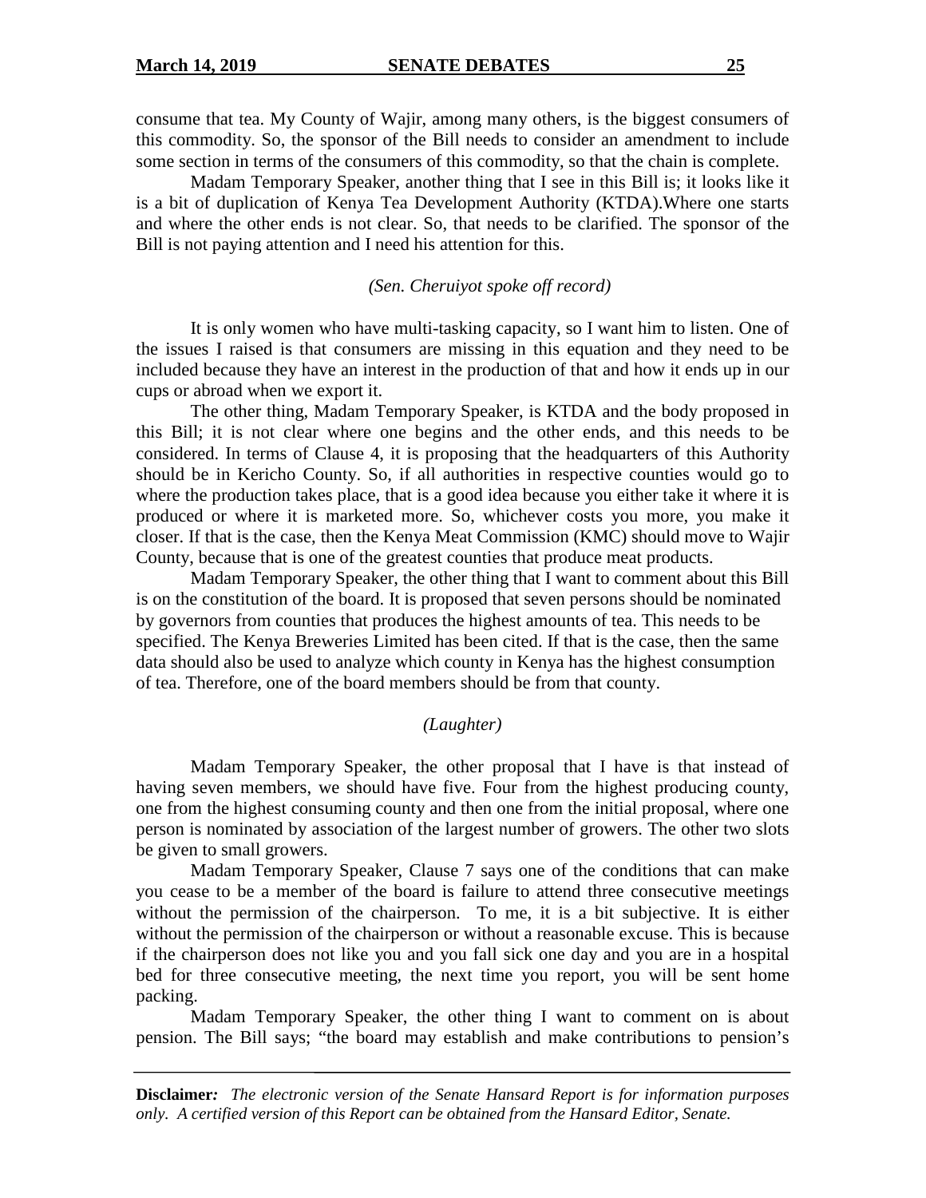consume that tea. My County of Wajir, among many others, is the biggest consumers of this commodity. So, the sponsor of the Bill needs to consider an amendment to include some section in terms of the consumers of this commodity, so that the chain is complete.

Madam Temporary Speaker, another thing that I see in this Bill is; it looks like it is a bit of duplication of Kenya Tea Development Authority (KTDA).Where one starts and where the other ends is not clear. So, that needs to be clarified. The sponsor of the Bill is not paying attention and I need his attention for this.

*(Sen. Cheruiyot spoke off record)*

It is only women who have multi-tasking capacity, so I want him to listen. One of the issues I raised is that consumers are missing in this equation and they need to be included because they have an interest in the production of that and how it ends up in our cups or abroad when we export it.

The other thing, Madam Temporary Speaker, is KTDA and the body proposed in this Bill; it is not clear where one begins and the other ends, and this needs to be considered. In terms of Clause 4, it is proposing that the headquarters of this Authority should be in Kericho County. So, if all authorities in respective counties would go to where the production takes place, that is a good idea because you either take it where it is produced or where it is marketed more. So, whichever costs you more, you make it closer. If that is the case, then the Kenya Meat Commission (KMC) should move to Wajir County, because that is one of the greatest counties that produce meat products.

Madam Temporary Speaker, the other thing that I want to comment about this Bill is on the constitution of the board. It is proposed that seven persons should be nominated by governors from counties that produces the highest amounts of tea. This needs to be specified. The Kenya Breweries Limited has been cited. If that is the case, then the same data should also be used to analyze which county in Kenya has the highest consumption of tea. Therefore, one of the board members should be from that county.

*(Laughter)*

Madam Temporary Speaker, the other proposal that I have is that instead of having seven members, we should have five. Four from the highest producing county, one from the highest consuming county and then one from the initial proposal, where one person is nominated by association of the largest number of growers. The other two slots be given to small growers.

Madam Temporary Speaker, Clause 7 says one of the conditions that can make you cease to be a member of the board is failure to attend three consecutive meetings without the permission of the chairperson. To me, it is a bit subjective. It is either without the permission of the chairperson or without a reasonable excuse. This is because if the chairperson does not like you and you fall sick one day and you are in a hospital bed for three consecutive meeting, the next time you report, you will be sent home packing.

Madam Temporary Speaker, the other thing I want to comment on is about pension. The Bill says; "the board may establish and make contributions to pension's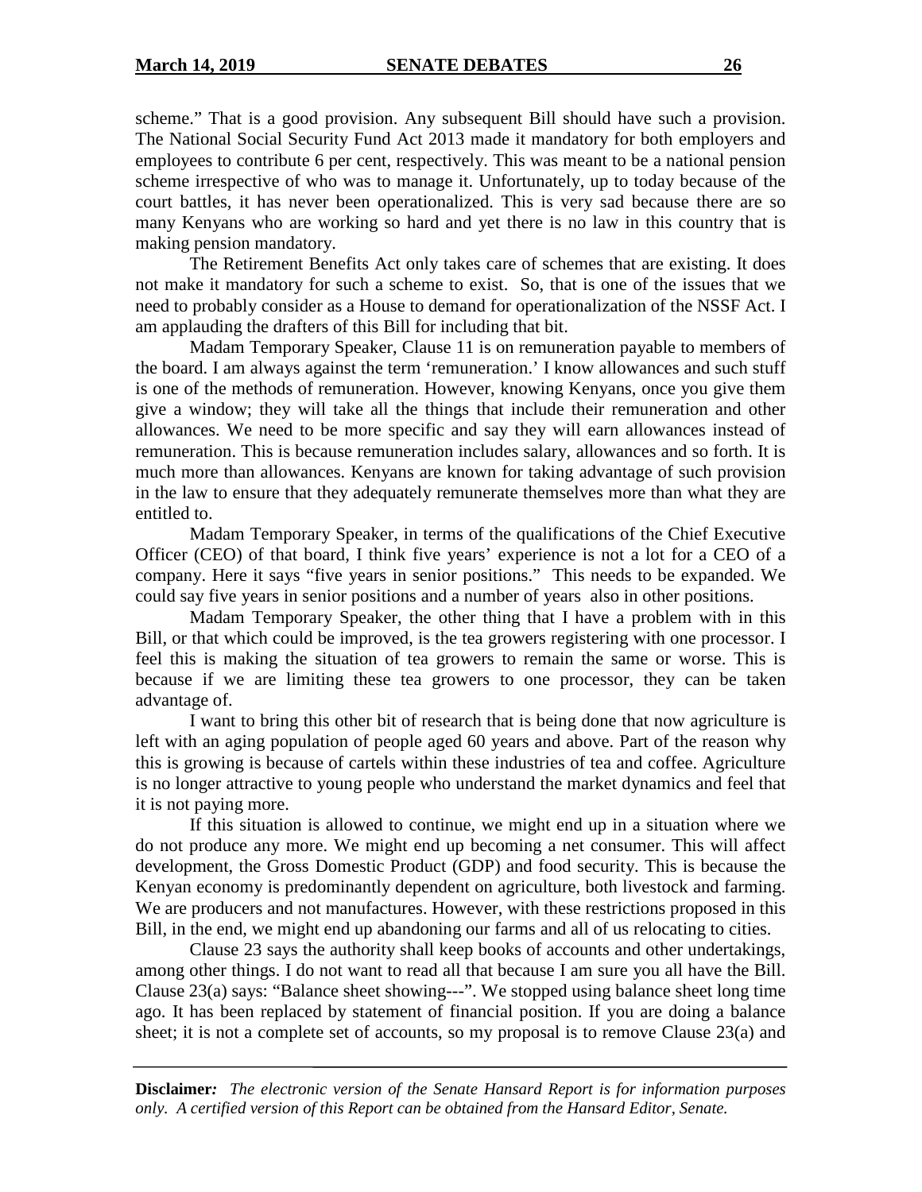scheme." That is a good provision. Any subsequent Bill should have such a provision. The National Social Security Fund Act 2013 made it mandatory for both employers and employees to contribute 6 per cent, respectively. This was meant to be a national pension scheme irrespective of who was to manage it. Unfortunately, up to today because of the court battles, it has never been operationalized. This is very sad because there are so many Kenyans who are working so hard and yet there is no law in this country that is making pension mandatory.

The Retirement Benefits Act only takes care of schemes that are existing. It does not make it mandatory for such a scheme to exist. So, that is one of the issues that we need to probably consider as a House to demand for operationalization of the NSSF Act. I am applauding the drafters of this Bill for including that bit.

Madam Temporary Speaker, Clause 11 is on remuneration payable to members of the board. I am always against the term 'remuneration.' I know allowances and such stuff is one of the methods of remuneration. However, knowing Kenyans, once you give them give a window; they will take all the things that include their remuneration and other allowances. We need to be more specific and say they will earn allowances instead of remuneration. This is because remuneration includes salary, allowances and so forth. It is much more than allowances. Kenyans are known for taking advantage of such provision in the law to ensure that they adequately remunerate themselves more than what they are entitled to.

Madam Temporary Speaker, in terms of the qualifications of the Chief Executive Officer (CEO) of that board, I think five years' experience is not a lot for a CEO of a company. Here it says "five years in senior positions." This needs to be expanded. We could say five years in senior positions and a number of years also in other positions.

Madam Temporary Speaker, the other thing that I have a problem with in this Bill, or that which could be improved, is the tea growers registering with one processor. I feel this is making the situation of tea growers to remain the same or worse. This is because if we are limiting these tea growers to one processor, they can be taken advantage of.

I want to bring this other bit of research that is being done that now agriculture is left with an aging population of people aged 60 years and above. Part of the reason why this is growing is because of cartels within these industries of tea and coffee. Agriculture is no longer attractive to young people who understand the market dynamics and feel that it is not paying more.

If this situation is allowed to continue, we might end up in a situation where we do not produce any more. We might end up becoming a net consumer. This will affect development, the Gross Domestic Product (GDP) and food security. This is because the Kenyan economy is predominantly dependent on agriculture, both livestock and farming. We are producers and not manufactures. However, with these restrictions proposed in this Bill, in the end, we might end up abandoning our farms and all of us relocating to cities.

Clause 23 says the authority shall keep books of accounts and other undertakings, among other things. I do not want to read all that because I am sure you all have the Bill. Clause 23(a) says: "Balance sheet showing---". We stopped using balance sheet long time ago. It has been replaced by statement of financial position. If you are doing a balance sheet; it is not a complete set of accounts, so my proposal is to remove Clause 23(a) and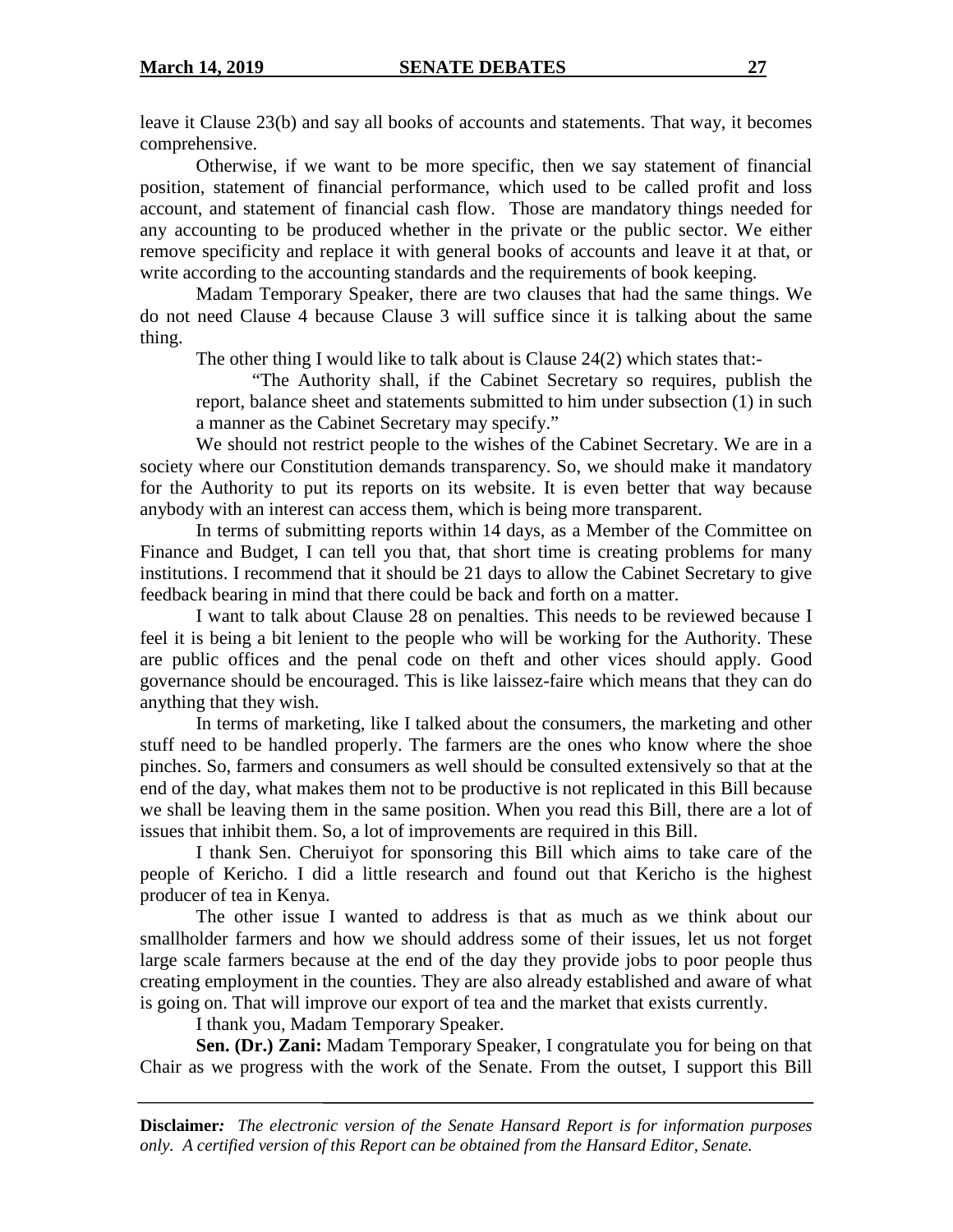leave it Clause 23(b) and say all books of accounts and statements. That way, it becomes comprehensive.

Otherwise, if we want to be more specific, then we say statement of financial position, statement of financial performance, which used to be called profit and loss account, and statement of financial cash flow. Those are mandatory things needed for any accounting to be produced whether in the private or the public sector. We either remove specificity and replace it with general books of accounts and leave it at that, or write according to the accounting standards and the requirements of book keeping.

Madam Temporary Speaker, there are two clauses that had the same things. We do not need Clause 4 because Clause 3 will suffice since it is talking about the same thing.

The other thing I would like to talk about is Clause 24(2) which states that:-

> "The Authority shall, if the Cabinet Secretary so requires, publish the report, balance sheet and statements submitted to him under subsection (1) in such a manner as the Cabinet Secretary may specify."

We should not restrict people to the wishes of the Cabinet Secretary. We are in a society where our Constitution demands transparency. So, we should make it mandatory for the Authority to put its reports on its website. It is even better that way because anybody with an interest can access them, which is being more transparent.

In terms of submitting reports within 14 days, as a Member of the Committee on Finance and Budget, I can tell you that, that short time is creating problems for many institutions. I recommend that it should be 21 days to allow the Cabinet Secretary to give feedback bearing in mind that there could be back and forth on a matter.

I want to talk about Clause 28 on penalties. This needs to be reviewed because I feel it is being a bit lenient to the people who will be working for the Authority. These are public offices and the penal code on theft and other vices should apply. Good governance should be encouraged. This is like laissez-faire which means that they can do anything that they wish.

In terms of marketing, like I talked about the consumers, the marketing and other stuff need to be handled properly. The farmers are the ones who know where the shoe pinches. So, farmers and consumers as well should be consulted extensively so that at the end of the day, what makes them not to be productive is not replicated in this Bill because we shall be leaving them in the same position. When you read this Bill, there are a lot of issues that inhibit them. So, a lot of improvements are required in this Bill.

I thank Sen. Cheruiyot for sponsoring this Bill which aims to take care of the people of Kericho. I did a little research and found out that Kericho is the highest producer of tea in Kenya.

The other issue I wanted to address is that as much as we think about our smallholder farmers and how we should address some of their issues, let us not forget large scale farmers because at the end of the day they provide jobs to poor people thus creating employment in the counties. They are also already established and aware of what is going on. That will improve our export of tea and the market that exists currently.

I thank you, Madam Temporary Speaker.

**Sen. (Dr.) Zani:** Madam Temporary Speaker, I congratulate you for being on that Chair as we progress with the work of the Senate. From the outset, I support this Bill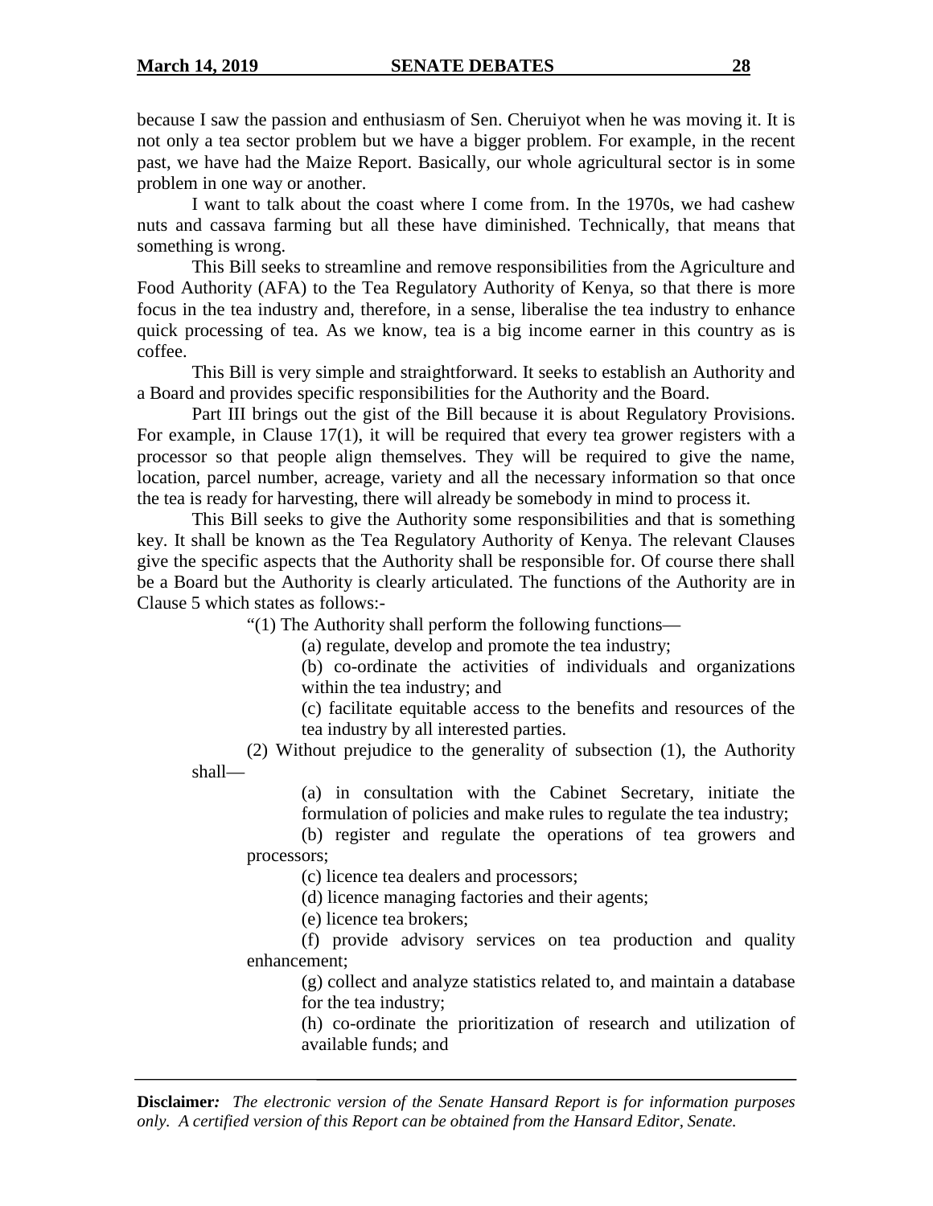because I saw the passion and enthusiasm of Sen. Cheruiyot when he was moving it. It is not only a tea sector problem but we have a bigger problem. For example, in the recent past, we have had the Maize Report. Basically, our whole agricultural sector is in some problem in one way or another.

I want to talk about the coast where I come from. In the 1970s, we had cashew nuts and cassava farming but all these have diminished. Technically, that means that something is wrong.

This Bill seeks to streamline and remove responsibilities from the Agriculture and Food Authority (AFA) to the Tea Regulatory Authority of Kenya, so that there is more focus in the tea industry and, therefore, in a sense, liberalise the tea industry to enhance quick processing of tea. As we know, tea is a big income earner in this country as is coffee.

This Bill is very simple and straightforward. It seeks to establish an Authority and a Board and provides specific responsibilities for the Authority and the Board.

Part III brings out the gist of the Bill because it is about Regulatory Provisions. For example, in Clause 17(1), it will be required that every tea grower registers with a processor so that people align themselves. They will be required to give the name, location, parcel number, acreage, variety and all the necessary information so that once the tea is ready for harvesting, there will already be somebody in mind to process it.

This Bill seeks to give the Authority some responsibilities and that is something key. It shall be known as the Tea Regulatory Authority of Kenya. The relevant Clauses give the specific aspects that the Authority shall be responsible for. Of course there shall be a Board but the Authority is clearly articulated. The functions of the Authority are in Clause 5 which states as follows:-

> "(1) The Authority shall perform the following functions—
>
> (a) regulate, develop and promote the tea industry;
>
> (b) co-ordinate the activities of individuals and organizations within the tea industry; and
>
> (c) facilitate equitable access to the benefits and resources of the tea industry by all interested parties.
>
> (2) Without prejudice to the generality of subsection (1), the Authority shall—
>
> (a) in consultation with the Cabinet Secretary, initiate the formulation of policies and make rules to regulate the tea industry;
>
> (b) register and regulate the operations of tea growers and processors;
>
> (c) licence tea dealers and processors;
>
> (d) licence managing factories and their agents;
>
> (e) licence tea brokers;
>
> (f) provide advisory services on tea production and quality enhancement;
>
> (g) collect and analyze statistics related to, and maintain a database for the tea industry;
>
> (h) co-ordinate the prioritization of research and utilization of available funds; and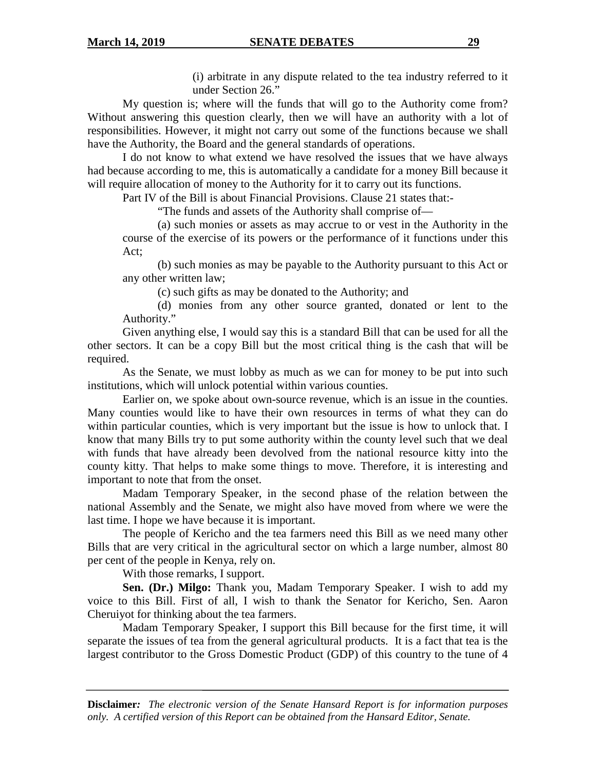(i) arbitrate in any dispute related to the tea industry referred to it under Section 26."

My question is; where will the funds that will go to the Authority come from? Without answering this question clearly, then we will have an authority with a lot of responsibilities. However, it might not carry out some of the functions because we shall have the Authority, the Board and the general standards of operations.

I do not know to what extend we have resolved the issues that we have always had because according to me, this is automatically a candidate for a money Bill because it will require allocation of money to the Authority for it to carry out its functions.

Part IV of the Bill is about Financial Provisions. Clause 21 states that:-

"The funds and assets of the Authority shall comprise of—

(a) such monies or assets as may accrue to or vest in the Authority in the course of the exercise of its powers or the performance of it functions under this Act;

(b) such monies as may be payable to the Authority pursuant to this Act or any other written law;

(c) such gifts as may be donated to the Authority; and

(d) monies from any other source granted, donated or lent to the Authority."

Given anything else, I would say this is a standard Bill that can be used for all the other sectors. It can be a copy Bill but the most critical thing is the cash that will be required.

As the Senate, we must lobby as much as we can for money to be put into such institutions, which will unlock potential within various counties.

Earlier on, we spoke about own-source revenue, which is an issue in the counties. Many counties would like to have their own resources in terms of what they can do within particular counties, which is very important but the issue is how to unlock that. I know that many Bills try to put some authority within the county level such that we deal with funds that have already been devolved from the national resource kitty into the county kitty. That helps to make some things to move. Therefore, it is interesting and important to note that from the onset.

Madam Temporary Speaker, in the second phase of the relation between the national Assembly and the Senate, we might also have moved from where we were the last time. I hope we have because it is important.

The people of Kericho and the tea farmers need this Bill as we need many other Bills that are very critical in the agricultural sector on which a large number, almost 80 per cent of the people in Kenya, rely on.

With those remarks, I support.

**Sen. (Dr.) Milgo:** Thank you, Madam Temporary Speaker. I wish to add my voice to this Bill. First of all, I wish to thank the Senator for Kericho, Sen. Aaron Cheruiyot for thinking about the tea farmers.

Madam Temporary Speaker, I support this Bill because for the first time, it will separate the issues of tea from the general agricultural products. It is a fact that tea is the largest contributor to the Gross Domestic Product (GDP) of this country to the tune of 4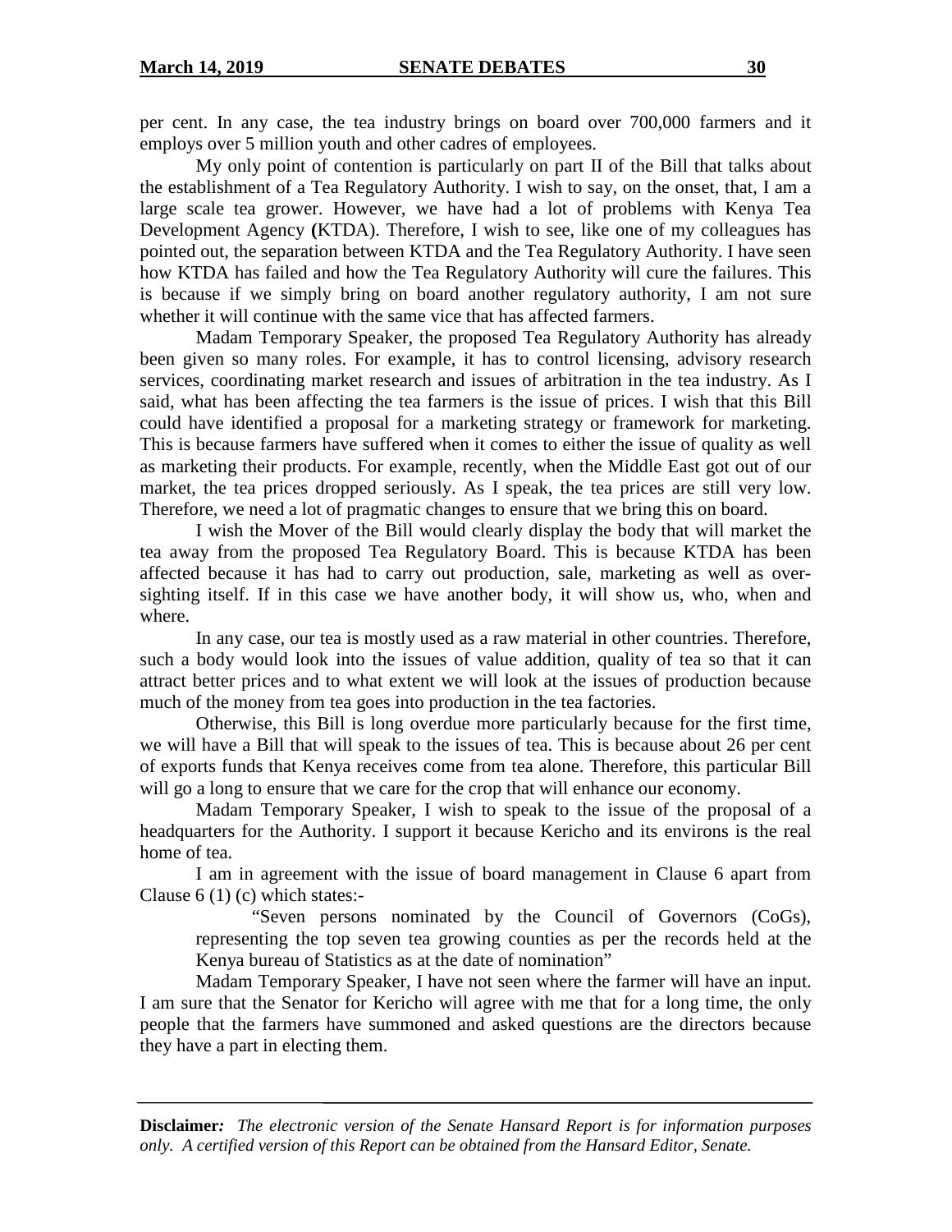per cent. In any case, the tea industry brings on board over 700,000 farmers and it employs over 5 million youth and other cadres of employees.

My only point of contention is particularly on part II of the Bill that talks about the establishment of a Tea Regulatory Authority. I wish to say, on the onset, that, I am a large scale tea grower. However, we have had a lot of problems with Kenya Tea Development Agency **(**KTDA). Therefore, I wish to see, like one of my colleagues has pointed out, the separation between KTDA and the Tea Regulatory Authority. I have seen how KTDA has failed and how the Tea Regulatory Authority will cure the failures. This is because if we simply bring on board another regulatory authority, I am not sure whether it will continue with the same vice that has affected farmers.

Madam Temporary Speaker, the proposed Tea Regulatory Authority has already been given so many roles. For example, it has to control licensing, advisory research services, coordinating market research and issues of arbitration in the tea industry. As I said, what has been affecting the tea farmers is the issue of prices. I wish that this Bill could have identified a proposal for a marketing strategy or framework for marketing. This is because farmers have suffered when it comes to either the issue of quality as well as marketing their products. For example, recently, when the Middle East got out of our market, the tea prices dropped seriously. As I speak, the tea prices are still very low. Therefore, we need a lot of pragmatic changes to ensure that we bring this on board.

I wish the Mover of the Bill would clearly display the body that will market the tea away from the proposed Tea Regulatory Board. This is because KTDA has been affected because it has had to carry out production, sale, marketing as well as oversighting itself. If in this case we have another body, it will show us, who, when and where.

In any case, our tea is mostly used as a raw material in other countries. Therefore, such a body would look into the issues of value addition, quality of tea so that it can attract better prices and to what extent we will look at the issues of production because much of the money from tea goes into production in the tea factories.

Otherwise, this Bill is long overdue more particularly because for the first time, we will have a Bill that will speak to the issues of tea. This is because about 26 per cent of exports funds that Kenya receives come from tea alone. Therefore, this particular Bill will go a long to ensure that we care for the crop that will enhance our economy.

Madam Temporary Speaker, I wish to speak to the issue of the proposal of a headquarters for the Authority. I support it because Kericho and its environs is the real home of tea.

I am in agreement with the issue of board management in Clause 6 apart from Clause 6 (1) (c) which states:-

> "Seven persons nominated by the Council of Governors (CoGs), representing the top seven tea growing counties as per the records held at the Kenya bureau of Statistics as at the date of nomination"

Madam Temporary Speaker, I have not seen where the farmer will have an input. I am sure that the Senator for Kericho will agree with me that for a long time, the only people that the farmers have summoned and asked questions are the directors because they have a part in electing them.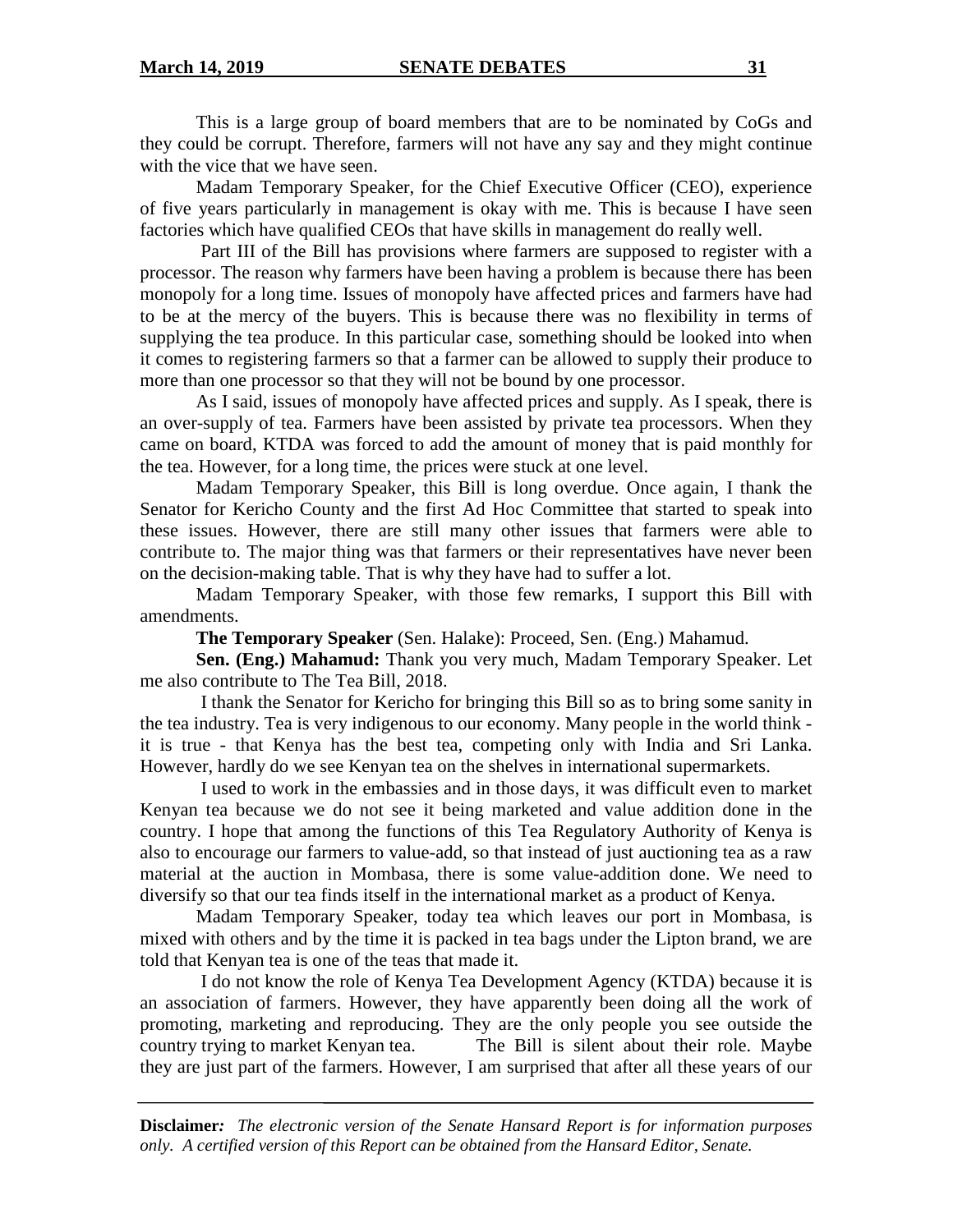This is a large group of board members that are to be nominated by CoGs and they could be corrupt. Therefore, farmers will not have any say and they might continue with the vice that we have seen.

Madam Temporary Speaker, for the Chief Executive Officer (CEO), experience of five years particularly in management is okay with me. This is because I have seen factories which have qualified CEOs that have skills in management do really well.

Part III of the Bill has provisions where farmers are supposed to register with a processor. The reason why farmers have been having a problem is because there has been monopoly for a long time. Issues of monopoly have affected prices and farmers have had to be at the mercy of the buyers. This is because there was no flexibility in terms of supplying the tea produce. In this particular case, something should be looked into when it comes to registering farmers so that a farmer can be allowed to supply their produce to more than one processor so that they will not be bound by one processor.

As I said, issues of monopoly have affected prices and supply. As I speak, there is an over-supply of tea. Farmers have been assisted by private tea processors. When they came on board, KTDA was forced to add the amount of money that is paid monthly for the tea. However, for a long time, the prices were stuck at one level.

Madam Temporary Speaker, this Bill is long overdue. Once again, I thank the Senator for Kericho County and the first Ad Hoc Committee that started to speak into these issues. However, there are still many other issues that farmers were able to contribute to. The major thing was that farmers or their representatives have never been on the decision-making table. That is why they have had to suffer a lot.

Madam Temporary Speaker, with those few remarks, I support this Bill with amendments.

**The Temporary Speaker** (Sen. Halake): Proceed, Sen. (Eng.) Mahamud.

**Sen. (Eng.) Mahamud:** Thank you very much, Madam Temporary Speaker. Let me also contribute to The Tea Bill, 2018.

I thank the Senator for Kericho for bringing this Bill so as to bring some sanity in the tea industry. Tea is very indigenous to our economy. Many people in the world think - it is true - that Kenya has the best tea, competing only with India and Sri Lanka. However, hardly do we see Kenyan tea on the shelves in international supermarkets.

I used to work in the embassies and in those days, it was difficult even to market Kenyan tea because we do not see it being marketed and value addition done in the country. I hope that among the functions of this Tea Regulatory Authority of Kenya is also to encourage our farmers to value-add, so that instead of just auctioning tea as a raw material at the auction in Mombasa, there is some value-addition done. We need to diversify so that our tea finds itself in the international market as a product of Kenya.

Madam Temporary Speaker, today tea which leaves our port in Mombasa, is mixed with others and by the time it is packed in tea bags under the Lipton brand, we are told that Kenyan tea is one of the teas that made it.

I do not know the role of Kenya Tea Development Agency (KTDA) because it is an association of farmers. However, they have apparently been doing all the work of promoting, marketing and reproducing. They are the only people you see outside the country trying to market Kenyan tea. The Bill is silent about their role. Maybe they are just part of the farmers. However, I am surprised that after all these years of our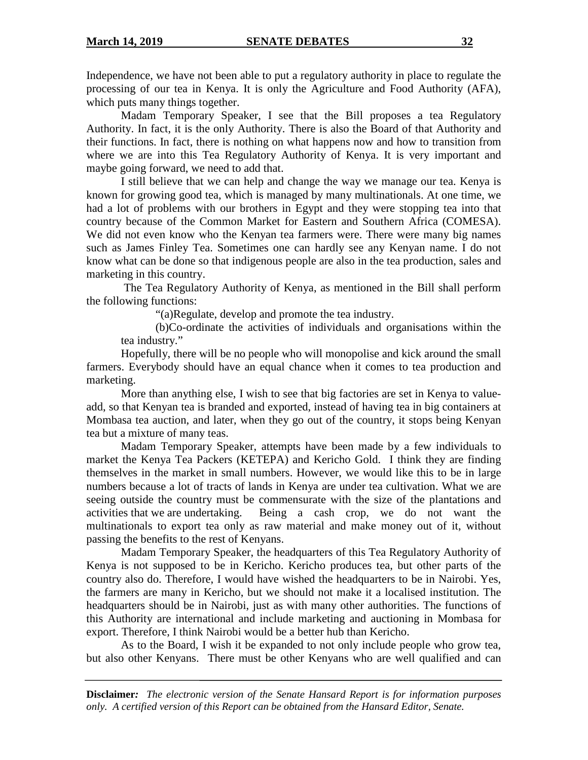Independence, we have not been able to put a regulatory authority in place to regulate the processing of our tea in Kenya. It is only the Agriculture and Food Authority (AFA), which puts many things together.

Madam Temporary Speaker, I see that the Bill proposes a tea Regulatory Authority. In fact, it is the only Authority. There is also the Board of that Authority and their functions. In fact, there is nothing on what happens now and how to transition from where we are into this Tea Regulatory Authority of Kenya. It is very important and maybe going forward, we need to add that.

I still believe that we can help and change the way we manage our tea. Kenya is known for growing good tea, which is managed by many multinationals. At one time, we had a lot of problems with our brothers in Egypt and they were stopping tea into that country because of the Common Market for Eastern and Southern Africa (COMESA). We did not even know who the Kenyan tea farmers were. There were many big names such as James Finley Tea. Sometimes one can hardly see any Kenyan name. I do not know what can be done so that indigenous people are also in the tea production, sales and marketing in this country.

The Tea Regulatory Authority of Kenya, as mentioned in the Bill shall perform the following functions:

> "(a)Regulate, develop and promote the tea industry.
>
> (b)Co-ordinate the activities of individuals and organisations within the tea industry."

Hopefully, there will be no people who will monopolise and kick around the small farmers. Everybody should have an equal chance when it comes to tea production and marketing.

More than anything else, I wish to see that big factories are set in Kenya to value-add, so that Kenyan tea is branded and exported, instead of having tea in big containers at Mombasa tea auction, and later, when they go out of the country, it stops being Kenyan tea but a mixture of many teas.

Madam Temporary Speaker, attempts have been made by a few individuals to market the Kenya Tea Packers (KETEPA) and Kericho Gold. I think they are finding themselves in the market in small numbers. However, we would like this to be in large numbers because a lot of tracts of lands in Kenya are under tea cultivation. What we are seeing outside the country must be commensurate with the size of the plantations and activities that we are undertaking. Being a cash crop, we do not want the multinationals to export tea only as raw material and make money out of it, without passing the benefits to the rest of Kenyans.

Madam Temporary Speaker, the headquarters of this Tea Regulatory Authority of Kenya is not supposed to be in Kericho. Kericho produces tea, but other parts of the country also do. Therefore, I would have wished the headquarters to be in Nairobi. Yes, the farmers are many in Kericho, but we should not make it a localised institution. The headquarters should be in Nairobi, just as with many other authorities. The functions of this Authority are international and include marketing and auctioning in Mombasa for export. Therefore, I think Nairobi would be a better hub than Kericho.

As to the Board, I wish it be expanded to not only include people who grow tea, but also other Kenyans. There must be other Kenyans who are well qualified and can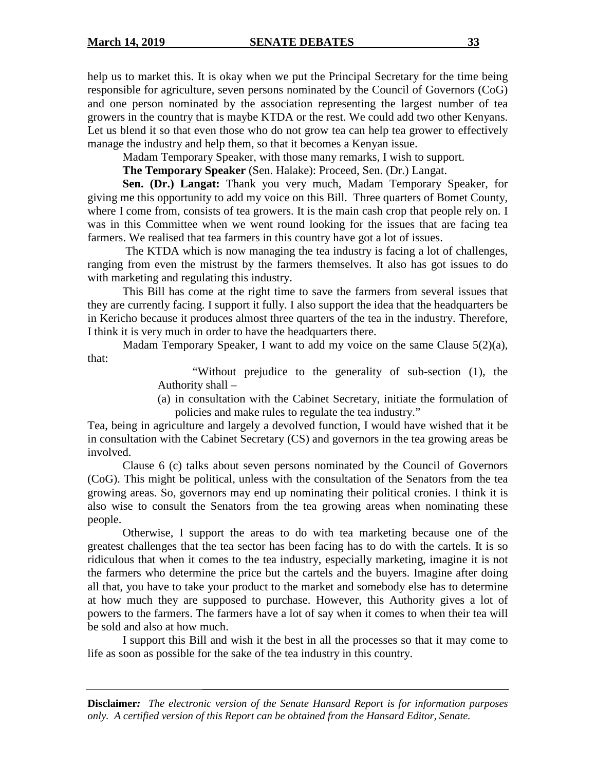help us to market this. It is okay when we put the Principal Secretary for the time being responsible for agriculture, seven persons nominated by the Council of Governors (CoG) and one person nominated by the association representing the largest number of tea growers in the country that is maybe KTDA or the rest. We could add two other Kenyans. Let us blend it so that even those who do not grow tea can help tea grower to effectively manage the industry and help them, so that it becomes a Kenyan issue.

Madam Temporary Speaker, with those many remarks, I wish to support.

**The Temporary Speaker** (Sen. Halake): Proceed, Sen. (Dr.) Langat.

**Sen. (Dr.) Langat:** Thank you very much, Madam Temporary Speaker, for giving me this opportunity to add my voice on this Bill. Three quarters of Bomet County, where I come from, consists of tea growers. It is the main cash crop that people rely on. I was in this Committee when we went round looking for the issues that are facing tea farmers. We realised that tea farmers in this country have got a lot of issues.

The KTDA which is now managing the tea industry is facing a lot of challenges, ranging from even the mistrust by the farmers themselves. It also has got issues to do with marketing and regulating this industry.

This Bill has come at the right time to save the farmers from several issues that they are currently facing. I support it fully. I also support the idea that the headquarters be in Kericho because it produces almost three quarters of the tea in the industry. Therefore, I think it is very much in order to have the headquarters there.

Madam Temporary Speaker, I want to add my voice on the same Clause 5(2)(a), that:

> "Without prejudice to the generality of sub-section (1), the Authority shall –
>
> (a) in consultation with the Cabinet Secretary, initiate the formulation of policies and make rules to regulate the tea industry."

Tea, being in agriculture and largely a devolved function, I would have wished that it be in consultation with the Cabinet Secretary (CS) and governors in the tea growing areas be involved.

Clause 6 (c) talks about seven persons nominated by the Council of Governors (CoG). This might be political, unless with the consultation of the Senators from the tea growing areas. So, governors may end up nominating their political cronies. I think it is also wise to consult the Senators from the tea growing areas when nominating these people.

Otherwise, I support the areas to do with tea marketing because one of the greatest challenges that the tea sector has been facing has to do with the cartels. It is so ridiculous that when it comes to the tea industry, especially marketing, imagine it is not the farmers who determine the price but the cartels and the buyers. Imagine after doing all that, you have to take your product to the market and somebody else has to determine at how much they are supposed to purchase. However, this Authority gives a lot of powers to the farmers. The farmers have a lot of say when it comes to when their tea will be sold and also at how much.

I support this Bill and wish it the best in all the processes so that it may come to life as soon as possible for the sake of the tea industry in this country.

**Disclaimer:** *The electronic version of the Senate Hansard Report is for information purposes only. A certified version of this Report can be obtained from the Hansard Editor, Senate.*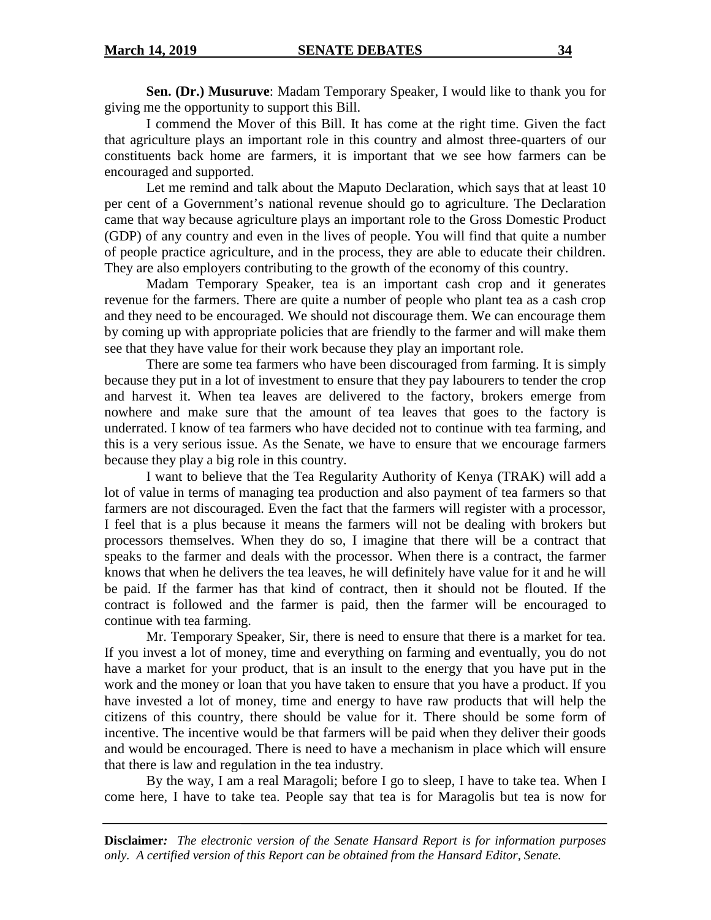**Sen. (Dr.) Musuruve**: Madam Temporary Speaker, I would like to thank you for giving me the opportunity to support this Bill.

I commend the Mover of this Bill. It has come at the right time. Given the fact that agriculture plays an important role in this country and almost three-quarters of our constituents back home are farmers, it is important that we see how farmers can be encouraged and supported.

Let me remind and talk about the Maputo Declaration, which says that at least 10 per cent of a Government's national revenue should go to agriculture. The Declaration came that way because agriculture plays an important role to the Gross Domestic Product (GDP) of any country and even in the lives of people. You will find that quite a number of people practice agriculture, and in the process, they are able to educate their children. They are also employers contributing to the growth of the economy of this country.

Madam Temporary Speaker, tea is an important cash crop and it generates revenue for the farmers. There are quite a number of people who plant tea as a cash crop and they need to be encouraged. We should not discourage them. We can encourage them by coming up with appropriate policies that are friendly to the farmer and will make them see that they have value for their work because they play an important role.

There are some tea farmers who have been discouraged from farming. It is simply because they put in a lot of investment to ensure that they pay labourers to tender the crop and harvest it. When tea leaves are delivered to the factory, brokers emerge from nowhere and make sure that the amount of tea leaves that goes to the factory is underrated. I know of tea farmers who have decided not to continue with tea farming, and this is a very serious issue. As the Senate, we have to ensure that we encourage farmers because they play a big role in this country.

I want to believe that the Tea Regularity Authority of Kenya (TRAK) will add a lot of value in terms of managing tea production and also payment of tea farmers so that farmers are not discouraged. Even the fact that the farmers will register with a processor, I feel that is a plus because it means the farmers will not be dealing with brokers but processors themselves. When they do so, I imagine that there will be a contract that speaks to the farmer and deals with the processor. When there is a contract, the farmer knows that when he delivers the tea leaves, he will definitely have value for it and he will be paid. If the farmer has that kind of contract, then it should not be flouted. If the contract is followed and the farmer is paid, then the farmer will be encouraged to continue with tea farming.

Mr. Temporary Speaker, Sir, there is need to ensure that there is a market for tea. If you invest a lot of money, time and everything on farming and eventually, you do not have a market for your product, that is an insult to the energy that you have put in the work and the money or loan that you have taken to ensure that you have a product. If you have invested a lot of money, time and energy to have raw products that will help the citizens of this country, there should be value for it. There should be some form of incentive. The incentive would be that farmers will be paid when they deliver their goods and would be encouraged. There is need to have a mechanism in place which will ensure that there is law and regulation in the tea industry.

By the way, I am a real Maragoli; before I go to sleep, I have to take tea. When I come here, I have to take tea. People say that tea is for Maragolis but tea is now for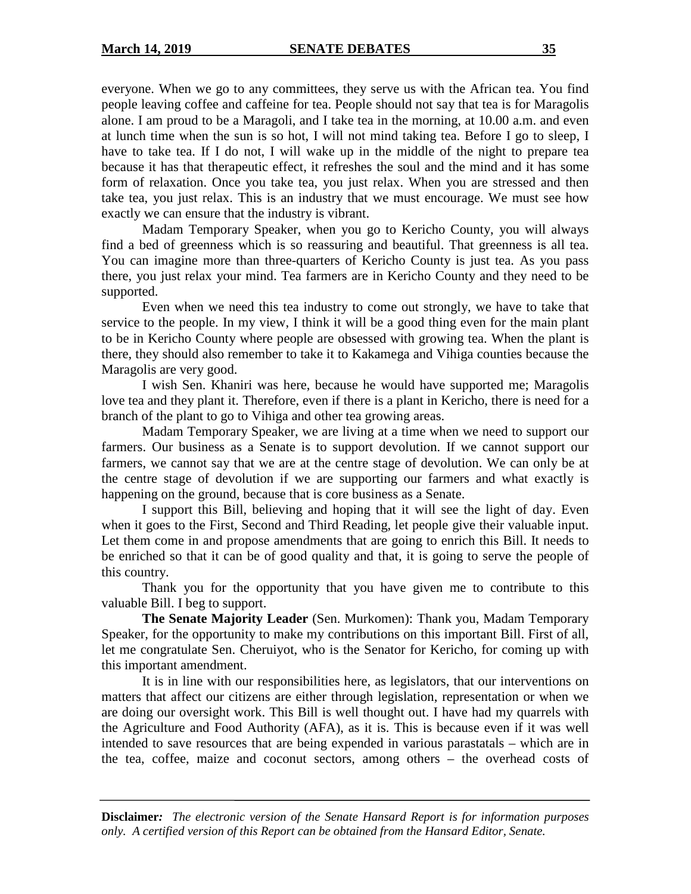everyone. When we go to any committees, they serve us with the African tea. You find people leaving coffee and caffeine for tea. People should not say that tea is for Maragolis alone. I am proud to be a Maragoli, and I take tea in the morning, at 10.00 a.m. and even at lunch time when the sun is so hot, I will not mind taking tea. Before I go to sleep, I have to take tea. If I do not, I will wake up in the middle of the night to prepare tea because it has that therapeutic effect, it refreshes the soul and the mind and it has some form of relaxation. Once you take tea, you just relax. When you are stressed and then take tea, you just relax. This is an industry that we must encourage. We must see how exactly we can ensure that the industry is vibrant.

Madam Temporary Speaker, when you go to Kericho County, you will always find a bed of greenness which is so reassuring and beautiful. That greenness is all tea. You can imagine more than three-quarters of Kericho County is just tea. As you pass there, you just relax your mind. Tea farmers are in Kericho County and they need to be supported.

Even when we need this tea industry to come out strongly, we have to take that service to the people. In my view, I think it will be a good thing even for the main plant to be in Kericho County where people are obsessed with growing tea. When the plant is there, they should also remember to take it to Kakamega and Vihiga counties because the Maragolis are very good.

I wish Sen. Khaniri was here, because he would have supported me; Maragolis love tea and they plant it. Therefore, even if there is a plant in Kericho, there is need for a branch of the plant to go to Vihiga and other tea growing areas.

Madam Temporary Speaker, we are living at a time when we need to support our farmers. Our business as a Senate is to support devolution. If we cannot support our farmers, we cannot say that we are at the centre stage of devolution. We can only be at the centre stage of devolution if we are supporting our farmers and what exactly is happening on the ground, because that is core business as a Senate.

I support this Bill, believing and hoping that it will see the light of day. Even when it goes to the First, Second and Third Reading, let people give their valuable input. Let them come in and propose amendments that are going to enrich this Bill. It needs to be enriched so that it can be of good quality and that, it is going to serve the people of this country.

Thank you for the opportunity that you have given me to contribute to this valuable Bill. I beg to support.

**The Senate Majority Leader** (Sen. Murkomen): Thank you, Madam Temporary Speaker, for the opportunity to make my contributions on this important Bill. First of all, let me congratulate Sen. Cheruiyot, who is the Senator for Kericho, for coming up with this important amendment.

It is in line with our responsibilities here, as legislators, that our interventions on matters that affect our citizens are either through legislation, representation or when we are doing our oversight work. This Bill is well thought out. I have had my quarrels with the Agriculture and Food Authority (AFA), as it is. This is because even if it was well intended to save resources that are being expended in various parastatals – which are in the tea, coffee, maize and coconut sectors, among others – the overhead costs of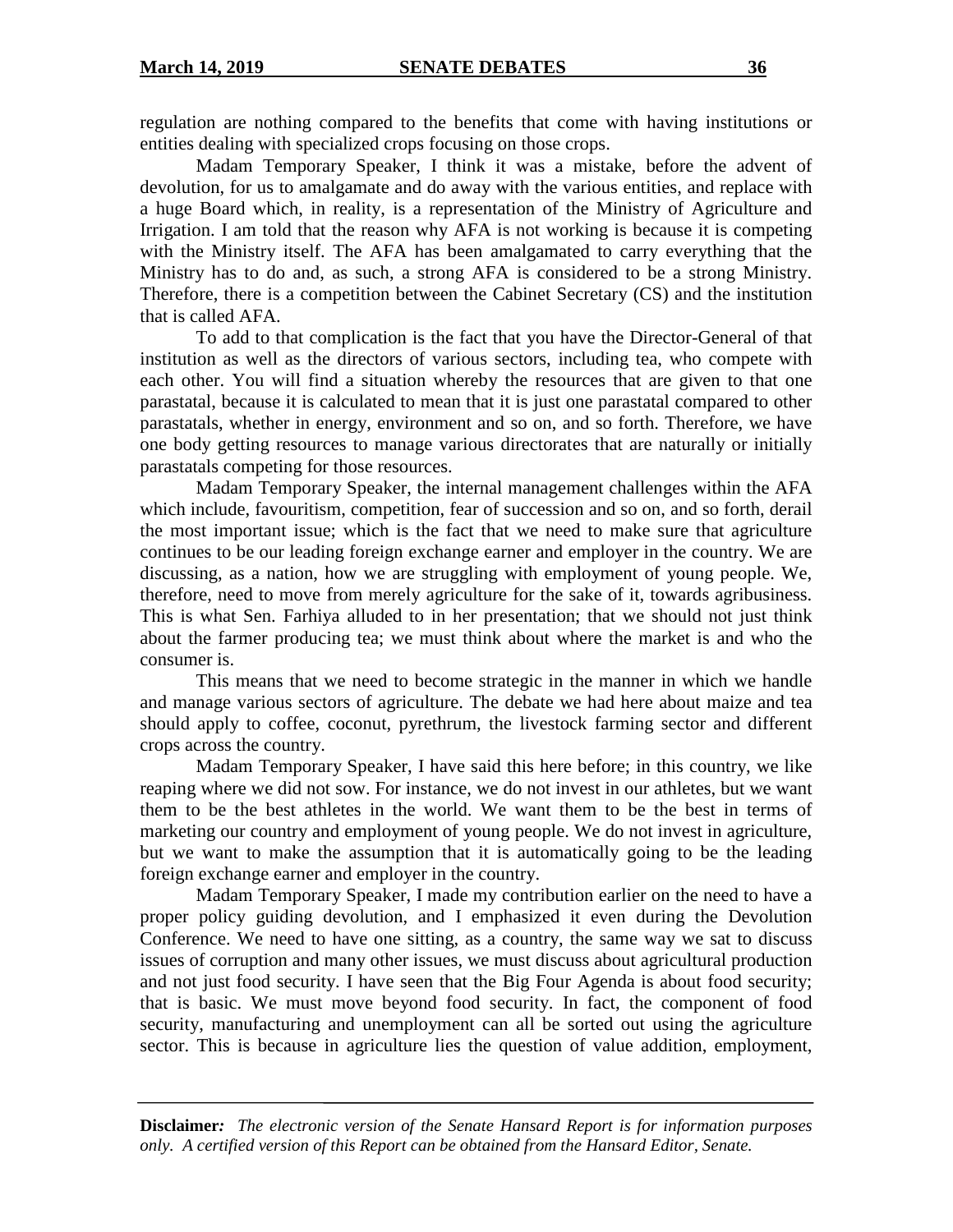regulation are nothing compared to the benefits that come with having institutions or entities dealing with specialized crops focusing on those crops.

Madam Temporary Speaker, I think it was a mistake, before the advent of devolution, for us to amalgamate and do away with the various entities, and replace with a huge Board which, in reality, is a representation of the Ministry of Agriculture and Irrigation. I am told that the reason why AFA is not working is because it is competing with the Ministry itself. The AFA has been amalgamated to carry everything that the Ministry has to do and, as such, a strong AFA is considered to be a strong Ministry. Therefore, there is a competition between the Cabinet Secretary (CS) and the institution that is called AFA.

To add to that complication is the fact that you have the Director-General of that institution as well as the directors of various sectors, including tea, who compete with each other. You will find a situation whereby the resources that are given to that one parastatal, because it is calculated to mean that it is just one parastatal compared to other parastatals, whether in energy, environment and so on, and so forth. Therefore, we have one body getting resources to manage various directorates that are naturally or initially parastatals competing for those resources.

Madam Temporary Speaker, the internal management challenges within the AFA which include, favouritism, competition, fear of succession and so on, and so forth, derail the most important issue; which is the fact that we need to make sure that agriculture continues to be our leading foreign exchange earner and employer in the country. We are discussing, as a nation, how we are struggling with employment of young people. We, therefore, need to move from merely agriculture for the sake of it, towards agribusiness. This is what Sen. Farhiya alluded to in her presentation; that we should not just think about the farmer producing tea; we must think about where the market is and who the consumer is.

This means that we need to become strategic in the manner in which we handle and manage various sectors of agriculture. The debate we had here about maize and tea should apply to coffee, coconut, pyrethrum, the livestock farming sector and different crops across the country.

Madam Temporary Speaker, I have said this here before; in this country, we like reaping where we did not sow. For instance, we do not invest in our athletes, but we want them to be the best athletes in the world. We want them to be the best in terms of marketing our country and employment of young people. We do not invest in agriculture, but we want to make the assumption that it is automatically going to be the leading foreign exchange earner and employer in the country.

Madam Temporary Speaker, I made my contribution earlier on the need to have a proper policy guiding devolution, and I emphasized it even during the Devolution Conference. We need to have one sitting, as a country, the same way we sat to discuss issues of corruption and many other issues, we must discuss about agricultural production and not just food security. I have seen that the Big Four Agenda is about food security; that is basic. We must move beyond food security. In fact, the component of food security, manufacturing and unemployment can all be sorted out using the agriculture sector. This is because in agriculture lies the question of value addition, employment,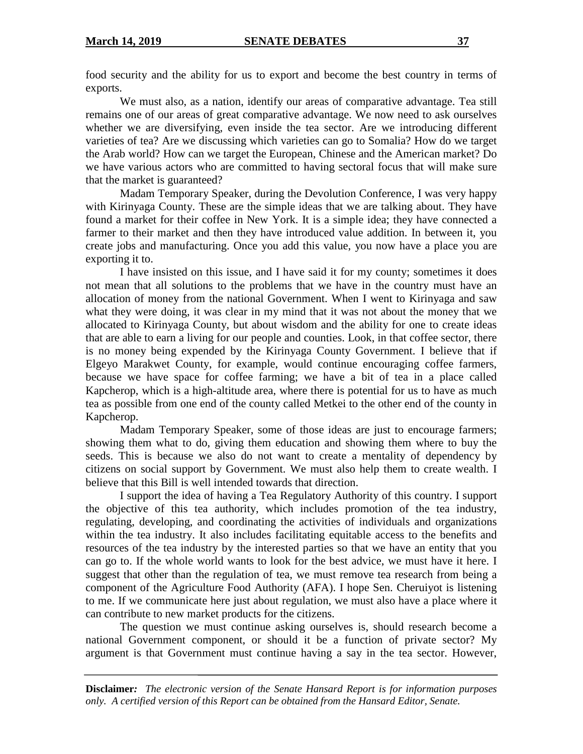food security and the ability for us to export and become the best country in terms of exports.

We must also, as a nation, identify our areas of comparative advantage. Tea still remains one of our areas of great comparative advantage. We now need to ask ourselves whether we are diversifying, even inside the tea sector. Are we introducing different varieties of tea? Are we discussing which varieties can go to Somalia? How do we target the Arab world? How can we target the European, Chinese and the American market? Do we have various actors who are committed to having sectoral focus that will make sure that the market is guaranteed?

Madam Temporary Speaker, during the Devolution Conference, I was very happy with Kirinyaga County. These are the simple ideas that we are talking about. They have found a market for their coffee in New York. It is a simple idea; they have connected a farmer to their market and then they have introduced value addition. In between it, you create jobs and manufacturing. Once you add this value, you now have a place you are exporting it to.

I have insisted on this issue, and I have said it for my county; sometimes it does not mean that all solutions to the problems that we have in the country must have an allocation of money from the national Government. When I went to Kirinyaga and saw what they were doing, it was clear in my mind that it was not about the money that we allocated to Kirinyaga County, but about wisdom and the ability for one to create ideas that are able to earn a living for our people and counties. Look, in that coffee sector, there is no money being expended by the Kirinyaga County Government. I believe that if Elgeyo Marakwet County, for example, would continue encouraging coffee farmers, because we have space for coffee farming; we have a bit of tea in a place called Kapcherop, which is a high-altitude area, where there is potential for us to have as much tea as possible from one end of the county called Metkei to the other end of the county in Kapcherop.

Madam Temporary Speaker, some of those ideas are just to encourage farmers; showing them what to do, giving them education and showing them where to buy the seeds. This is because we also do not want to create a mentality of dependency by citizens on social support by Government. We must also help them to create wealth. I believe that this Bill is well intended towards that direction.

I support the idea of having a Tea Regulatory Authority of this country. I support the objective of this tea authority, which includes promotion of the tea industry, regulating, developing, and coordinating the activities of individuals and organizations within the tea industry. It also includes facilitating equitable access to the benefits and resources of the tea industry by the interested parties so that we have an entity that you can go to. If the whole world wants to look for the best advice, we must have it here. I suggest that other than the regulation of tea, we must remove tea research from being a component of the Agriculture Food Authority (AFA). I hope Sen. Cheruiyot is listening to me. If we communicate here just about regulation, we must also have a place where it can contribute to new market products for the citizens.

The question we must continue asking ourselves is, should research become a national Government component, or should it be a function of private sector? My argument is that Government must continue having a say in the tea sector. However,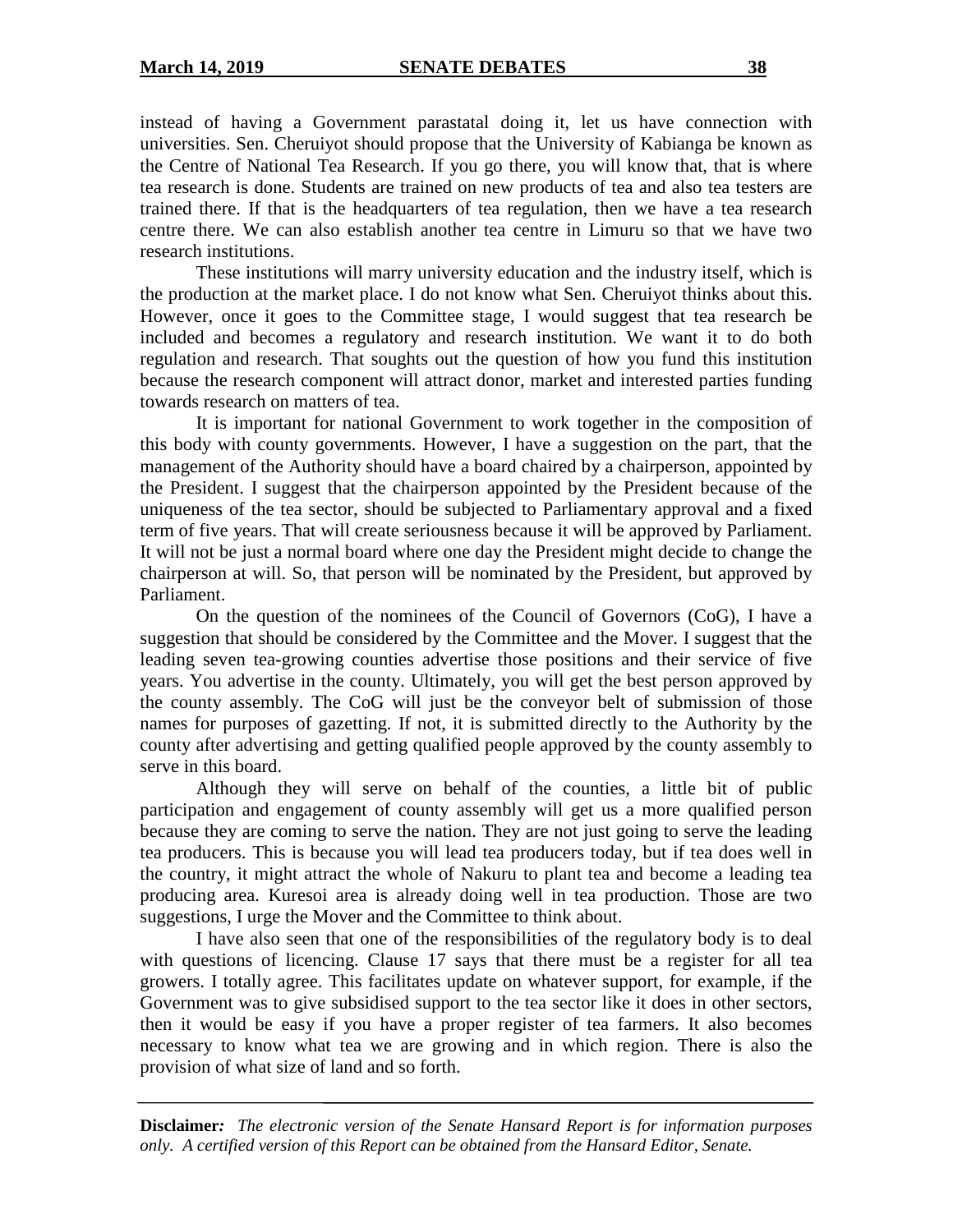instead of having a Government parastatal doing it, let us have connection with universities. Sen. Cheruiyot should propose that the University of Kabianga be known as the Centre of National Tea Research. If you go there, you will know that, that is where tea research is done. Students are trained on new products of tea and also tea testers are trained there. If that is the headquarters of tea regulation, then we have a tea research centre there. We can also establish another tea centre in Limuru so that we have two research institutions.

These institutions will marry university education and the industry itself, which is the production at the market place. I do not know what Sen. Cheruiyot thinks about this. However, once it goes to the Committee stage, I would suggest that tea research be included and becomes a regulatory and research institution. We want it to do both regulation and research. That soughts out the question of how you fund this institution because the research component will attract donor, market and interested parties funding towards research on matters of tea.

It is important for national Government to work together in the composition of this body with county governments. However, I have a suggestion on the part, that the management of the Authority should have a board chaired by a chairperson, appointed by the President. I suggest that the chairperson appointed by the President because of the uniqueness of the tea sector, should be subjected to Parliamentary approval and a fixed term of five years. That will create seriousness because it will be approved by Parliament. It will not be just a normal board where one day the President might decide to change the chairperson at will. So, that person will be nominated by the President, but approved by Parliament.

On the question of the nominees of the Council of Governors (CoG), I have a suggestion that should be considered by the Committee and the Mover. I suggest that the leading seven tea-growing counties advertise those positions and their service of five years. You advertise in the county. Ultimately, you will get the best person approved by the county assembly. The CoG will just be the conveyor belt of submission of those names for purposes of gazetting. If not, it is submitted directly to the Authority by the county after advertising and getting qualified people approved by the county assembly to serve in this board.

Although they will serve on behalf of the counties, a little bit of public participation and engagement of county assembly will get us a more qualified person because they are coming to serve the nation. They are not just going to serve the leading tea producers. This is because you will lead tea producers today, but if tea does well in the country, it might attract the whole of Nakuru to plant tea and become a leading tea producing area. Kuresoi area is already doing well in tea production. Those are two suggestions, I urge the Mover and the Committee to think about.

I have also seen that one of the responsibilities of the regulatory body is to deal with questions of licencing. Clause 17 says that there must be a register for all tea growers. I totally agree. This facilitates update on whatever support, for example, if the Government was to give subsidised support to the tea sector like it does in other sectors, then it would be easy if you have a proper register of tea farmers. It also becomes necessary to know what tea we are growing and in which region. There is also the provision of what size of land and so forth.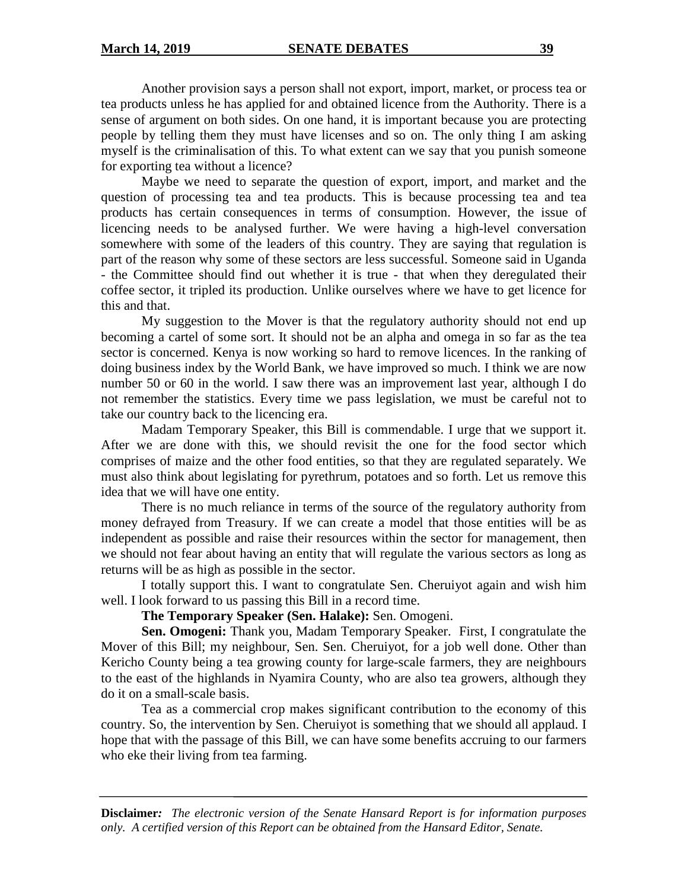Another provision says a person shall not export, import, market, or process tea or tea products unless he has applied for and obtained licence from the Authority. There is a sense of argument on both sides. On one hand, it is important because you are protecting people by telling them they must have licenses and so on. The only thing I am asking myself is the criminalisation of this. To what extent can we say that you punish someone for exporting tea without a licence?

Maybe we need to separate the question of export, import, and market and the question of processing tea and tea products. This is because processing tea and tea products has certain consequences in terms of consumption. However, the issue of licencing needs to be analysed further. We were having a high-level conversation somewhere with some of the leaders of this country. They are saying that regulation is part of the reason why some of these sectors are less successful. Someone said in Uganda - the Committee should find out whether it is true - that when they deregulated their coffee sector, it tripled its production. Unlike ourselves where we have to get licence for this and that.

My suggestion to the Mover is that the regulatory authority should not end up becoming a cartel of some sort. It should not be an alpha and omega in so far as the tea sector is concerned. Kenya is now working so hard to remove licences. In the ranking of doing business index by the World Bank, we have improved so much. I think we are now number 50 or 60 in the world. I saw there was an improvement last year, although I do not remember the statistics. Every time we pass legislation, we must be careful not to take our country back to the licencing era.

Madam Temporary Speaker, this Bill is commendable. I urge that we support it. After we are done with this, we should revisit the one for the food sector which comprises of maize and the other food entities, so that they are regulated separately. We must also think about legislating for pyrethrum, potatoes and so forth. Let us remove this idea that we will have one entity.

There is no much reliance in terms of the source of the regulatory authority from money defrayed from Treasury. If we can create a model that those entities will be as independent as possible and raise their resources within the sector for management, then we should not fear about having an entity that will regulate the various sectors as long as returns will be as high as possible in the sector.

I totally support this. I want to congratulate Sen. Cheruiyot again and wish him well. I look forward to us passing this Bill in a record time.

**The Temporary Speaker (Sen. Halake):** Sen. Omogeni.

**Sen. Omogeni:** Thank you, Madam Temporary Speaker. First, I congratulate the Mover of this Bill; my neighbour, Sen. Sen. Cheruiyot, for a job well done. Other than Kericho County being a tea growing county for large-scale farmers, they are neighbours to the east of the highlands in Nyamira County, who are also tea growers, although they do it on a small-scale basis.

Tea as a commercial crop makes significant contribution to the economy of this country. So, the intervention by Sen. Cheruiyot is something that we should all applaud. I hope that with the passage of this Bill, we can have some benefits accruing to our farmers who eke their living from tea farming.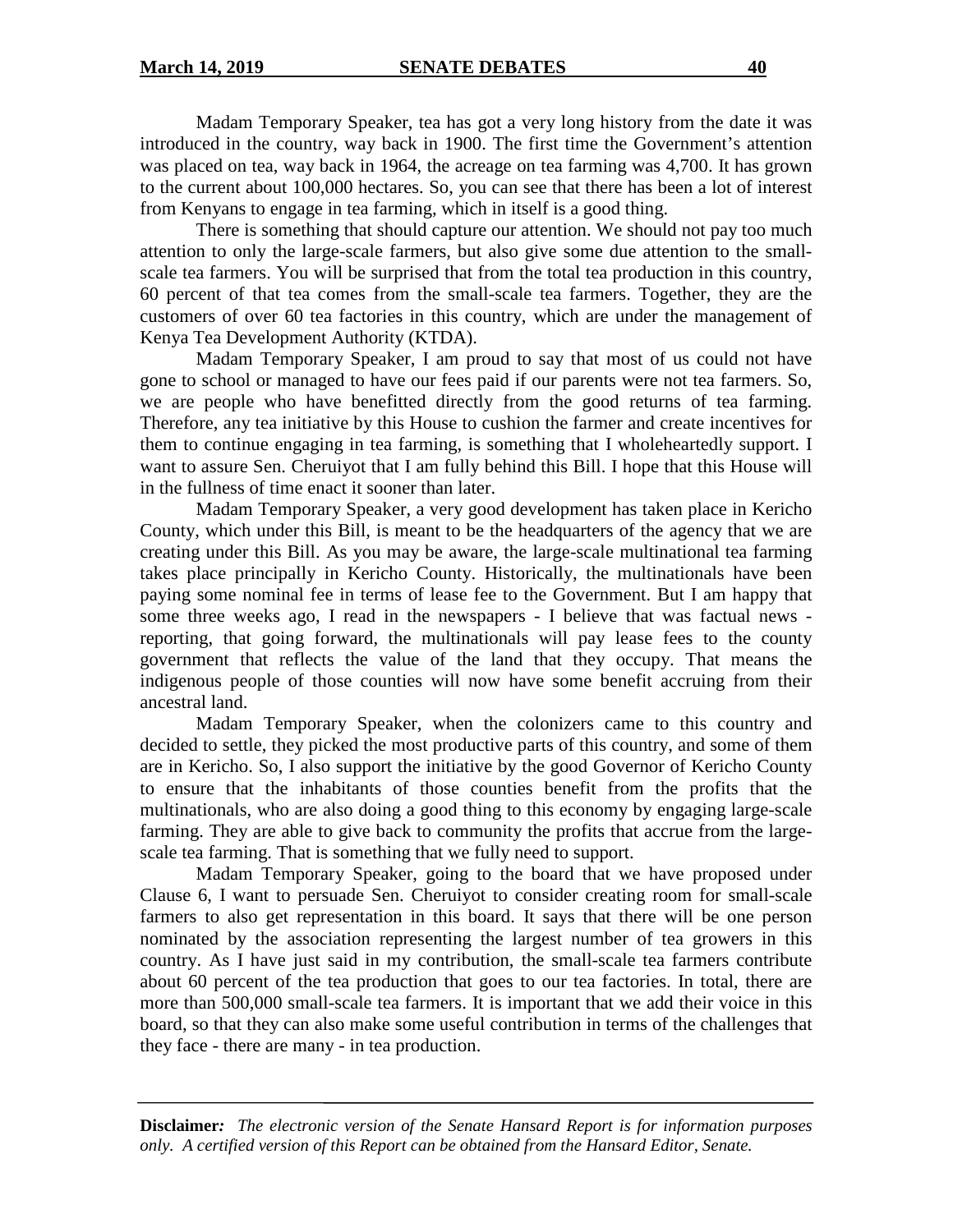Madam Temporary Speaker, tea has got a very long history from the date it was introduced in the country, way back in 1900. The first time the Government's attention was placed on tea, way back in 1964, the acreage on tea farming was 4,700. It has grown to the current about 100,000 hectares. So, you can see that there has been a lot of interest from Kenyans to engage in tea farming, which in itself is a good thing.

There is something that should capture our attention. We should not pay too much attention to only the large-scale farmers, but also give some due attention to the small-scale tea farmers. You will be surprised that from the total tea production in this country, 60 percent of that tea comes from the small-scale tea farmers. Together, they are the customers of over 60 tea factories in this country, which are under the management of Kenya Tea Development Authority (KTDA).

Madam Temporary Speaker, I am proud to say that most of us could not have gone to school or managed to have our fees paid if our parents were not tea farmers. So, we are people who have benefitted directly from the good returns of tea farming. Therefore, any tea initiative by this House to cushion the farmer and create incentives for them to continue engaging in tea farming, is something that I wholeheartedly support. I want to assure Sen. Cheruiyot that I am fully behind this Bill. I hope that this House will in the fullness of time enact it sooner than later.

Madam Temporary Speaker, a very good development has taken place in Kericho County, which under this Bill, is meant to be the headquarters of the agency that we are creating under this Bill. As you may be aware, the large-scale multinational tea farming takes place principally in Kericho County. Historically, the multinationals have been paying some nominal fee in terms of lease fee to the Government. But I am happy that some three weeks ago, I read in the newspapers - I believe that was factual news - reporting, that going forward, the multinationals will pay lease fees to the county government that reflects the value of the land that they occupy. That means the indigenous people of those counties will now have some benefit accruing from their ancestral land.

Madam Temporary Speaker, when the colonizers came to this country and decided to settle, they picked the most productive parts of this country, and some of them are in Kericho. So, I also support the initiative by the good Governor of Kericho County to ensure that the inhabitants of those counties benefit from the profits that the multinationals, who are also doing a good thing to this economy by engaging large-scale farming. They are able to give back to community the profits that accrue from the large-scale tea farming. That is something that we fully need to support.

Madam Temporary Speaker, going to the board that we have proposed under Clause 6, I want to persuade Sen. Cheruiyot to consider creating room for small-scale farmers to also get representation in this board. It says that there will be one person nominated by the association representing the largest number of tea growers in this country. As I have just said in my contribution, the small-scale tea farmers contribute about 60 percent of the tea production that goes to our tea factories. In total, there are more than 500,000 small-scale tea farmers. It is important that we add their voice in this board, so that they can also make some useful contribution in terms of the challenges that they face - there are many - in tea production.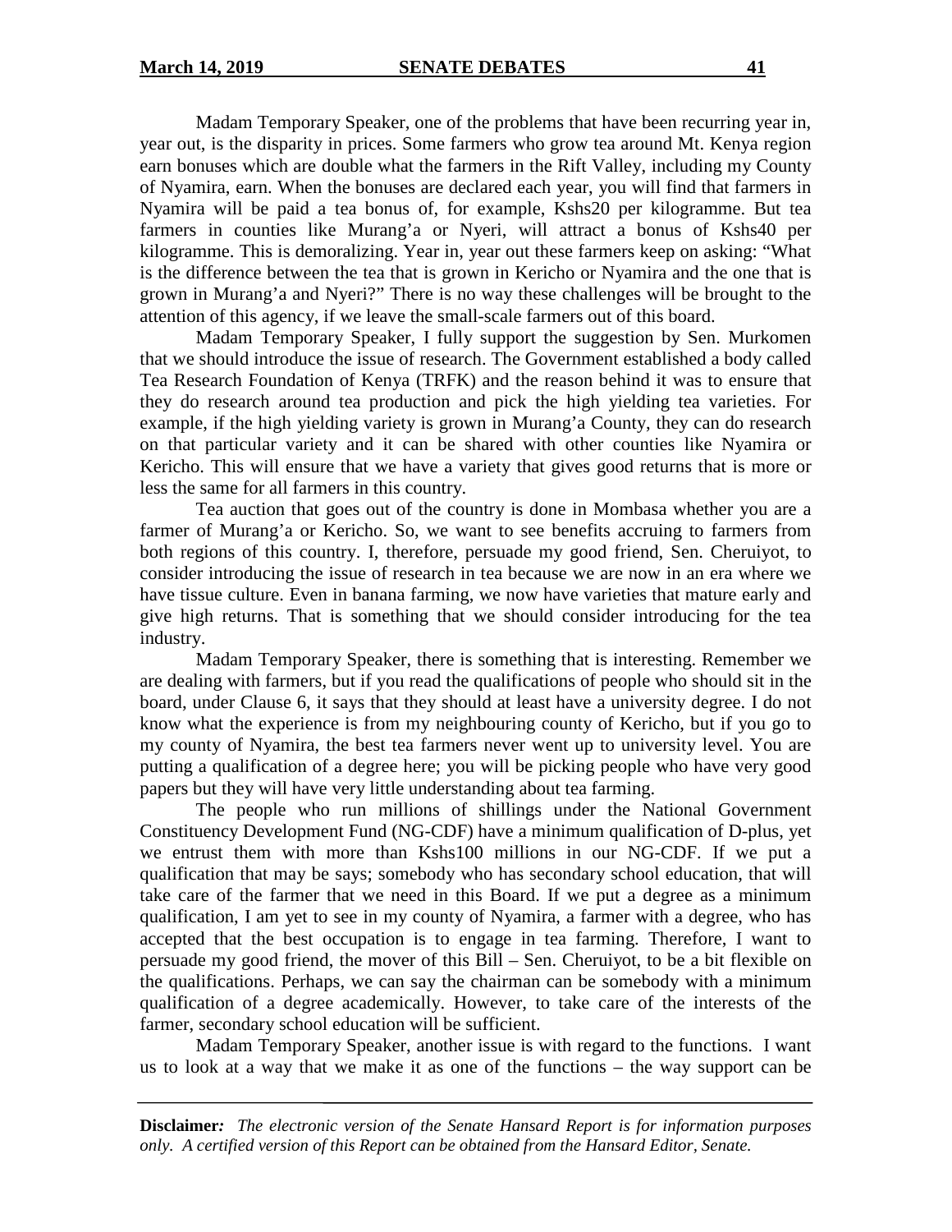Madam Temporary Speaker, one of the problems that have been recurring year in, year out, is the disparity in prices. Some farmers who grow tea around Mt. Kenya region earn bonuses which are double what the farmers in the Rift Valley, including my County of Nyamira, earn. When the bonuses are declared each year, you will find that farmers in Nyamira will be paid a tea bonus of, for example, Kshs20 per kilogramme. But tea farmers in counties like Murang'a or Nyeri, will attract a bonus of Kshs40 per kilogramme. This is demoralizing. Year in, year out these farmers keep on asking: "What is the difference between the tea that is grown in Kericho or Nyamira and the one that is grown in Murang'a and Nyeri?" There is no way these challenges will be brought to the attention of this agency, if we leave the small-scale farmers out of this board.

Madam Temporary Speaker, I fully support the suggestion by Sen. Murkomen that we should introduce the issue of research. The Government established a body called Tea Research Foundation of Kenya (TRFK) and the reason behind it was to ensure that they do research around tea production and pick the high yielding tea varieties. For example, if the high yielding variety is grown in Murang'a County, they can do research on that particular variety and it can be shared with other counties like Nyamira or Kericho. This will ensure that we have a variety that gives good returns that is more or less the same for all farmers in this country.

Tea auction that goes out of the country is done in Mombasa whether you are a farmer of Murang'a or Kericho. So, we want to see benefits accruing to farmers from both regions of this country. I, therefore, persuade my good friend, Sen. Cheruiyot, to consider introducing the issue of research in tea because we are now in an era where we have tissue culture. Even in banana farming, we now have varieties that mature early and give high returns. That is something that we should consider introducing for the tea industry.

Madam Temporary Speaker, there is something that is interesting. Remember we are dealing with farmers, but if you read the qualifications of people who should sit in the board, under Clause 6, it says that they should at least have a university degree. I do not know what the experience is from my neighbouring county of Kericho, but if you go to my county of Nyamira, the best tea farmers never went up to university level. You are putting a qualification of a degree here; you will be picking people who have very good papers but they will have very little understanding about tea farming.

The people who run millions of shillings under the National Government Constituency Development Fund (NG-CDF) have a minimum qualification of D-plus, yet we entrust them with more than Kshs100 millions in our NG-CDF. If we put a qualification that may be says; somebody who has secondary school education, that will take care of the farmer that we need in this Board. If we put a degree as a minimum qualification, I am yet to see in my county of Nyamira, a farmer with a degree, who has accepted that the best occupation is to engage in tea farming. Therefore, I want to persuade my good friend, the mover of this Bill – Sen. Cheruiyot, to be a bit flexible on the qualifications. Perhaps, we can say the chairman can be somebody with a minimum qualification of a degree academically. However, to take care of the interests of the farmer, secondary school education will be sufficient.

Madam Temporary Speaker, another issue is with regard to the functions. I want us to look at a way that we make it as one of the functions – the way support can be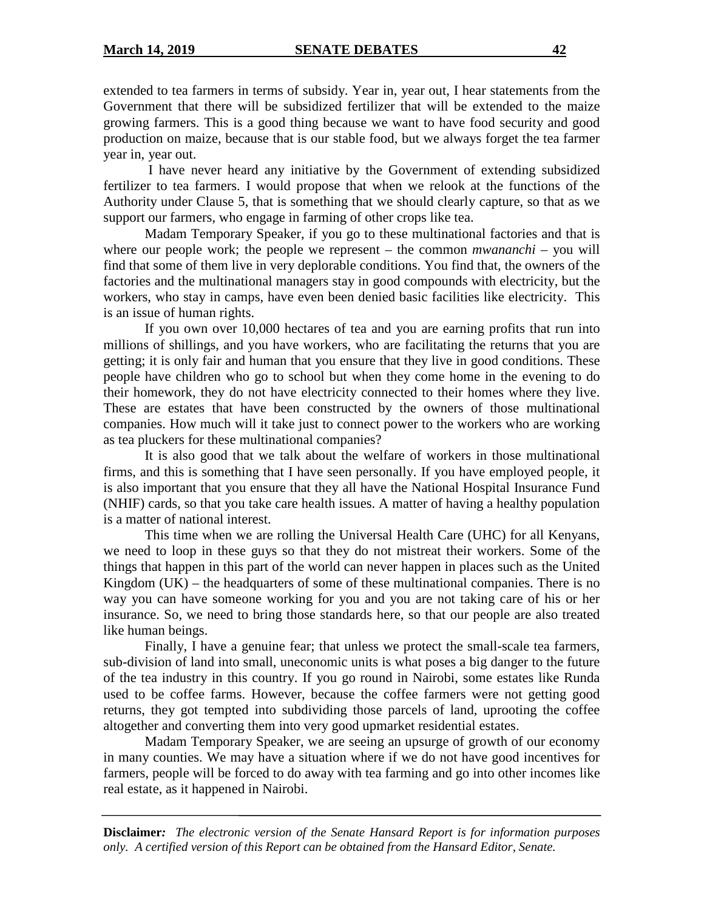extended to tea farmers in terms of subsidy. Year in, year out, I hear statements from the Government that there will be subsidized fertilizer that will be extended to the maize growing farmers. This is a good thing because we want to have food security and good production on maize, because that is our stable food, but we always forget the tea farmer year in, year out.

I have never heard any initiative by the Government of extending subsidized fertilizer to tea farmers. I would propose that when we relook at the functions of the Authority under Clause 5, that is something that we should clearly capture, so that as we support our farmers, who engage in farming of other crops like tea.

Madam Temporary Speaker, if you go to these multinational factories and that is where our people work; the people we represent – the common *mwananchi* – you will find that some of them live in very deplorable conditions. You find that, the owners of the factories and the multinational managers stay in good compounds with electricity, but the workers, who stay in camps, have even been denied basic facilities like electricity. This is an issue of human rights.

If you own over 10,000 hectares of tea and you are earning profits that run into millions of shillings, and you have workers, who are facilitating the returns that you are getting; it is only fair and human that you ensure that they live in good conditions. These people have children who go to school but when they come home in the evening to do their homework, they do not have electricity connected to their homes where they live. These are estates that have been constructed by the owners of those multinational companies. How much will it take just to connect power to the workers who are working as tea pluckers for these multinational companies?

It is also good that we talk about the welfare of workers in those multinational firms, and this is something that I have seen personally. If you have employed people, it is also important that you ensure that they all have the National Hospital Insurance Fund (NHIF) cards, so that you take care health issues. A matter of having a healthy population is a matter of national interest.

This time when we are rolling the Universal Health Care (UHC) for all Kenyans, we need to loop in these guys so that they do not mistreat their workers. Some of the things that happen in this part of the world can never happen in places such as the United Kingdom (UK) – the headquarters of some of these multinational companies. There is no way you can have someone working for you and you are not taking care of his or her insurance. So, we need to bring those standards here, so that our people are also treated like human beings.

Finally, I have a genuine fear; that unless we protect the small-scale tea farmers, sub-division of land into small, uneconomic units is what poses a big danger to the future of the tea industry in this country. If you go round in Nairobi, some estates like Runda used to be coffee farms. However, because the coffee farmers were not getting good returns, they got tempted into subdividing those parcels of land, uprooting the coffee altogether and converting them into very good upmarket residential estates.

Madam Temporary Speaker, we are seeing an upsurge of growth of our economy in many counties. We may have a situation where if we do not have good incentives for farmers, people will be forced to do away with tea farming and go into other incomes like real estate, as it happened in Nairobi.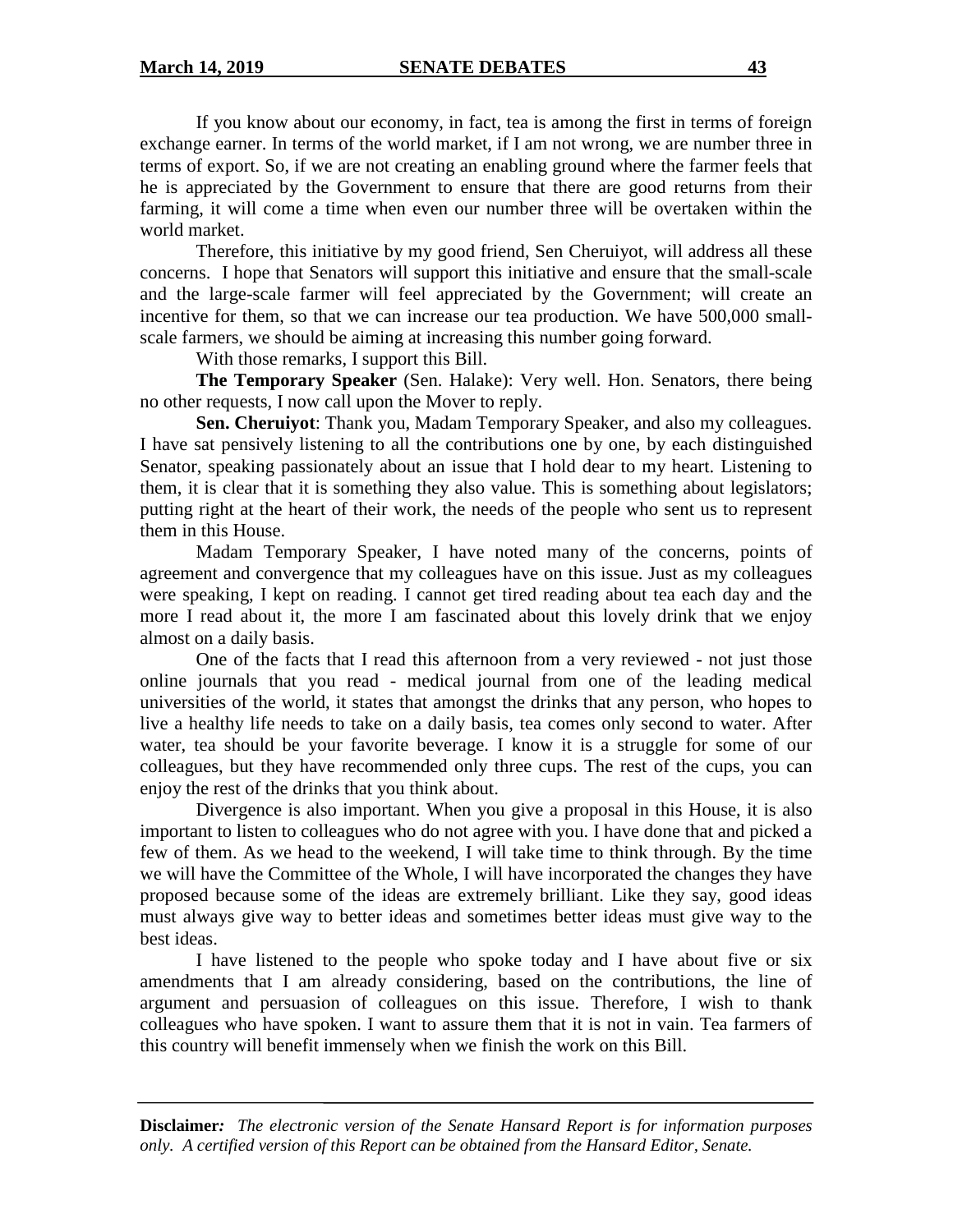If you know about our economy, in fact, tea is among the first in terms of foreign exchange earner. In terms of the world market, if I am not wrong, we are number three in terms of export. So, if we are not creating an enabling ground where the farmer feels that he is appreciated by the Government to ensure that there are good returns from their farming, it will come a time when even our number three will be overtaken within the world market.

Therefore, this initiative by my good friend, Sen Cheruiyot, will address all these concerns. I hope that Senators will support this initiative and ensure that the small-scale and the large-scale farmer will feel appreciated by the Government; will create an incentive for them, so that we can increase our tea production. We have 500,000 small-scale farmers, we should be aiming at increasing this number going forward.

With those remarks, I support this Bill.

**The Temporary Speaker** (Sen. Halake): Very well. Hon. Senators, there being no other requests, I now call upon the Mover to reply.

**Sen. Cheruiyot**: Thank you, Madam Temporary Speaker, and also my colleagues. I have sat pensively listening to all the contributions one by one, by each distinguished Senator, speaking passionately about an issue that I hold dear to my heart. Listening to them, it is clear that it is something they also value. This is something about legislators; putting right at the heart of their work, the needs of the people who sent us to represent them in this House.

Madam Temporary Speaker, I have noted many of the concerns, points of agreement and convergence that my colleagues have on this issue. Just as my colleagues were speaking, I kept on reading. I cannot get tired reading about tea each day and the more I read about it, the more I am fascinated about this lovely drink that we enjoy almost on a daily basis.

One of the facts that I read this afternoon from a very reviewed - not just those online journals that you read - medical journal from one of the leading medical universities of the world, it states that amongst the drinks that any person, who hopes to live a healthy life needs to take on a daily basis, tea comes only second to water. After water, tea should be your favorite beverage. I know it is a struggle for some of our colleagues, but they have recommended only three cups. The rest of the cups, you can enjoy the rest of the drinks that you think about.

Divergence is also important. When you give a proposal in this House, it is also important to listen to colleagues who do not agree with you. I have done that and picked a few of them. As we head to the weekend, I will take time to think through. By the time we will have the Committee of the Whole, I will have incorporated the changes they have proposed because some of the ideas are extremely brilliant. Like they say, good ideas must always give way to better ideas and sometimes better ideas must give way to the best ideas.

I have listened to the people who spoke today and I have about five or six amendments that I am already considering, based on the contributions, the line of argument and persuasion of colleagues on this issue. Therefore, I wish to thank colleagues who have spoken. I want to assure them that it is not in vain. Tea farmers of this country will benefit immensely when we finish the work on this Bill.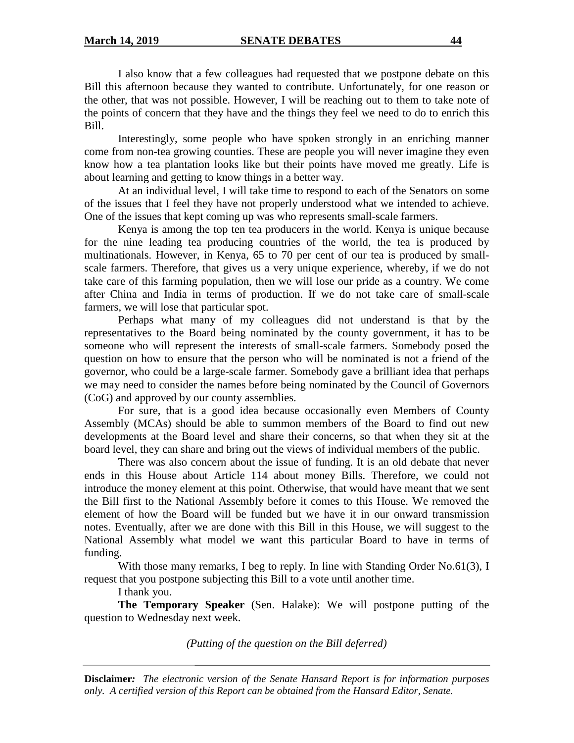I also know that a few colleagues had requested that we postpone debate on this Bill this afternoon because they wanted to contribute. Unfortunately, for one reason or the other, that was not possible. However, I will be reaching out to them to take note of the points of concern that they have and the things they feel we need to do to enrich this Bill.

Interestingly, some people who have spoken strongly in an enriching manner come from non-tea growing counties. These are people you will never imagine they even know how a tea plantation looks like but their points have moved me greatly. Life is about learning and getting to know things in a better way.

At an individual level, I will take time to respond to each of the Senators on some of the issues that I feel they have not properly understood what we intended to achieve. One of the issues that kept coming up was who represents small-scale farmers.

Kenya is among the top ten tea producers in the world. Kenya is unique because for the nine leading tea producing countries of the world, the tea is produced by multinationals. However, in Kenya, 65 to 70 per cent of our tea is produced by small-scale farmers. Therefore, that gives us a very unique experience, whereby, if we do not take care of this farming population, then we will lose our pride as a country. We come after China and India in terms of production. If we do not take care of small-scale farmers, we will lose that particular spot.

Perhaps what many of my colleagues did not understand is that by the representatives to the Board being nominated by the county government, it has to be someone who will represent the interests of small-scale farmers. Somebody posed the question on how to ensure that the person who will be nominated is not a friend of the governor, who could be a large-scale farmer. Somebody gave a brilliant idea that perhaps we may need to consider the names before being nominated by the Council of Governors (CoG) and approved by our county assemblies.

For sure, that is a good idea because occasionally even Members of County Assembly (MCAs) should be able to summon members of the Board to find out new developments at the Board level and share their concerns, so that when they sit at the board level, they can share and bring out the views of individual members of the public.

There was also concern about the issue of funding. It is an old debate that never ends in this House about Article 114 about money Bills. Therefore, we could not introduce the money element at this point. Otherwise, that would have meant that we sent the Bill first to the National Assembly before it comes to this House. We removed the element of how the Board will be funded but we have it in our onward transmission notes. Eventually, after we are done with this Bill in this House, we will suggest to the National Assembly what model we want this particular Board to have in terms of funding.

With those many remarks, I beg to reply. In line with Standing Order No.61(3), I request that you postpone subjecting this Bill to a vote until another time.

I thank you.

**The Temporary Speaker** (Sen. Halake): We will postpone putting of the question to Wednesday next week.

*(Putting of the question on the Bill deferred)*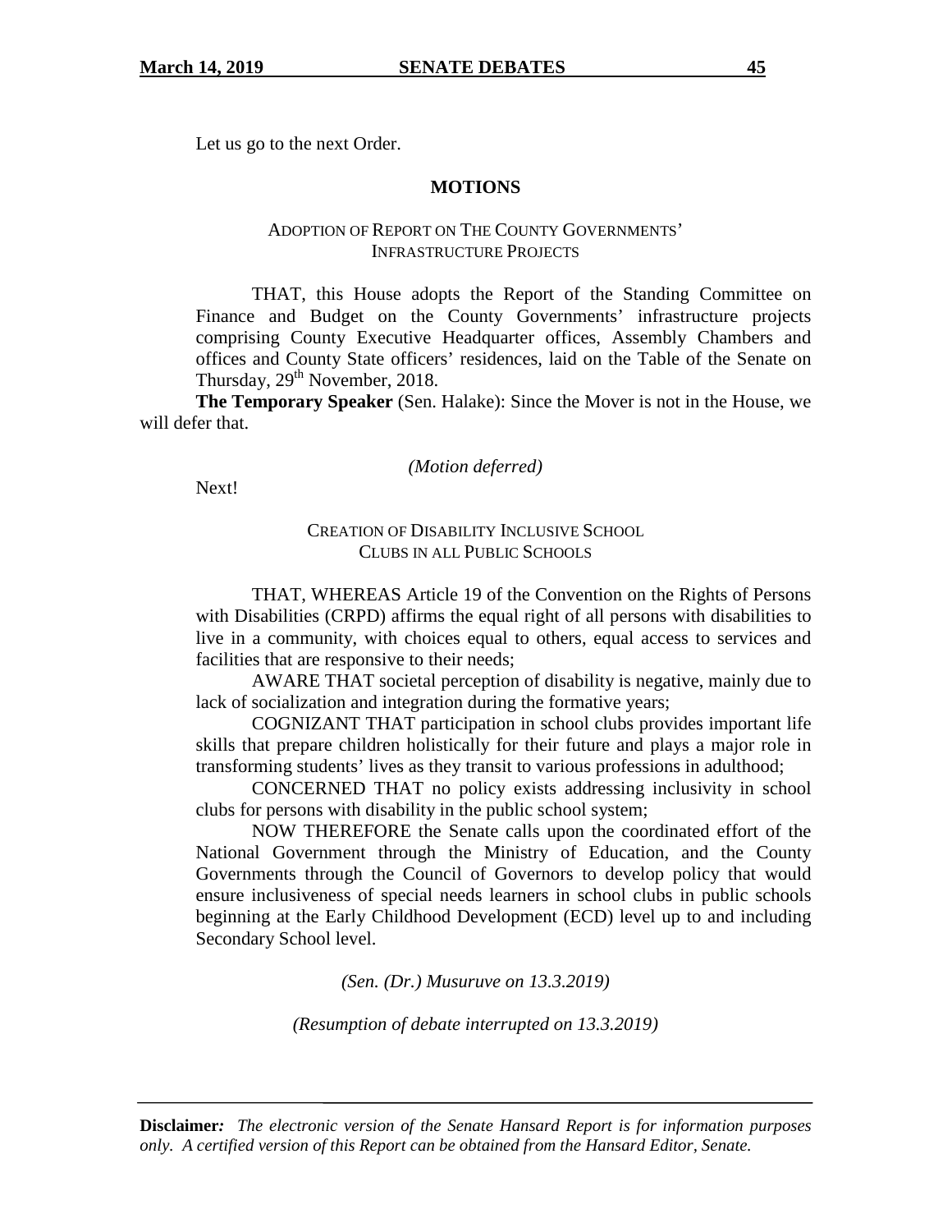Let us go to the next Order.

## MOTIONS

### ADOPTION OF REPORT ON THE COUNTY GOVERNMENTS' INFRASTRUCTURE PROJECTS

THAT, this House adopts the Report of the Standing Committee on Finance and Budget on the County Governments' infrastructure projects comprising County Executive Headquarter offices, Assembly Chambers and offices and County State officers' residences, laid on the Table of the Senate on Thursday, 29th November, 2018.

**The Temporary Speaker** (Sen. Halake): Since the Mover is not in the House, we will defer that.

*(Motion deferred)*

Next!

### CREATION OF DISABILITY INCLUSIVE SCHOOL CLUBS IN ALL PUBLIC SCHOOLS

THAT, WHEREAS Article 19 of the Convention on the Rights of Persons with Disabilities (CRPD) affirms the equal right of all persons with disabilities to live in a community, with choices equal to others, equal access to services and facilities that are responsive to their needs;

AWARE THAT societal perception of disability is negative, mainly due to lack of socialization and integration during the formative years;

COGNIZANT THAT participation in school clubs provides important life skills that prepare children holistically for their future and plays a major role in transforming students' lives as they transit to various professions in adulthood;

CONCERNED THAT no policy exists addressing inclusivity in school clubs for persons with disability in the public school system;

NOW THEREFORE the Senate calls upon the coordinated effort of the National Government through the Ministry of Education, and the County Governments through the Council of Governors to develop policy that would ensure inclusiveness of special needs learners in school clubs in public schools beginning at the Early Childhood Development (ECD) level up to and including Secondary School level.

*(Sen. (Dr.) Musuruve on 13.3.2019)*

*(Resumption of debate interrupted on 13.3.2019)*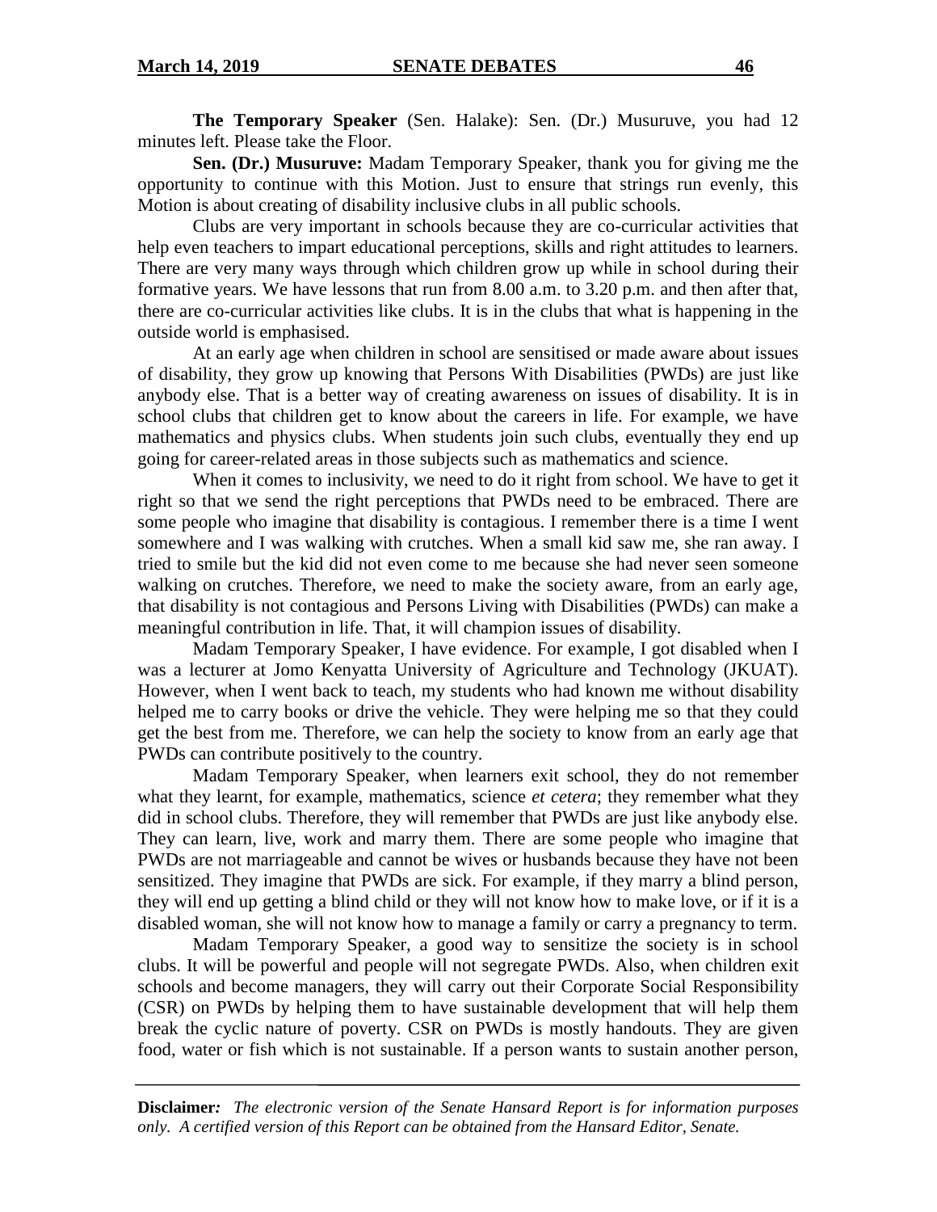**The Temporary Speaker** (Sen. Halake): Sen. (Dr.) Musuruve, you had 12 minutes left. Please take the Floor.

**Sen. (Dr.) Musuruve:** Madam Temporary Speaker, thank you for giving me the opportunity to continue with this Motion. Just to ensure that strings run evenly, this Motion is about creating of disability inclusive clubs in all public schools.

Clubs are very important in schools because they are co-curricular activities that help even teachers to impart educational perceptions, skills and right attitudes to learners. There are very many ways through which children grow up while in school during their formative years. We have lessons that run from 8.00 a.m. to 3.20 p.m. and then after that, there are co-curricular activities like clubs. It is in the clubs that what is happening in the outside world is emphasised.

At an early age when children in school are sensitised or made aware about issues of disability, they grow up knowing that Persons With Disabilities (PWDs) are just like anybody else. That is a better way of creating awareness on issues of disability. It is in school clubs that children get to know about the careers in life. For example, we have mathematics and physics clubs. When students join such clubs, eventually they end up going for career-related areas in those subjects such as mathematics and science.

When it comes to inclusivity, we need to do it right from school. We have to get it right so that we send the right perceptions that PWDs need to be embraced. There are some people who imagine that disability is contagious. I remember there is a time I went somewhere and I was walking with crutches. When a small kid saw me, she ran away. I tried to smile but the kid did not even come to me because she had never seen someone walking on crutches. Therefore, we need to make the society aware, from an early age, that disability is not contagious and Persons Living with Disabilities (PWDs) can make a meaningful contribution in life. That, it will champion issues of disability.

Madam Temporary Speaker, I have evidence. For example, I got disabled when I was a lecturer at Jomo Kenyatta University of Agriculture and Technology (JKUAT). However, when I went back to teach, my students who had known me without disability helped me to carry books or drive the vehicle. They were helping me so that they could get the best from me. Therefore, we can help the society to know from an early age that PWDs can contribute positively to the country.

Madam Temporary Speaker, when learners exit school, they do not remember what they learnt, for example, mathematics, science *et cetera*; they remember what they did in school clubs. Therefore, they will remember that PWDs are just like anybody else. They can learn, live, work and marry them. There are some people who imagine that PWDs are not marriageable and cannot be wives or husbands because they have not been sensitized. They imagine that PWDs are sick. For example, if they marry a blind person, they will end up getting a blind child or they will not know how to make love, or if it is a disabled woman, she will not know how to manage a family or carry a pregnancy to term.

Madam Temporary Speaker, a good way to sensitize the society is in school clubs. It will be powerful and people will not segregate PWDs. Also, when children exit schools and become managers, they will carry out their Corporate Social Responsibility (CSR) on PWDs by helping them to have sustainable development that will help them break the cyclic nature of poverty. CSR on PWDs is mostly handouts. They are given food, water or fish which is not sustainable. If a person wants to sustain another person,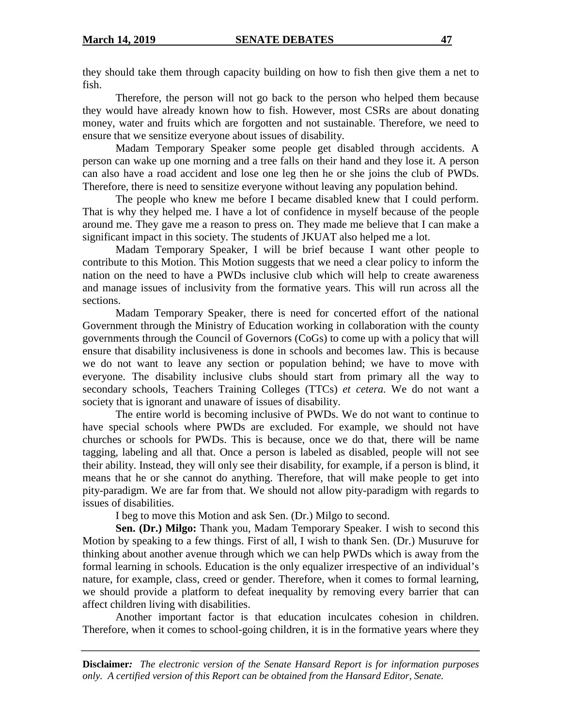they should take them through capacity building on how to fish then give them a net to fish.

Therefore, the person will not go back to the person who helped them because they would have already known how to fish. However, most CSRs are about donating money, water and fruits which are forgotten and not sustainable. Therefore, we need to ensure that we sensitize everyone about issues of disability.

Madam Temporary Speaker some people get disabled through accidents. A person can wake up one morning and a tree falls on their hand and they lose it. A person can also have a road accident and lose one leg then he or she joins the club of PWDs. Therefore, there is need to sensitize everyone without leaving any population behind.

The people who knew me before I became disabled knew that I could perform. That is why they helped me. I have a lot of confidence in myself because of the people around me. They gave me a reason to press on. They made me believe that I can make a significant impact in this society. The students of JKUAT also helped me a lot.

Madam Temporary Speaker, I will be brief because I want other people to contribute to this Motion. This Motion suggests that we need a clear policy to inform the nation on the need to have a PWDs inclusive club which will help to create awareness and manage issues of inclusivity from the formative years. This will run across all the sections.

Madam Temporary Speaker, there is need for concerted effort of the national Government through the Ministry of Education working in collaboration with the county governments through the Council of Governors (CoGs) to come up with a policy that will ensure that disability inclusiveness is done in schools and becomes law. This is because we do not want to leave any section or population behind; we have to move with everyone. The disability inclusive clubs should start from primary all the way to secondary schools, Teachers Training Colleges (TTCs) *et cetera.* We do not want a society that is ignorant and unaware of issues of disability.

The entire world is becoming inclusive of PWDs. We do not want to continue to have special schools where PWDs are excluded. For example, we should not have churches or schools for PWDs. This is because, once we do that, there will be name tagging, labeling and all that. Once a person is labeled as disabled, people will not see their ability. Instead, they will only see their disability, for example, if a person is blind, it means that he or she cannot do anything. Therefore, that will make people to get into pity-paradigm. We are far from that. We should not allow pity-paradigm with regards to issues of disabilities.

I beg to move this Motion and ask Sen. (Dr.) Milgo to second.

**Sen. (Dr.) Milgo:** Thank you, Madam Temporary Speaker. I wish to second this Motion by speaking to a few things. First of all, I wish to thank Sen. (Dr.) Musuruve for thinking about another avenue through which we can help PWDs which is away from the formal learning in schools. Education is the only equalizer irrespective of an individual's nature, for example, class, creed or gender. Therefore, when it comes to formal learning, we should provide a platform to defeat inequality by removing every barrier that can affect children living with disabilities.

Another important factor is that education inculcates cohesion in children. Therefore, when it comes to school-going children, it is in the formative years where they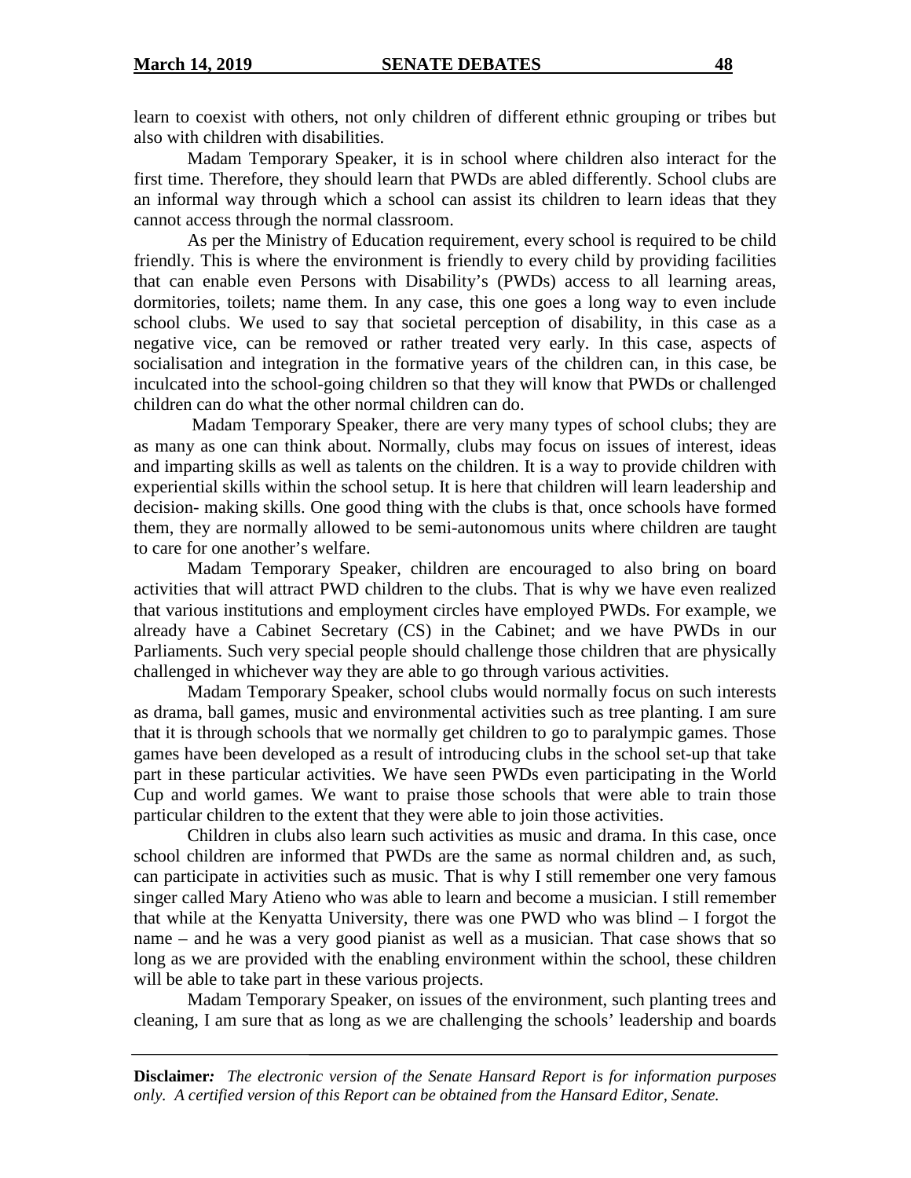learn to coexist with others, not only children of different ethnic grouping or tribes but also with children with disabilities.

Madam Temporary Speaker, it is in school where children also interact for the first time. Therefore, they should learn that PWDs are abled differently. School clubs are an informal way through which a school can assist its children to learn ideas that they cannot access through the normal classroom.

As per the Ministry of Education requirement, every school is required to be child friendly. This is where the environment is friendly to every child by providing facilities that can enable even Persons with Disability's (PWDs) access to all learning areas, dormitories, toilets; name them. In any case, this one goes a long way to even include school clubs. We used to say that societal perception of disability, in this case as a negative vice, can be removed or rather treated very early. In this case, aspects of socialisation and integration in the formative years of the children can, in this case, be inculcated into the school-going children so that they will know that PWDs or challenged children can do what the other normal children can do.

Madam Temporary Speaker, there are very many types of school clubs; they are as many as one can think about. Normally, clubs may focus on issues of interest, ideas and imparting skills as well as talents on the children. It is a way to provide children with experiential skills within the school setup. It is here that children will learn leadership and decision- making skills. One good thing with the clubs is that, once schools have formed them, they are normally allowed to be semi-autonomous units where children are taught to care for one another's welfare.

Madam Temporary Speaker, children are encouraged to also bring on board activities that will attract PWD children to the clubs. That is why we have even realized that various institutions and employment circles have employed PWDs. For example, we already have a Cabinet Secretary (CS) in the Cabinet; and we have PWDs in our Parliaments. Such very special people should challenge those children that are physically challenged in whichever way they are able to go through various activities.

Madam Temporary Speaker, school clubs would normally focus on such interests as drama, ball games, music and environmental activities such as tree planting. I am sure that it is through schools that we normally get children to go to paralympic games. Those games have been developed as a result of introducing clubs in the school set-up that take part in these particular activities. We have seen PWDs even participating in the World Cup and world games. We want to praise those schools that were able to train those particular children to the extent that they were able to join those activities.

Children in clubs also learn such activities as music and drama. In this case, once school children are informed that PWDs are the same as normal children and, as such, can participate in activities such as music. That is why I still remember one very famous singer called Mary Atieno who was able to learn and become a musician. I still remember that while at the Kenyatta University, there was one PWD who was blind – I forgot the name – and he was a very good pianist as well as a musician. That case shows that so long as we are provided with the enabling environment within the school, these children will be able to take part in these various projects.

Madam Temporary Speaker, on issues of the environment, such planting trees and cleaning, I am sure that as long as we are challenging the schools' leadership and boards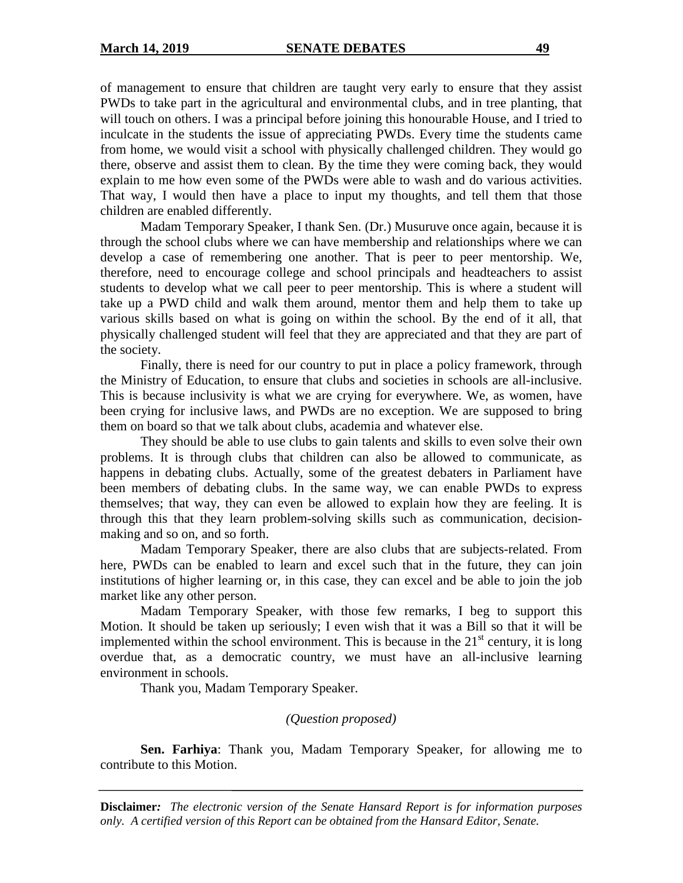of management to ensure that children are taught very early to ensure that they assist PWDs to take part in the agricultural and environmental clubs, and in tree planting, that will touch on others. I was a principal before joining this honourable House, and I tried to inculcate in the students the issue of appreciating PWDs. Every time the students came from home, we would visit a school with physically challenged children. They would go there, observe and assist them to clean. By the time they were coming back, they would explain to me how even some of the PWDs were able to wash and do various activities. That way, I would then have a place to input my thoughts, and tell them that those children are enabled differently.

Madam Temporary Speaker, I thank Sen. (Dr.) Musuruve once again, because it is through the school clubs where we can have membership and relationships where we can develop a case of remembering one another. That is peer to peer mentorship. We, therefore, need to encourage college and school principals and headteachers to assist students to develop what we call peer to peer mentorship. This is where a student will take up a PWD child and walk them around, mentor them and help them to take up various skills based on what is going on within the school. By the end of it all, that physically challenged student will feel that they are appreciated and that they are part of the society.

Finally, there is need for our country to put in place a policy framework, through the Ministry of Education, to ensure that clubs and societies in schools are all-inclusive. This is because inclusivity is what we are crying for everywhere. We, as women, have been crying for inclusive laws, and PWDs are no exception. We are supposed to bring them on board so that we talk about clubs, academia and whatever else.

They should be able to use clubs to gain talents and skills to even solve their own problems. It is through clubs that children can also be allowed to communicate, as happens in debating clubs. Actually, some of the greatest debaters in Parliament have been members of debating clubs. In the same way, we can enable PWDs to express themselves; that way, they can even be allowed to explain how they are feeling. It is through this that they learn problem-solving skills such as communication, decision-making and so on, and so forth.

Madam Temporary Speaker, there are also clubs that are subjects-related. From here, PWDs can be enabled to learn and excel such that in the future, they can join institutions of higher learning or, in this case, they can excel and be able to join the job market like any other person.

Madam Temporary Speaker, with those few remarks, I beg to support this Motion. It should be taken up seriously; I even wish that it was a Bill so that it will be implemented within the school environment. This is because in the 21st century, it is long overdue that, as a democratic country, we must have an all-inclusive learning environment in schools.

Thank you, Madam Temporary Speaker.

*(Question proposed)*

**Sen. Farhiya**: Thank you, Madam Temporary Speaker, for allowing me to contribute to this Motion.

**Disclaimer***:* *The electronic version of the Senate Hansard Report is for information purposes only. A certified version of this Report can be obtained from the Hansard Editor, Senate.*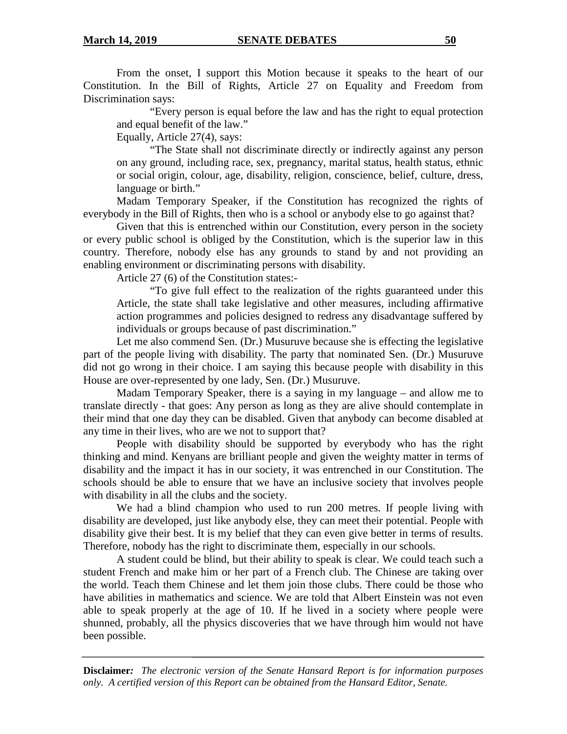From the onset, I support this Motion because it speaks to the heart of our Constitution. In the Bill of Rights, Article 27 on Equality and Freedom from Discrimination says:

> "Every person is equal before the law and has the right to equal protection and equal benefit of the law."

Equally, Article 27(4), says:

> "The State shall not discriminate directly or indirectly against any person on any ground, including race, sex, pregnancy, marital status, health status, ethnic or social origin, colour, age, disability, religion, conscience, belief, culture, dress, language or birth."

Madam Temporary Speaker, if the Constitution has recognized the rights of everybody in the Bill of Rights, then who is a school or anybody else to go against that?

Given that this is entrenched within our Constitution, every person in the society or every public school is obliged by the Constitution, which is the superior law in this country. Therefore, nobody else has any grounds to stand by and not providing an enabling environment or discriminating persons with disability.

Article 27 (6) of the Constitution states:-

> "To give full effect to the realization of the rights guaranteed under this Article, the state shall take legislative and other measures, including affirmative action programmes and policies designed to redress any disadvantage suffered by individuals or groups because of past discrimination."

Let me also commend Sen. (Dr.) Musuruve because she is effecting the legislative part of the people living with disability. The party that nominated Sen. (Dr.) Musuruve did not go wrong in their choice. I am saying this because people with disability in this House are over-represented by one lady, Sen. (Dr.) Musuruve.

Madam Temporary Speaker, there is a saying in my language – and allow me to translate directly - that goes: Any person as long as they are alive should contemplate in their mind that one day they can be disabled. Given that anybody can become disabled at any time in their lives, who are we not to support that?

People with disability should be supported by everybody who has the right thinking and mind. Kenyans are brilliant people and given the weighty matter in terms of disability and the impact it has in our society, it was entrenched in our Constitution. The schools should be able to ensure that we have an inclusive society that involves people with disability in all the clubs and the society.

We had a blind champion who used to run 200 metres. If people living with disability are developed, just like anybody else, they can meet their potential. People with disability give their best. It is my belief that they can even give better in terms of results. Therefore, nobody has the right to discriminate them, especially in our schools.

A student could be blind, but their ability to speak is clear. We could teach such a student French and make him or her part of a French club. The Chinese are taking over the world. Teach them Chinese and let them join those clubs. There could be those who have abilities in mathematics and science. We are told that Albert Einstein was not even able to speak properly at the age of 10. If he lived in a society where people were shunned, probably, all the physics discoveries that we have through him would not have been possible.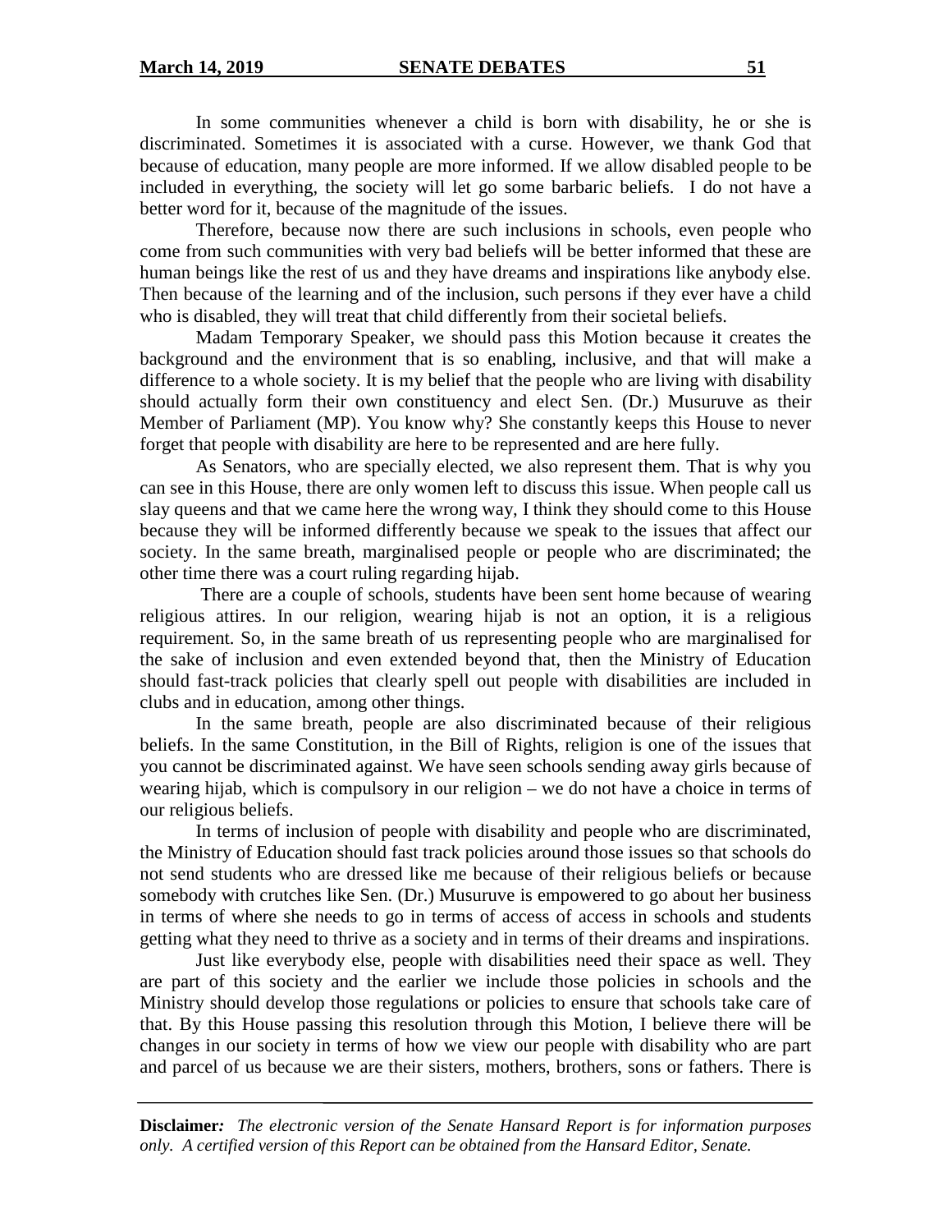In some communities whenever a child is born with disability, he or she is discriminated. Sometimes it is associated with a curse. However, we thank God that because of education, many people are more informed. If we allow disabled people to be included in everything, the society will let go some barbaric beliefs. I do not have a better word for it, because of the magnitude of the issues.

Therefore, because now there are such inclusions in schools, even people who come from such communities with very bad beliefs will be better informed that these are human beings like the rest of us and they have dreams and inspirations like anybody else. Then because of the learning and of the inclusion, such persons if they ever have a child who is disabled, they will treat that child differently from their societal beliefs.

Madam Temporary Speaker, we should pass this Motion because it creates the background and the environment that is so enabling, inclusive, and that will make a difference to a whole society. It is my belief that the people who are living with disability should actually form their own constituency and elect Sen. (Dr.) Musuruve as their Member of Parliament (MP). You know why? She constantly keeps this House to never forget that people with disability are here to be represented and are here fully.

As Senators, who are specially elected, we also represent them. That is why you can see in this House, there are only women left to discuss this issue. When people call us slay queens and that we came here the wrong way, I think they should come to this House because they will be informed differently because we speak to the issues that affect our society. In the same breath, marginalised people or people who are discriminated; the other time there was a court ruling regarding hijab.

There are a couple of schools, students have been sent home because of wearing religious attires. In our religion, wearing hijab is not an option, it is a religious requirement. So, in the same breath of us representing people who are marginalised for the sake of inclusion and even extended beyond that, then the Ministry of Education should fast-track policies that clearly spell out people with disabilities are included in clubs and in education, among other things.

In the same breath, people are also discriminated because of their religious beliefs. In the same Constitution, in the Bill of Rights, religion is one of the issues that you cannot be discriminated against. We have seen schools sending away girls because of wearing hijab, which is compulsory in our religion – we do not have a choice in terms of our religious beliefs.

In terms of inclusion of people with disability and people who are discriminated, the Ministry of Education should fast track policies around those issues so that schools do not send students who are dressed like me because of their religious beliefs or because somebody with crutches like Sen. (Dr.) Musuruve is empowered to go about her business in terms of where she needs to go in terms of access of access in schools and students getting what they need to thrive as a society and in terms of their dreams and inspirations.

Just like everybody else, people with disabilities need their space as well. They are part of this society and the earlier we include those policies in schools and the Ministry should develop those regulations or policies to ensure that schools take care of that. By this House passing this resolution through this Motion, I believe there will be changes in our society in terms of how we view our people with disability who are part and parcel of us because we are their sisters, mothers, brothers, sons or fathers. There is

**Disclaimer***:* *The electronic version of the Senate Hansard Report is for information purposes only. A certified version of this Report can be obtained from the Hansard Editor, Senate.*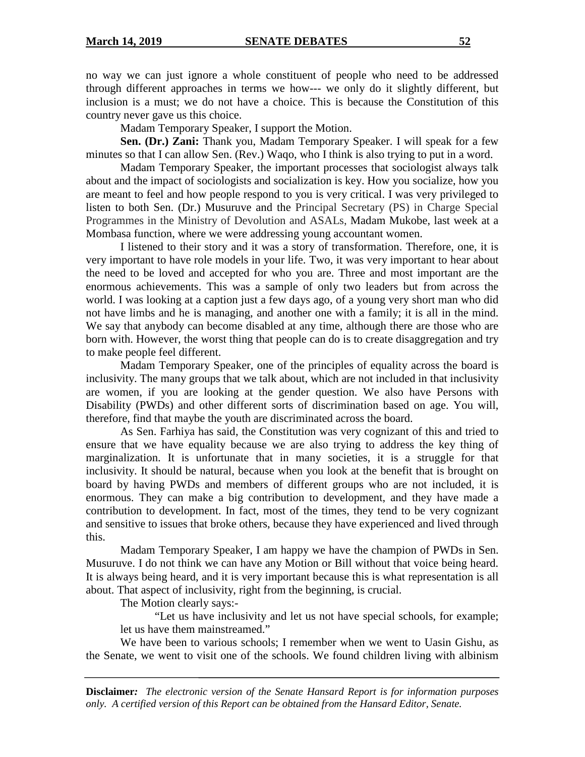no way we can just ignore a whole constituent of people who need to be addressed through different approaches in terms we how--- we only do it slightly different, but inclusion is a must; we do not have a choice. This is because the Constitution of this country never gave us this choice.

Madam Temporary Speaker, I support the Motion.

**Sen. (Dr.) Zani:** Thank you, Madam Temporary Speaker. I will speak for a few minutes so that I can allow Sen. (Rev.) Waqo, who I think is also trying to put in a word.

Madam Temporary Speaker, the important processes that sociologist always talk about and the impact of sociologists and socialization is key. How you socialize, how you are meant to feel and how people respond to you is very critical. I was very privileged to listen to both Sen. (Dr.) Musuruve and the Principal Secretary (PS) in Charge Special Programmes in the Ministry of Devolution and ASALs, Madam Mukobe, last week at a Mombasa function, where we were addressing young accountant women.

I listened to their story and it was a story of transformation. Therefore, one, it is very important to have role models in your life. Two, it was very important to hear about the need to be loved and accepted for who you are. Three and most important are the enormous achievements. This was a sample of only two leaders but from across the world. I was looking at a caption just a few days ago, of a young very short man who did not have limbs and he is managing, and another one with a family; it is all in the mind. We say that anybody can become disabled at any time, although there are those who are born with. However, the worst thing that people can do is to create disaggregation and try to make people feel different.

Madam Temporary Speaker, one of the principles of equality across the board is inclusivity. The many groups that we talk about, which are not included in that inclusivity are women, if you are looking at the gender question. We also have Persons with Disability (PWDs) and other different sorts of discrimination based on age. You will, therefore, find that maybe the youth are discriminated across the board.

As Sen. Farhiya has said, the Constitution was very cognizant of this and tried to ensure that we have equality because we are also trying to address the key thing of marginalization. It is unfortunate that in many societies, it is a struggle for that inclusivity. It should be natural, because when you look at the benefit that is brought on board by having PWDs and members of different groups who are not included, it is enormous. They can make a big contribution to development, and they have made a contribution to development. In fact, most of the times, they tend to be very cognizant and sensitive to issues that broke others, because they have experienced and lived through this.

Madam Temporary Speaker, I am happy we have the champion of PWDs in Sen. Musuruve. I do not think we can have any Motion or Bill without that voice being heard. It is always being heard, and it is very important because this is what representation is all about. That aspect of inclusivity, right from the beginning, is crucial.

The Motion clearly says:-

> "Let us have inclusivity and let us not have special schools, for example; let us have them mainstreamed."

We have been to various schools; I remember when we went to Uasin Gishu, as the Senate, we went to visit one of the schools. We found children living with albinism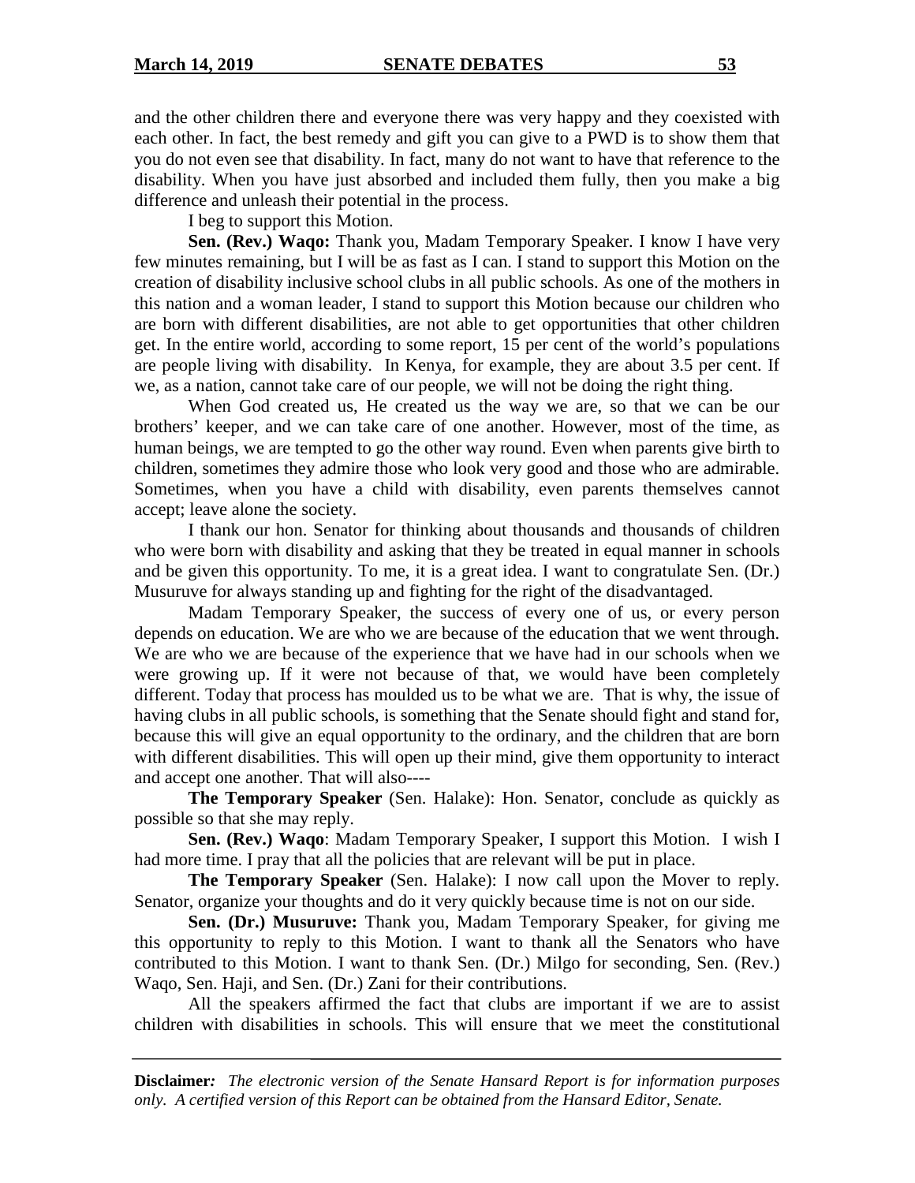and the other children there and everyone there was very happy and they coexisted with each other. In fact, the best remedy and gift you can give to a PWD is to show them that you do not even see that disability. In fact, many do not want to have that reference to the disability. When you have just absorbed and included them fully, then you make a big difference and unleash their potential in the process.

I beg to support this Motion.

**Sen. (Rev.) Waqo:** Thank you, Madam Temporary Speaker. I know I have very few minutes remaining, but I will be as fast as I can. I stand to support this Motion on the creation of disability inclusive school clubs in all public schools. As one of the mothers in this nation and a woman leader, I stand to support this Motion because our children who are born with different disabilities, are not able to get opportunities that other children get. In the entire world, according to some report, 15 per cent of the world's populations are people living with disability. In Kenya, for example, they are about 3.5 per cent. If we, as a nation, cannot take care of our people, we will not be doing the right thing.

When God created us, He created us the way we are, so that we can be our brothers' keeper, and we can take care of one another. However, most of the time, as human beings, we are tempted to go the other way round. Even when parents give birth to children, sometimes they admire those who look very good and those who are admirable. Sometimes, when you have a child with disability, even parents themselves cannot accept; leave alone the society.

I thank our hon. Senator for thinking about thousands and thousands of children who were born with disability and asking that they be treated in equal manner in schools and be given this opportunity. To me, it is a great idea. I want to congratulate Sen. (Dr.) Musuruve for always standing up and fighting for the right of the disadvantaged.

Madam Temporary Speaker, the success of every one of us, or every person depends on education. We are who we are because of the education that we went through. We are who we are because of the experience that we have had in our schools when we were growing up. If it were not because of that, we would have been completely different. Today that process has moulded us to be what we are. That is why, the issue of having clubs in all public schools, is something that the Senate should fight and stand for, because this will give an equal opportunity to the ordinary, and the children that are born with different disabilities. This will open up their mind, give them opportunity to interact and accept one another. That will also----

**The Temporary Speaker** (Sen. Halake): Hon. Senator, conclude as quickly as possible so that she may reply.

**Sen. (Rev.) Waqo**: Madam Temporary Speaker, I support this Motion. I wish I had more time. I pray that all the policies that are relevant will be put in place.

**The Temporary Speaker** (Sen. Halake): I now call upon the Mover to reply. Senator, organize your thoughts and do it very quickly because time is not on our side.

**Sen. (Dr.) Musuruve:** Thank you, Madam Temporary Speaker, for giving me this opportunity to reply to this Motion. I want to thank all the Senators who have contributed to this Motion. I want to thank Sen. (Dr.) Milgo for seconding, Sen. (Rev.) Waqo, Sen. Haji, and Sen. (Dr.) Zani for their contributions.

All the speakers affirmed the fact that clubs are important if we are to assist children with disabilities in schools. This will ensure that we meet the constitutional

**Disclaimer***:* *The electronic version of the Senate Hansard Report is for information purposes only. A certified version of this Report can be obtained from the Hansard Editor, Senate.*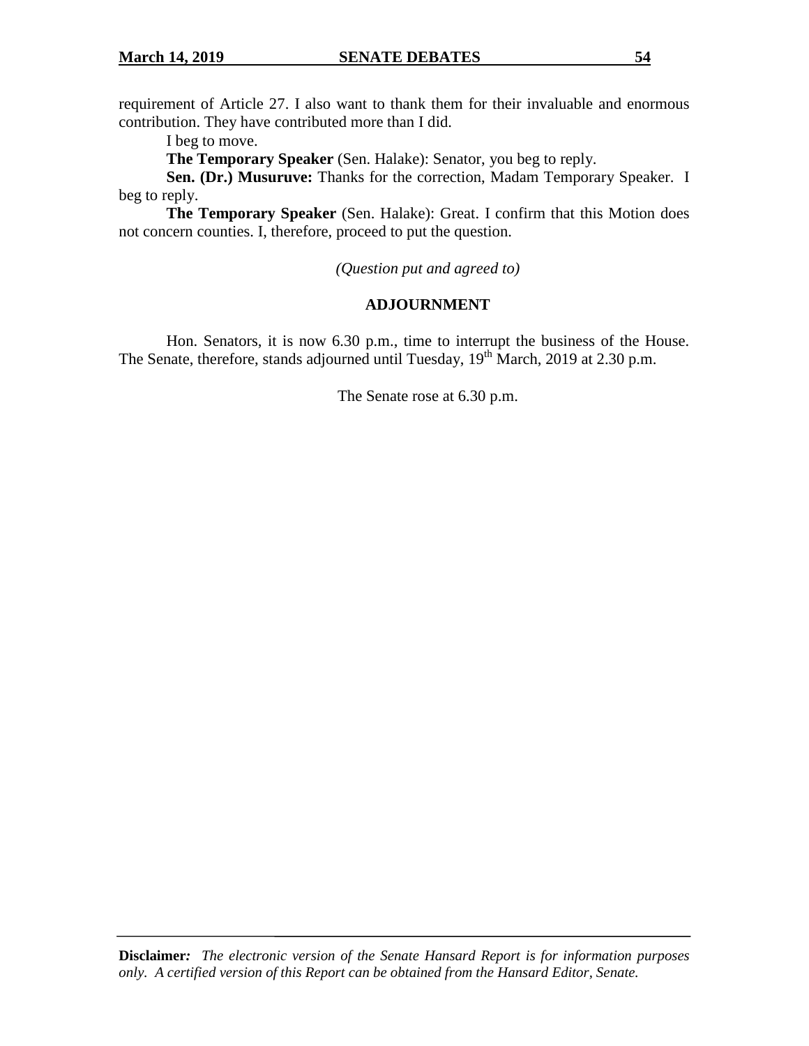requirement of Article 27. I also want to thank them for their invaluable and enormous contribution. They have contributed more than I did.

I beg to move.

**The Temporary Speaker** (Sen. Halake): Senator, you beg to reply.

**Sen. (Dr.) Musuruve:** Thanks for the correction, Madam Temporary Speaker. I beg to reply.

**The Temporary Speaker** (Sen. Halake): Great. I confirm that this Motion does not concern counties. I, therefore, proceed to put the question.

*(Question put and agreed to)*

## ADJOURNMENT

Hon. Senators, it is now 6.30 p.m., time to interrupt the business of the House. The Senate, therefore, stands adjourned until Tuesday, 19th March, 2019 at 2.30 p.m.

The Senate rose at 6.30 p.m.

**Disclaimer:** *The electronic version of the Senate Hansard Report is for information purposes only. A certified version of this Report can be obtained from the Hansard Editor, Senate.*